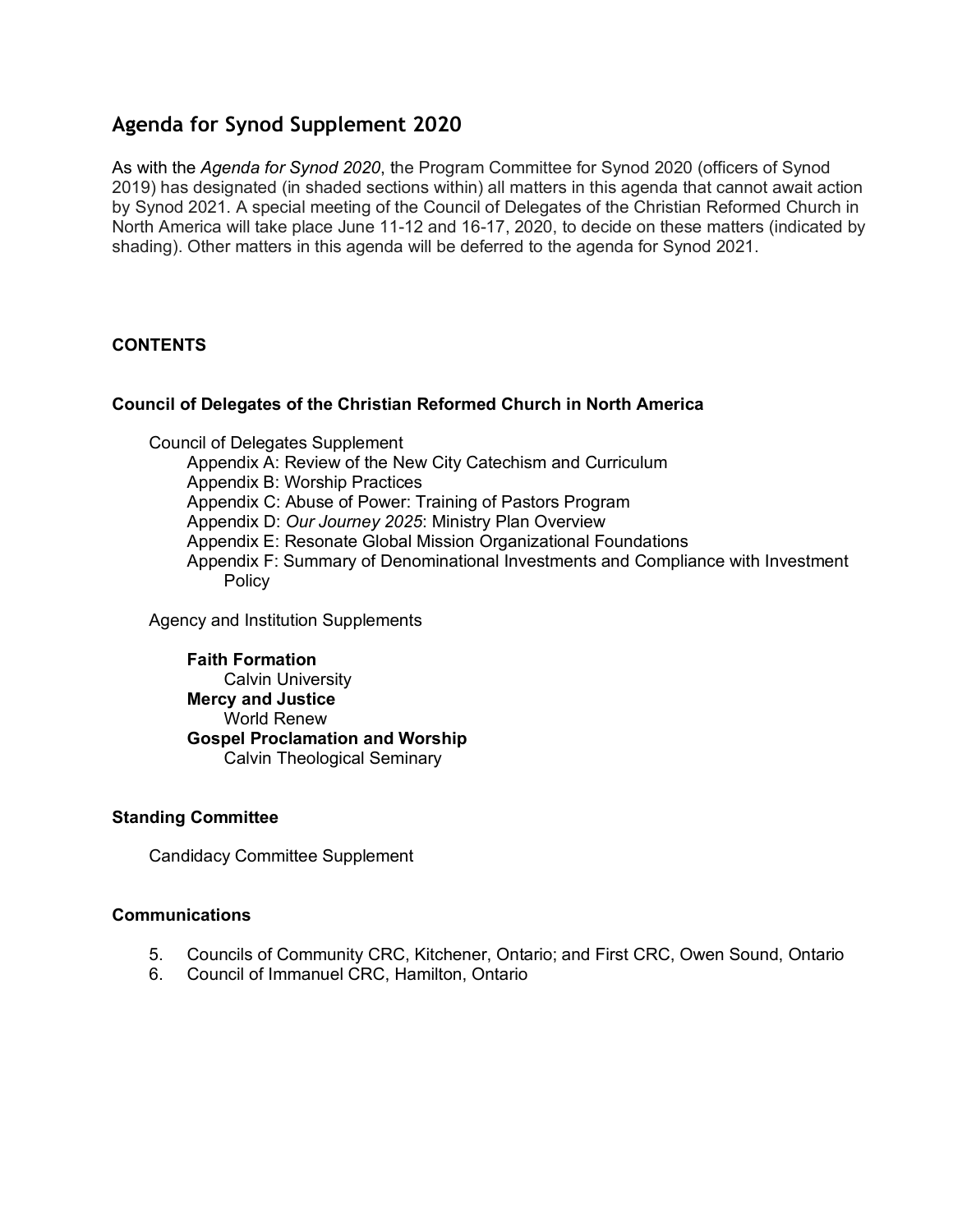# Agenda for Synod Supplement 2020

As with the *Agenda for Synod 2020*, the Program Committee for Synod 2020 (officers of Synod 2019) has designated (in shaded sections within) all matters in this agenda that cannot await action by Synod 2021. A special meeting of the Council of Delegates of the Christian Reformed Church in North America will take place June 11-12 and 16-17, 2020, to decide on these matters (indicated by shading). Other matters in this agenda will be deferred to the agenda for Synod 2021.

## CONTENTS

### Council of Delegates of the Christian Reformed Church in North America

Council of Delegates Supplement

- Appendix A: Review of the New City Catechism and Curriculum
- Appendix B: Worship Practices
- Appendix C: Abuse of Power: Training of Pastors Program
- Appendix D: *Our Journey 2025*: Ministry Plan Overview
- Appendix E: Resonate Global Mission Organizational Foundations
- Appendix F: Summary of Denominational Investments and Compliance with Investment Policy

Agency and Institution Supplements

**Faith Formation**
- Calvin University

**Mercy and Justice**
- World Renew

**Gospel Proclamation and Worship**
- Calvin Theological Seminary

### Standing Committee

Candidacy Committee Supplement

### Communications

5. Councils of Community CRC, Kitchener, Ontario; and First CRC, Owen Sound, Ontario
6. Council of Immanuel CRC, Hamilton, Ontario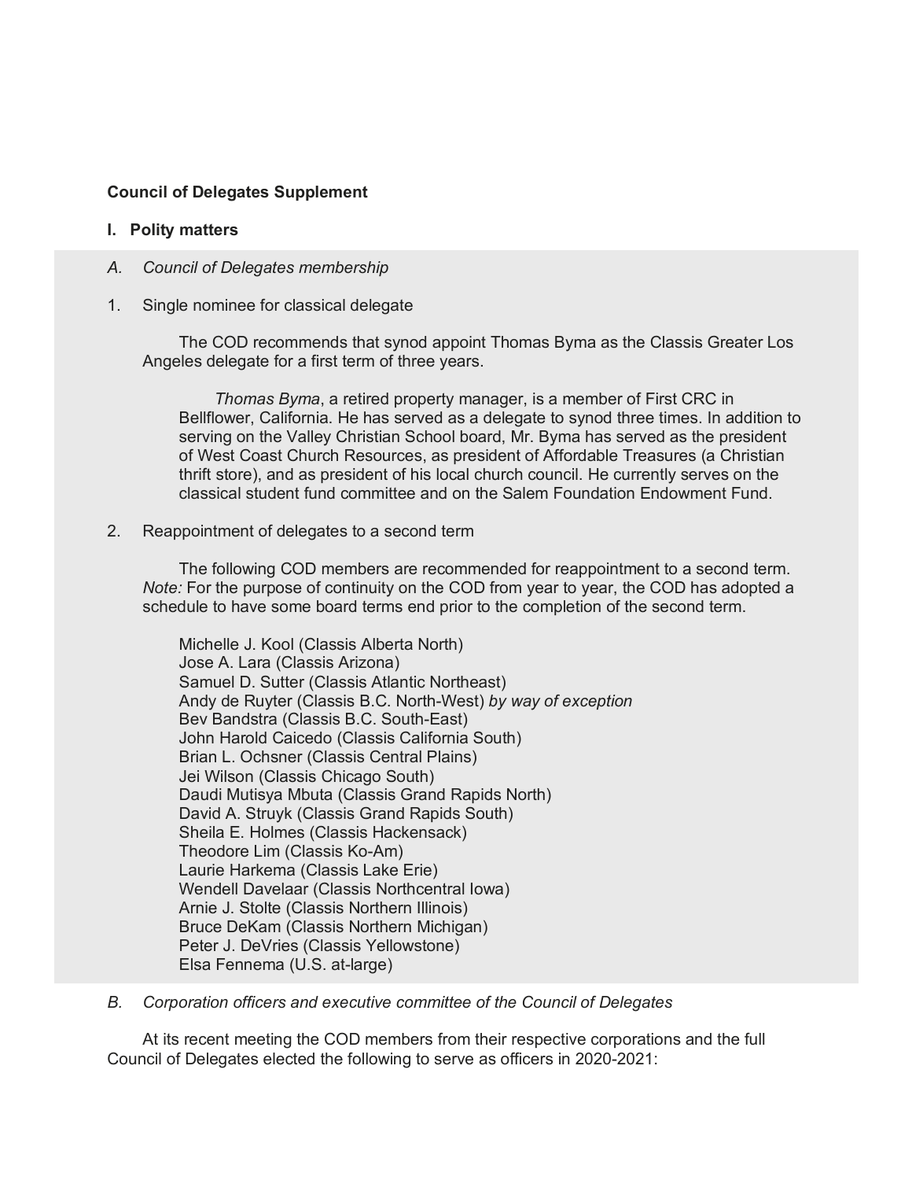**Council of Delegates Supplement**

**I. Polity matters**

*A. Council of Delegates membership*

1. Single nominee for classical delegate

The COD recommends that synod appoint Thomas Byma as the Classis Greater Los Angeles delegate for a first term of three years.

*Thomas Byma*, a retired property manager, is a member of First CRC in Bellflower, California. He has served as a delegate to synod three times. In addition to serving on the Valley Christian School board, Mr. Byma has served as the president of West Coast Church Resources, as president of Affordable Treasures (a Christian thrift store), and as president of his local church council. He currently serves on the classical student fund committee and on the Salem Foundation Endowment Fund.

2. Reappointment of delegates to a second term

The following COD members are recommended for reappointment to a second term. *Note:* For the purpose of continuity on the COD from year to year, the COD has adopted a schedule to have some board terms end prior to the completion of the second term.

Michelle J. Kool (Classis Alberta North)
Jose A. Lara (Classis Arizona)
Samuel D. Sutter (Classis Atlantic Northeast)
Andy de Ruyter (Classis B.C. North-West) *by way of exception*
Bev Bandstra (Classis B.C. South-East)
John Harold Caicedo (Classis California South)
Brian L. Ochsner (Classis Central Plains)
Jei Wilson (Classis Chicago South)
Daudi Mutisya Mbuta (Classis Grand Rapids North)
David A. Struyk (Classis Grand Rapids South)
Sheila E. Holmes (Classis Hackensack)
Theodore Lim (Classis Ko-Am)
Laurie Harkema (Classis Lake Erie)
Wendell Davelaar (Classis Northcentral Iowa)
Arnie J. Stolte (Classis Northern Illinois)
Bruce DeKam (Classis Northern Michigan)
Peter J. DeVries (Classis Yellowstone)
Elsa Fennema (U.S. at-large)

*B. Corporation officers and executive committee of the Council of Delegates*

At its recent meeting the COD members from their respective corporations and the full Council of Delegates elected the following to serve as officers in 2020-2021: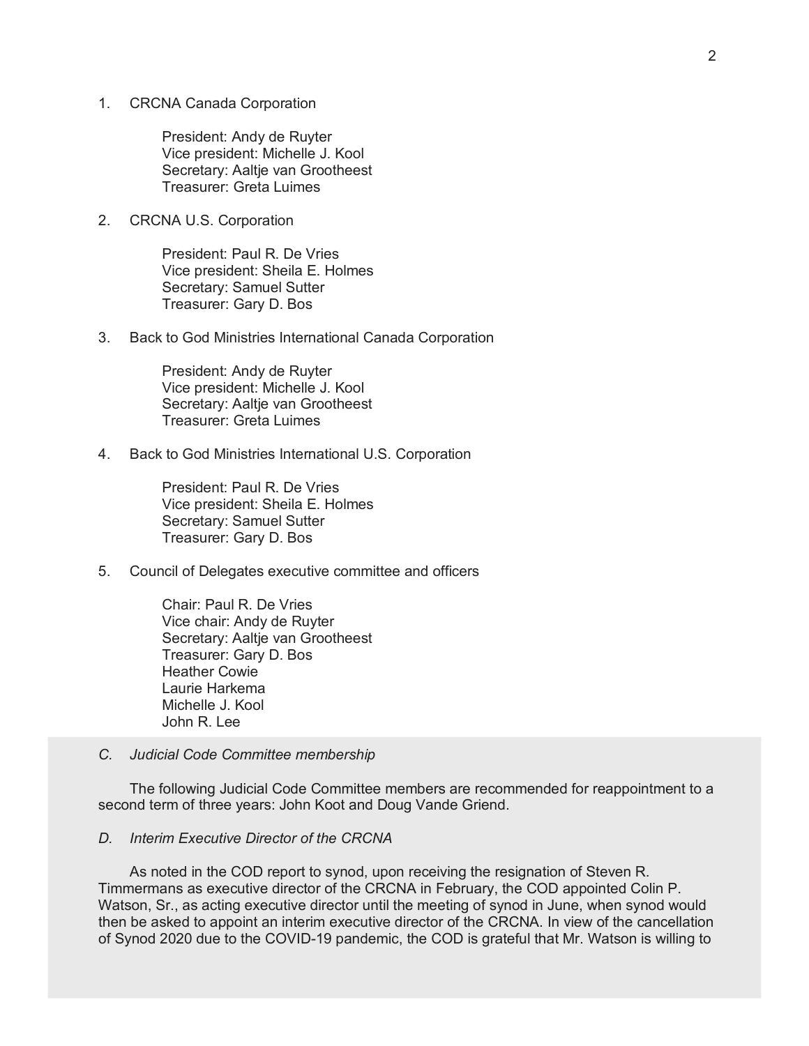1. CRCNA Canada Corporation

   President: Andy de Ruyter
   Vice president: Michelle J. Kool
   Secretary: Aaltje van Grootheest
   Treasurer: Greta Luimes

2. CRCNA U.S. Corporation

   President: Paul R. De Vries
   Vice president: Sheila E. Holmes
   Secretary: Samuel Sutter
   Treasurer: Gary D. Bos

3. Back to God Ministries International Canada Corporation

   President: Andy de Ruyter
   Vice president: Michelle J. Kool
   Secretary: Aaltje van Grootheest
   Treasurer: Greta Luimes

4. Back to God Ministries International U.S. Corporation

   President: Paul R. De Vries
   Vice president: Sheila E. Holmes
   Secretary: Samuel Sutter
   Treasurer: Gary D. Bos

5. Council of Delegates executive committee and officers

   Chair: Paul R. De Vries
   Vice chair: Andy de Ruyter
   Secretary: Aaltje van Grootheest
   Treasurer: Gary D. Bos
   Heather Cowie
   Laurie Harkema
   Michelle J. Kool
   John R. Lee

*C. Judicial Code Committee membership*

The following Judicial Code Committee members are recommended for reappointment to a second term of three years: John Koot and Doug Vande Griend.

*D. Interim Executive Director of the CRCNA*

As noted in the COD report to synod, upon receiving the resignation of Steven R. Timmermans as executive director of the CRCNA in February, the COD appointed Colin P. Watson, Sr., as acting executive director until the meeting of synod in June, when synod would then be asked to appoint an interim executive director of the CRCNA. In view of the cancellation of Synod 2020 due to the COVID-19 pandemic, the COD is grateful that Mr. Watson is willing to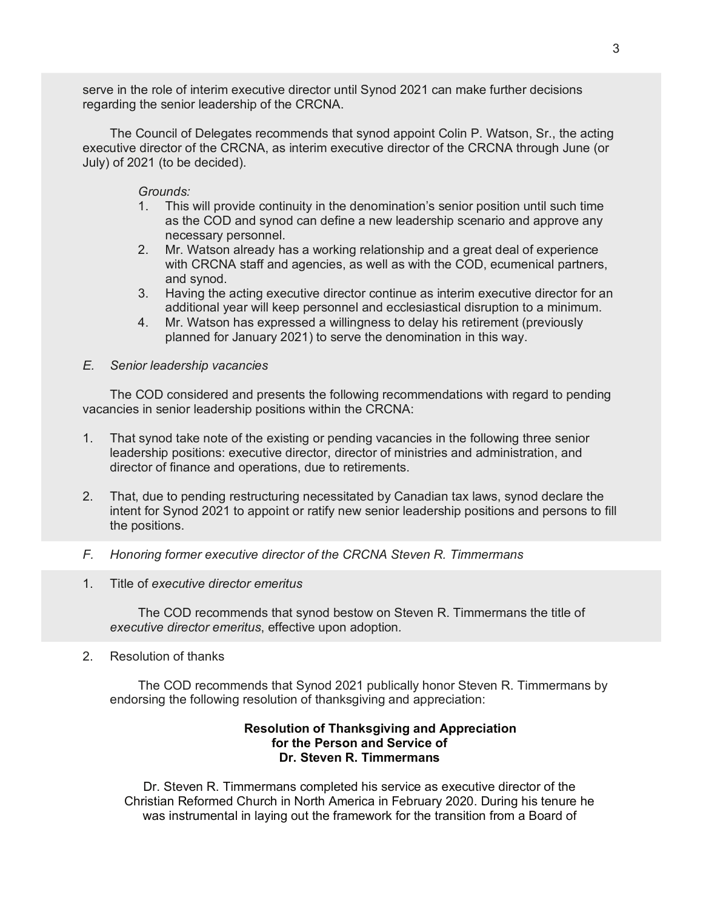serve in the role of interim executive director until Synod 2021 can make further decisions regarding the senior leadership of the CRCNA.

The Council of Delegates recommends that synod appoint Colin P. Watson, Sr., the acting executive director of the CRCNA, as interim executive director of the CRCNA through June (or July) of 2021 (to be decided).

*Grounds:*

1. This will provide continuity in the denomination's senior position until such time as the COD and synod can define a new leadership scenario and approve any necessary personnel.
2. Mr. Watson already has a working relationship and a great deal of experience with CRCNA staff and agencies, as well as with the COD, ecumenical partners, and synod.
3. Having the acting executive director continue as interim executive director for an additional year will keep personnel and ecclesiastical disruption to a minimum.
4. Mr. Watson has expressed a willingness to delay his retirement (previously planned for January 2021) to serve the denomination in this way.

*E. Senior leadership vacancies*

The COD considered and presents the following recommendations with regard to pending vacancies in senior leadership positions within the CRCNA:

1. That synod take note of the existing or pending vacancies in the following three senior leadership positions: executive director, director of ministries and administration, and director of finance and operations, due to retirements.

2. That, due to pending restructuring necessitated by Canadian tax laws, synod declare the intent for Synod 2021 to appoint or ratify new senior leadership positions and persons to fill the positions.

*F. Honoring former executive director of the CRCNA Steven R. Timmermans*

1. Title of *executive director emeritus*

   The COD recommends that synod bestow on Steven R. Timmermans the title of *executive director emeritus*, effective upon adoption.

2. Resolution of thanks

   The COD recommends that Synod 2021 publically honor Steven R. Timmermans by endorsing the following resolution of thanksgiving and appreciation:

**Resolution of Thanksgiving and Appreciation for the Person and Service of Dr. Steven R. Timmermans**

Dr. Steven R. Timmermans completed his service as executive director of the Christian Reformed Church in North America in February 2020. During his tenure he was instrumental in laying out the framework for the transition from a Board of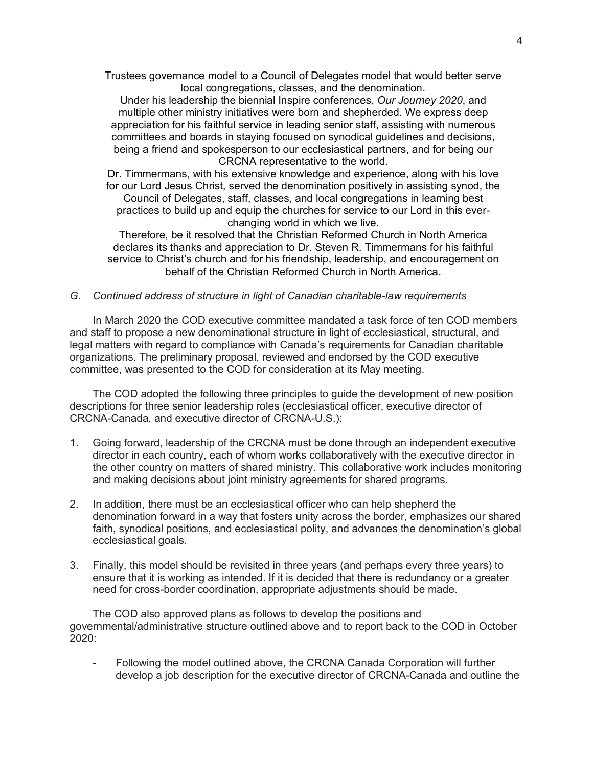Trustees governance model to a Council of Delegates model that would better serve local congregations, classes, and the denomination.

Under his leadership the biennial Inspire conferences, *Our Journey 2020*, and multiple other ministry initiatives were born and shepherded. We express deep appreciation for his faithful service in leading senior staff, assisting with numerous committees and boards in staying focused on synodical guidelines and decisions, being a friend and spokesperson to our ecclesiastical partners, and for being our CRCNA representative to the world.

Dr. Timmermans, with his extensive knowledge and experience, along with his love for our Lord Jesus Christ, served the denomination positively in assisting synod, the Council of Delegates, staff, classes, and local congregations in learning best practices to build up and equip the churches for service to our Lord in this ever-changing world in which we live.

Therefore, be it resolved that the Christian Reformed Church in North America declares its thanks and appreciation to Dr. Steven R. Timmermans for his faithful service to Christ's church and for his friendship, leadership, and encouragement on behalf of the Christian Reformed Church in North America.

*G. Continued address of structure in light of Canadian charitable-law requirements*

In March 2020 the COD executive committee mandated a task force of ten COD members and staff to propose a new denominational structure in light of ecclesiastical, structural, and legal matters with regard to compliance with Canada's requirements for Canadian charitable organizations. The preliminary proposal, reviewed and endorsed by the COD executive committee, was presented to the COD for consideration at its May meeting.

The COD adopted the following three principles to guide the development of new position descriptions for three senior leadership roles (ecclesiastical officer, executive director of CRCNA-Canada, and executive director of CRCNA-U.S.):

1. Going forward, leadership of the CRCNA must be done through an independent executive director in each country, each of whom works collaboratively with the executive director in the other country on matters of shared ministry. This collaborative work includes monitoring and making decisions about joint ministry agreements for shared programs.

2. In addition, there must be an ecclesiastical officer who can help shepherd the denomination forward in a way that fosters unity across the border, emphasizes our shared faith, synodical positions, and ecclesiastical polity, and advances the denomination's global ecclesiastical goals.

3. Finally, this model should be revisited in three years (and perhaps every three years) to ensure that it is working as intended. If it is decided that there is redundancy or a greater need for cross-border coordination, appropriate adjustments should be made.

The COD also approved plans as follows to develop the positions and governmental/administrative structure outlined above and to report back to the COD in October 2020:

- Following the model outlined above, the CRCNA Canada Corporation will further develop a job description for the executive director of CRCNA-Canada and outline the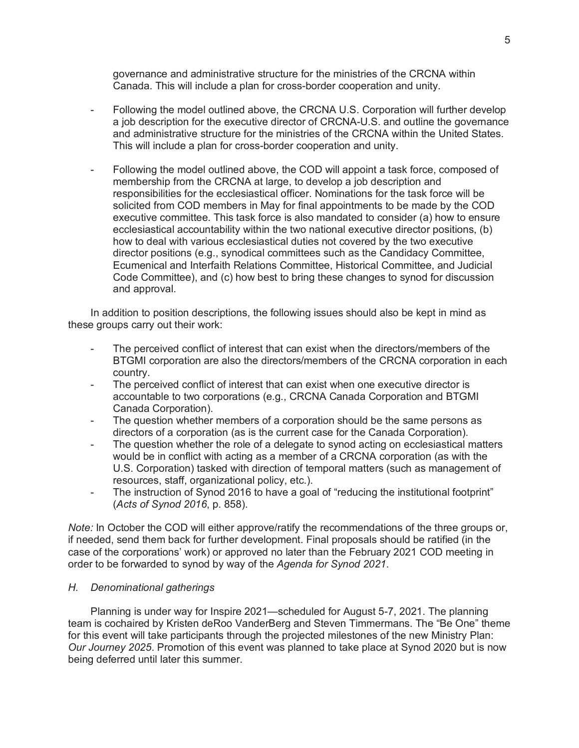governance and administrative structure for the ministries of the CRCNA within Canada. This will include a plan for cross-border cooperation and unity.

- Following the model outlined above, the CRCNA U.S. Corporation will further develop a job description for the executive director of CRCNA-U.S. and outline the governance and administrative structure for the ministries of the CRCNA within the United States. This will include a plan for cross-border cooperation and unity.

- Following the model outlined above, the COD will appoint a task force, composed of membership from the CRCNA at large, to develop a job description and responsibilities for the ecclesiastical officer. Nominations for the task force will be solicited from COD members in May for final appointments to be made by the COD executive committee. This task force is also mandated to consider (a) how to ensure ecclesiastical accountability within the two national executive director positions, (b) how to deal with various ecclesiastical duties not covered by the two executive director positions (e.g., synodical committees such as the Candidacy Committee, Ecumenical and Interfaith Relations Committee, Historical Committee, and Judicial Code Committee), and (c) how best to bring these changes to synod for discussion and approval.

In addition to position descriptions, the following issues should also be kept in mind as these groups carry out their work:

- The perceived conflict of interest that can exist when the directors/members of the BTGMI corporation are also the directors/members of the CRCNA corporation in each country.
- The perceived conflict of interest that can exist when one executive director is accountable to two corporations (e.g., CRCNA Canada Corporation and BTGMI Canada Corporation).
- The question whether members of a corporation should be the same persons as directors of a corporation (as is the current case for the Canada Corporation).
- The question whether the role of a delegate to synod acting on ecclesiastical matters would be in conflict with acting as a member of a CRCNA corporation (as with the U.S. Corporation) tasked with direction of temporal matters (such as management of resources, staff, organizational policy, etc.).
- The instruction of Synod 2016 to have a goal of "reducing the institutional footprint" (*Acts of Synod 2016*, p. 858).

*Note:* In October the COD will either approve/ratify the recommendations of the three groups or, if needed, send them back for further development. Final proposals should be ratified (in the case of the corporations' work) or approved no later than the February 2021 COD meeting in order to be forwarded to synod by way of the *Agenda for Synod 2021*.

*H. Denominational gatherings*

Planning is under way for Inspire 2021—scheduled for August 5-7, 2021. The planning team is cochaired by Kristen deRoo VanderBerg and Steven Timmermans. The "Be One" theme for this event will take participants through the projected milestones of the new Ministry Plan: *Our Journey 2025*. Promotion of this event was planned to take place at Synod 2020 but is now being deferred until later this summer.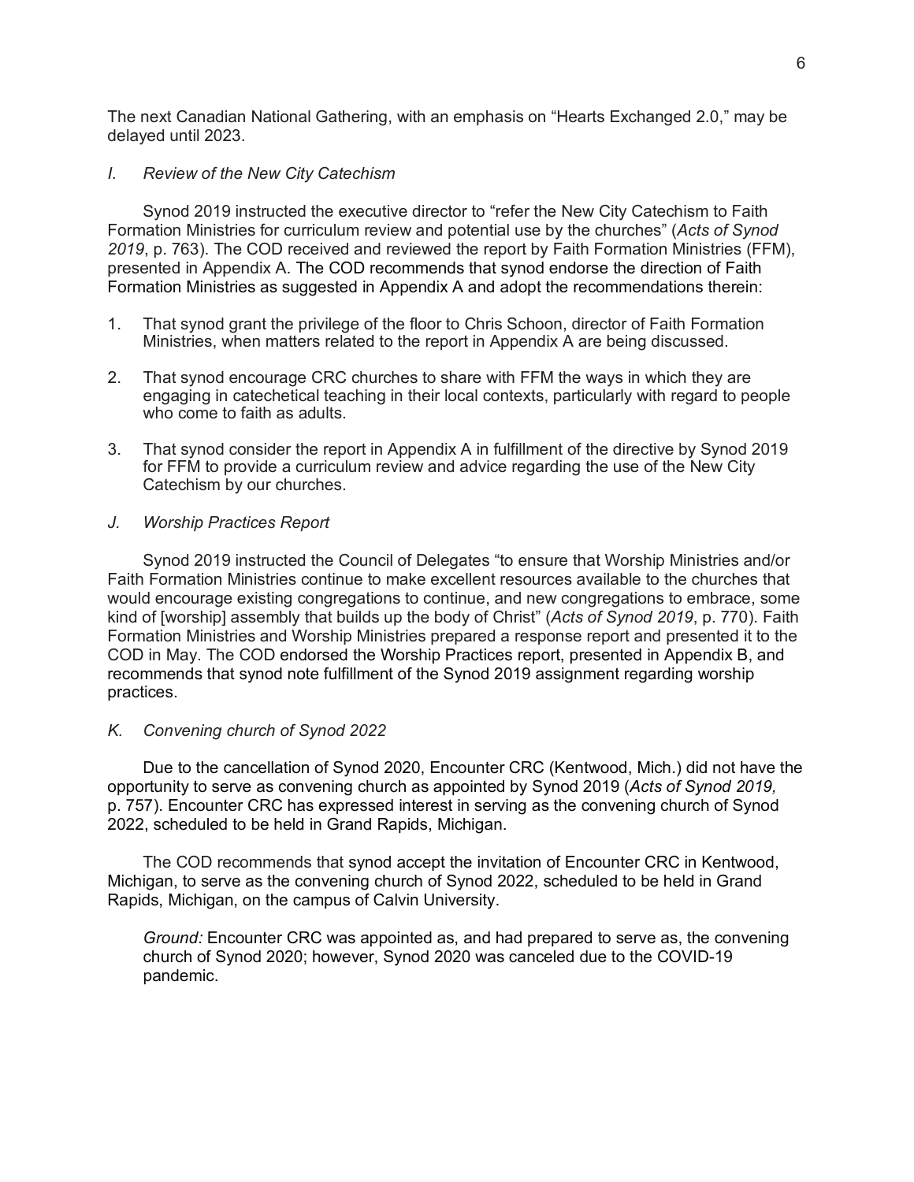The next Canadian National Gathering, with an emphasis on “Hearts Exchanged 2.0,” may be delayed until 2023.

### *I. Review of the New City Catechism*

Synod 2019 instructed the executive director to “refer the New City Catechism to Faith Formation Ministries for curriculum review and potential use by the churches” (*Acts of Synod 2019*, p. 763). The COD received and reviewed the report by Faith Formation Ministries (FFM), presented in Appendix A. The COD recommends that synod endorse the direction of Faith Formation Ministries as suggested in Appendix A and adopt the recommendations therein:

1. That synod grant the privilege of the floor to Chris Schoon, director of Faith Formation Ministries, when matters related to the report in Appendix A are being discussed.

2. That synod encourage CRC churches to share with FFM the ways in which they are engaging in catechetical teaching in their local contexts, particularly with regard to people who come to faith as adults.

3. That synod consider the report in Appendix A in fulfillment of the directive by Synod 2019 for FFM to provide a curriculum review and advice regarding the use of the New City Catechism by our churches.

### *J. Worship Practices Report*

Synod 2019 instructed the Council of Delegates “to ensure that Worship Ministries and/or Faith Formation Ministries continue to make excellent resources available to the churches that would encourage existing congregations to continue, and new congregations to embrace, some kind of [worship] assembly that builds up the body of Christ” (*Acts of Synod 2019*, p. 770). Faith Formation Ministries and Worship Ministries prepared a response report and presented it to the COD in May. The COD endorsed the Worship Practices report, presented in Appendix B, and recommends that synod note fulfillment of the Synod 2019 assignment regarding worship practices.

### *K. Convening church of Synod 2022*

Due to the cancellation of Synod 2020, Encounter CRC (Kentwood, Mich.) did not have the opportunity to serve as convening church as appointed by Synod 2019 (*Acts of Synod 2019,* p. 757). Encounter CRC has expressed interest in serving as the convening church of Synod 2022, scheduled to be held in Grand Rapids, Michigan.

The COD recommends that synod accept the invitation of Encounter CRC in Kentwood, Michigan, to serve as the convening church of Synod 2022, scheduled to be held in Grand Rapids, Michigan, on the campus of Calvin University.

*Ground:* Encounter CRC was appointed as, and had prepared to serve as, the convening church of Synod 2020; however, Synod 2020 was canceled due to the COVID-19 pandemic.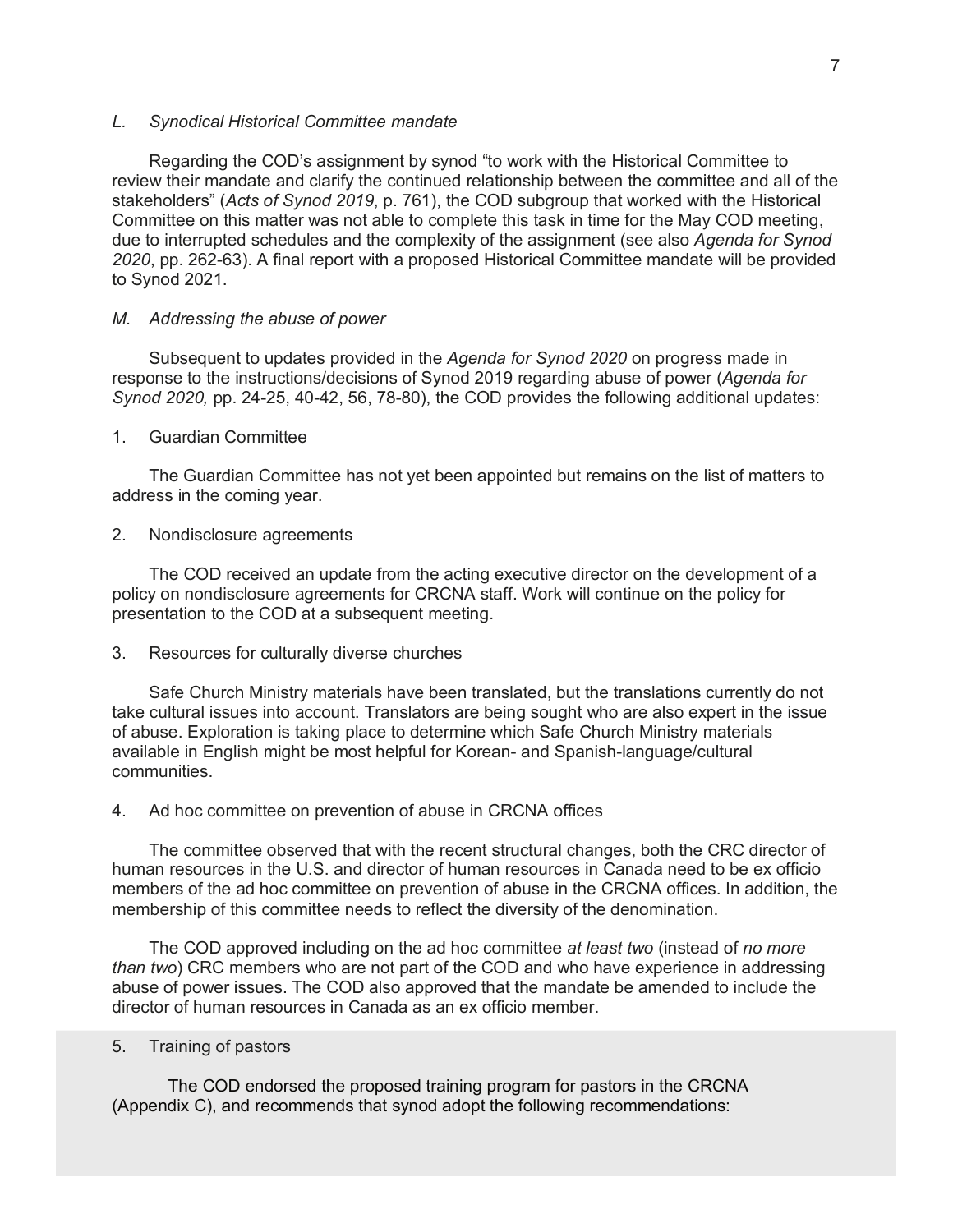*L. Synodical Historical Committee mandate*

Regarding the COD's assignment by synod "to work with the Historical Committee to review their mandate and clarify the continued relationship between the committee and all of the stakeholders" (*Acts of Synod 2019*, p. 761), the COD subgroup that worked with the Historical Committee on this matter was not able to complete this task in time for the May COD meeting, due to interrupted schedules and the complexity of the assignment (see also *Agenda for Synod 2020*, pp. 262-63). A final report with a proposed Historical Committee mandate will be provided to Synod 2021.

*M. Addressing the abuse of power*

Subsequent to updates provided in the *Agenda for Synod 2020* on progress made in response to the instructions/decisions of Synod 2019 regarding abuse of power (*Agenda for Synod 2020,* pp. 24-25, 40-42, 56, 78-80), the COD provides the following additional updates:

1. Guardian Committee

The Guardian Committee has not yet been appointed but remains on the list of matters to address in the coming year.

2. Nondisclosure agreements

The COD received an update from the acting executive director on the development of a policy on nondisclosure agreements for CRCNA staff. Work will continue on the policy for presentation to the COD at a subsequent meeting.

3. Resources for culturally diverse churches

Safe Church Ministry materials have been translated, but the translations currently do not take cultural issues into account. Translators are being sought who are also expert in the issue of abuse. Exploration is taking place to determine which Safe Church Ministry materials available in English might be most helpful for Korean- and Spanish-language/cultural communities.

4. Ad hoc committee on prevention of abuse in CRCNA offices

The committee observed that with the recent structural changes, both the CRC director of human resources in the U.S. and director of human resources in Canada need to be ex officio members of the ad hoc committee on prevention of abuse in the CRCNA offices. In addition, the membership of this committee needs to reflect the diversity of the denomination.

The COD approved including on the ad hoc committee *at least two* (instead of *no more than two*) CRC members who are not part of the COD and who have experience in addressing abuse of power issues. The COD also approved that the mandate be amended to include the director of human resources in Canada as an ex officio member.

5. Training of pastors

The COD endorsed the proposed training program for pastors in the CRCNA (Appendix C), and recommends that synod adopt the following recommendations: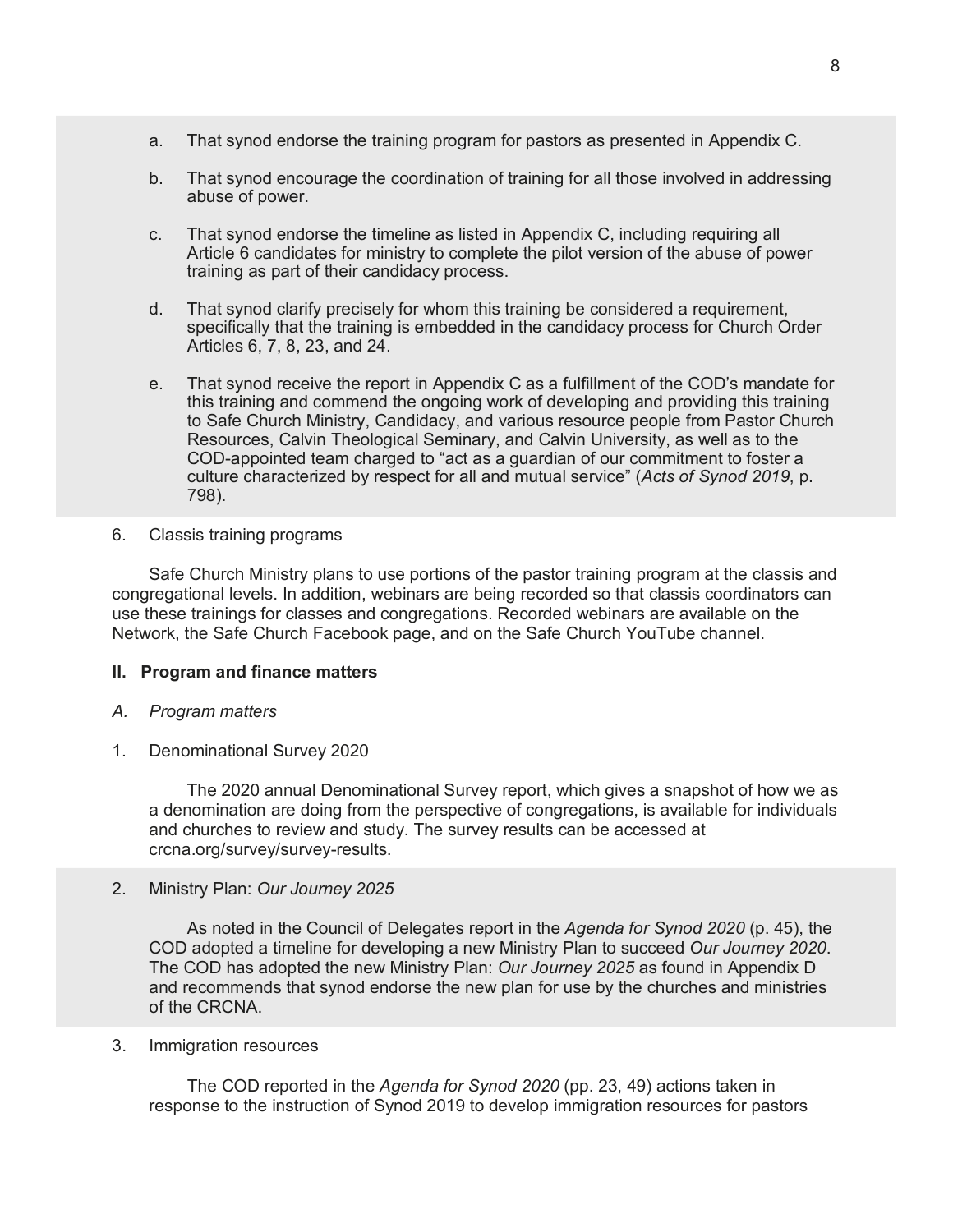a. That synod endorse the training program for pastors as presented in Appendix C.

b. That synod encourage the coordination of training for all those involved in addressing abuse of power.

c. That synod endorse the timeline as listed in Appendix C, including requiring all Article 6 candidates for ministry to complete the pilot version of the abuse of power training as part of their candidacy process.

d. That synod clarify precisely for whom this training be considered a requirement, specifically that the training is embedded in the candidacy process for Church Order Articles 6, 7, 8, 23, and 24.

e. That synod receive the report in Appendix C as a fulfillment of the COD's mandate for this training and commend the ongoing work of developing and providing this training to Safe Church Ministry, Candidacy, and various resource people from Pastor Church Resources, Calvin Theological Seminary, and Calvin University, as well as to the COD-appointed team charged to "act as a guardian of our commitment to foster a culture characterized by respect for all and mutual service" (*Acts of Synod 2019*, p. 798).

6. Classis training programs

Safe Church Ministry plans to use portions of the pastor training program at the classis and congregational levels. In addition, webinars are being recorded so that classis coordinators can use these trainings for classes and congregations. Recorded webinars are available on the Network, the Safe Church Facebook page, and on the Safe Church YouTube channel.

**II. Program and finance matters**

*A. Program matters*

1. Denominational Survey 2020

The 2020 annual Denominational Survey report, which gives a snapshot of how we as a denomination are doing from the perspective of congregations, is available for individuals and churches to review and study. The survey results can be accessed at crcna.org/survey/survey-results.

2. Ministry Plan: *Our Journey 2025*

As noted in the Council of Delegates report in the *Agenda for Synod 2020* (p. 45), the COD adopted a timeline for developing a new Ministry Plan to succeed *Our Journey 2020*. The COD has adopted the new Ministry Plan: *Our Journey 2025* as found in Appendix D and recommends that synod endorse the new plan for use by the churches and ministries of the CRCNA.

3. Immigration resources

The COD reported in the *Agenda for Synod 2020* (pp. 23, 49) actions taken in response to the instruction of Synod 2019 to develop immigration resources for pastors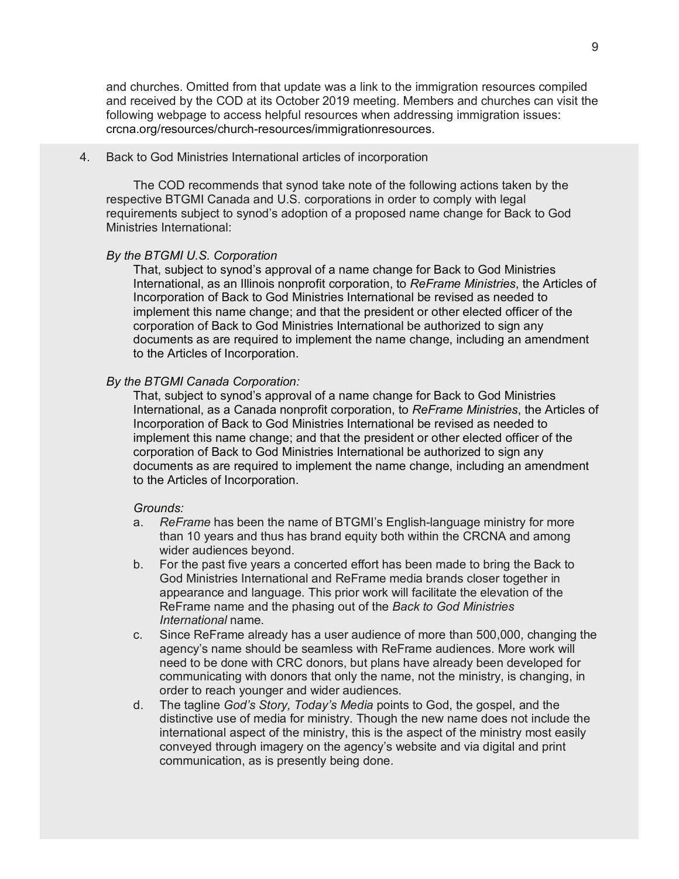and churches. Omitted from that update was a link to the immigration resources compiled and received by the COD at its October 2019 meeting. Members and churches can visit the following webpage to access helpful resources when addressing immigration issues: crcna.org/resources/church-resources/immigrationresources.

4. Back to God Ministries International articles of incorporation

The COD recommends that synod take note of the following actions taken by the respective BTGMI Canada and U.S. corporations in order to comply with legal requirements subject to synod's adoption of a proposed name change for Back to God Ministries International:

*By the BTGMI U.S. Corporation*

That, subject to synod's approval of a name change for Back to God Ministries International, as an Illinois nonprofit corporation, to *ReFrame Ministries*, the Articles of Incorporation of Back to God Ministries International be revised as needed to implement this name change; and that the president or other elected officer of the corporation of Back to God Ministries International be authorized to sign any documents as are required to implement the name change, including an amendment to the Articles of Incorporation.

*By the BTGMI Canada Corporation:*

That, subject to synod's approval of a name change for Back to God Ministries International, as a Canada nonprofit corporation, to *ReFrame Ministries*, the Articles of Incorporation of Back to God Ministries International be revised as needed to implement this name change; and that the president or other elected officer of the corporation of Back to God Ministries International be authorized to sign any documents as are required to implement the name change, including an amendment to the Articles of Incorporation.

*Grounds:*

a. *ReFrame* has been the name of BTGMI's English-language ministry for more than 10 years and thus has brand equity both within the CRCNA and among wider audiences beyond.
b. For the past five years a concerted effort has been made to bring the Back to God Ministries International and ReFrame media brands closer together in appearance and language. This prior work will facilitate the elevation of the ReFrame name and the phasing out of the *Back to God Ministries International* name.
c. Since ReFrame already has a user audience of more than 500,000, changing the agency's name should be seamless with ReFrame audiences. More work will need to be done with CRC donors, but plans have already been developed for communicating with donors that only the name, not the ministry, is changing, in order to reach younger and wider audiences.
d. The tagline *God's Story, Today's Media* points to God, the gospel, and the distinctive use of media for ministry. Though the new name does not include the international aspect of the ministry, this is the aspect of the ministry most easily conveyed through imagery on the agency's website and via digital and print communication, as is presently being done.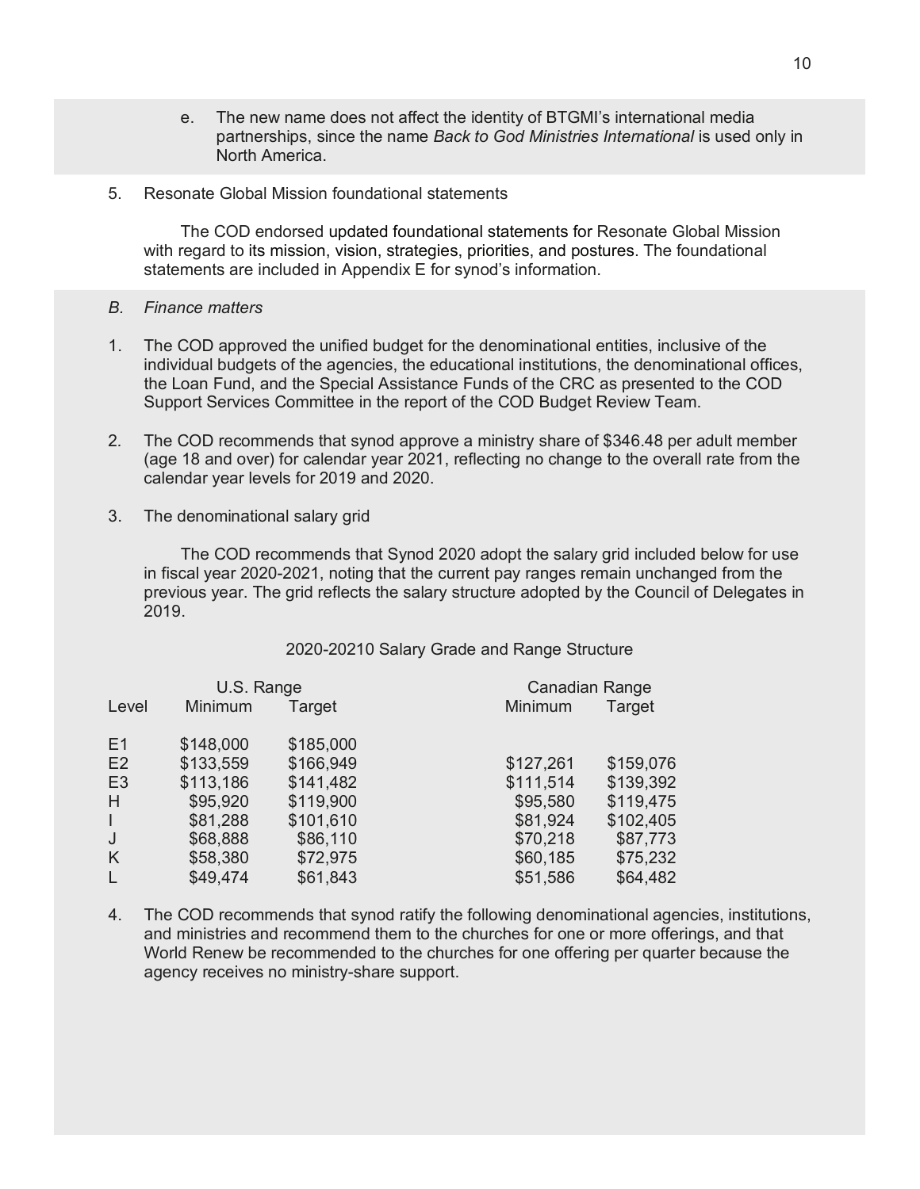e. The new name does not affect the identity of BTGMI's international media partnerships, since the name *Back to God Ministries International* is used only in North America.

5. Resonate Global Mission foundational statements

The COD endorsed updated foundational statements for Resonate Global Mission with regard to its mission, vision, strategies, priorities, and postures. The foundational statements are included in Appendix E for synod's information.

*B. Finance matters*

1. The COD approved the unified budget for the denominational entities, inclusive of the individual budgets of the agencies, the educational institutions, the denominational offices, the Loan Fund, and the Special Assistance Funds of the CRC as presented to the COD Support Services Committee in the report of the COD Budget Review Team.

2. The COD recommends that synod approve a ministry share of $346.48 per adult member (age 18 and over) for calendar year 2021, reflecting no change to the overall rate from the calendar year levels for 2019 and 2020.

3. The denominational salary grid

The COD recommends that Synod 2020 adopt the salary grid included below for use in fiscal year 2020-2021, noting that the current pay ranges remain unchanged from the previous year. The grid reflects the salary structure adopted by the Council of Delegates in 2019.

2020-20210 Salary Grade and Range Structure

| | U.S. Range | | Canadian Range | |
|---|---|---|---|---|
| Level | Minimum | Target | Minimum | Target |
| E1 | $148,000 | $185,000 | | |
| E2 | $133,559 | $166,949 | $127,261 | $159,076 |
| E3 | $113,186 | $141,482 | $111,514 | $139,392 |
| H | $95,920 | $119,900 | $95,580 | $119,475 |
| I | $81,288 | $101,610 | $81,924 | $102,405 |
| J | $68,888 | $86,110 | $70,218 | $87,773 |
| K | $58,380 | $72,975 | $60,185 | $75,232 |
| L | $49,474 | $61,843 | $51,586 | $64,482 |

4. The COD recommends that synod ratify the following denominational agencies, institutions, and ministries and recommend them to the churches for one or more offerings, and that World Renew be recommended to the churches for one offering per quarter because the agency receives no ministry-share support.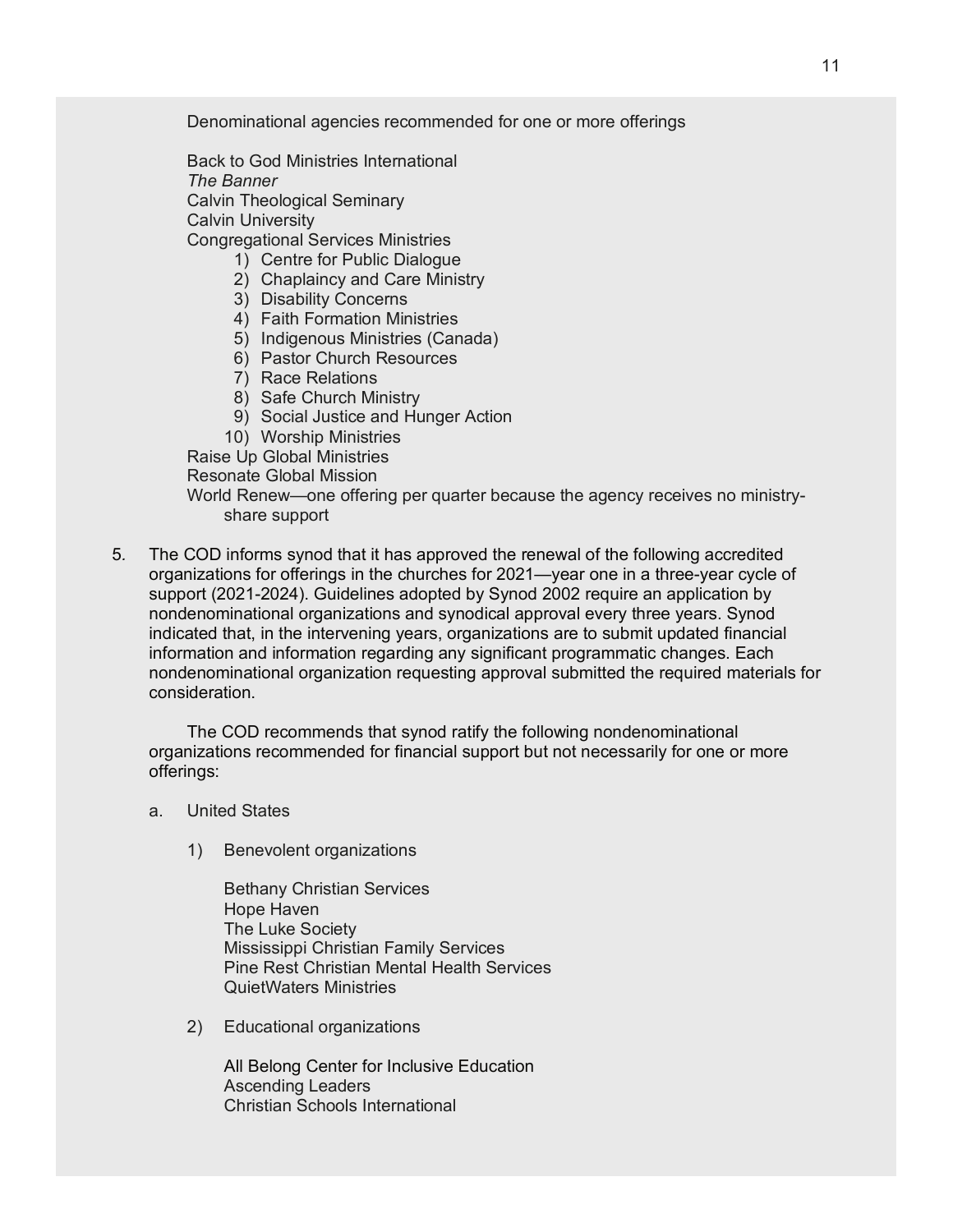Denominational agencies recommended for one or more offerings

Back to God Ministries International
*The Banner*
Calvin Theological Seminary
Calvin University
Congregational Services Ministries

1) Centre for Public Dialogue
2) Chaplaincy and Care Ministry
3) Disability Concerns
4) Faith Formation Ministries
5) Indigenous Ministries (Canada)
6) Pastor Church Resources
7) Race Relations
8) Safe Church Ministry
9) Social Justice and Hunger Action
10) Worship Ministries

Raise Up Global Ministries
Resonate Global Mission
World Renew—one offering per quarter because the agency receives no ministry-share support

5. The COD informs synod that it has approved the renewal of the following accredited organizations for offerings in the churches for 2021—year one in a three-year cycle of support (2021-2024). Guidelines adopted by Synod 2002 require an application by nondenominational organizations and synodical approval every three years. Synod indicated that, in the intervening years, organizations are to submit updated financial information and information regarding any significant programmatic changes. Each nondenominational organization requesting approval submitted the required materials for consideration.

   The COD recommends that synod ratify the following nondenominational organizations recommended for financial support but not necessarily for one or more offerings:

   a. United States

      1) Benevolent organizations

         Bethany Christian Services
         Hope Haven
         The Luke Society
         Mississippi Christian Family Services
         Pine Rest Christian Mental Health Services
         QuietWaters Ministries

      2) Educational organizations

         All Belong Center for Inclusive Education
         Ascending Leaders
         Christian Schools International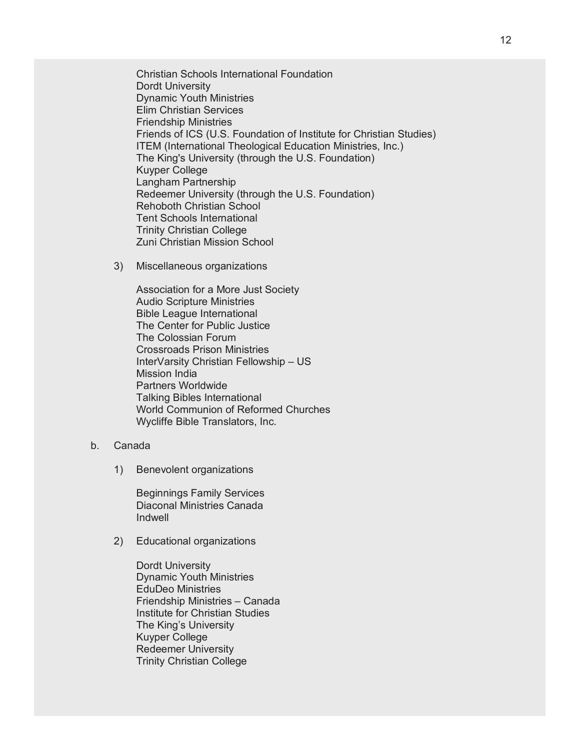Christian Schools International Foundation
Dordt University
Dynamic Youth Ministries
Elim Christian Services
Friendship Ministries
Friends of ICS (U.S. Foundation of Institute for Christian Studies)
ITEM (International Theological Education Ministries, Inc.)
The King's University (through the U.S. Foundation)
Kuyper College
Langham Partnership
Redeemer University (through the U.S. Foundation)
Rehoboth Christian School
Tent Schools International
Trinity Christian College
Zuni Christian Mission School

3) Miscellaneous organizations

Association for a More Just Society
Audio Scripture Ministries
Bible League International
The Center for Public Justice
The Colossian Forum
Crossroads Prison Ministries
InterVarsity Christian Fellowship – US
Mission India
Partners Worldwide
Talking Bibles International
World Communion of Reformed Churches
Wycliffe Bible Translators, Inc.

b. Canada

1) Benevolent organizations

Beginnings Family Services
Diaconal Ministries Canada
Indwell

2) Educational organizations

Dordt University
Dynamic Youth Ministries
EduDeo Ministries
Friendship Ministries – Canada
Institute for Christian Studies
The King's University
Kuyper College
Redeemer University
Trinity Christian College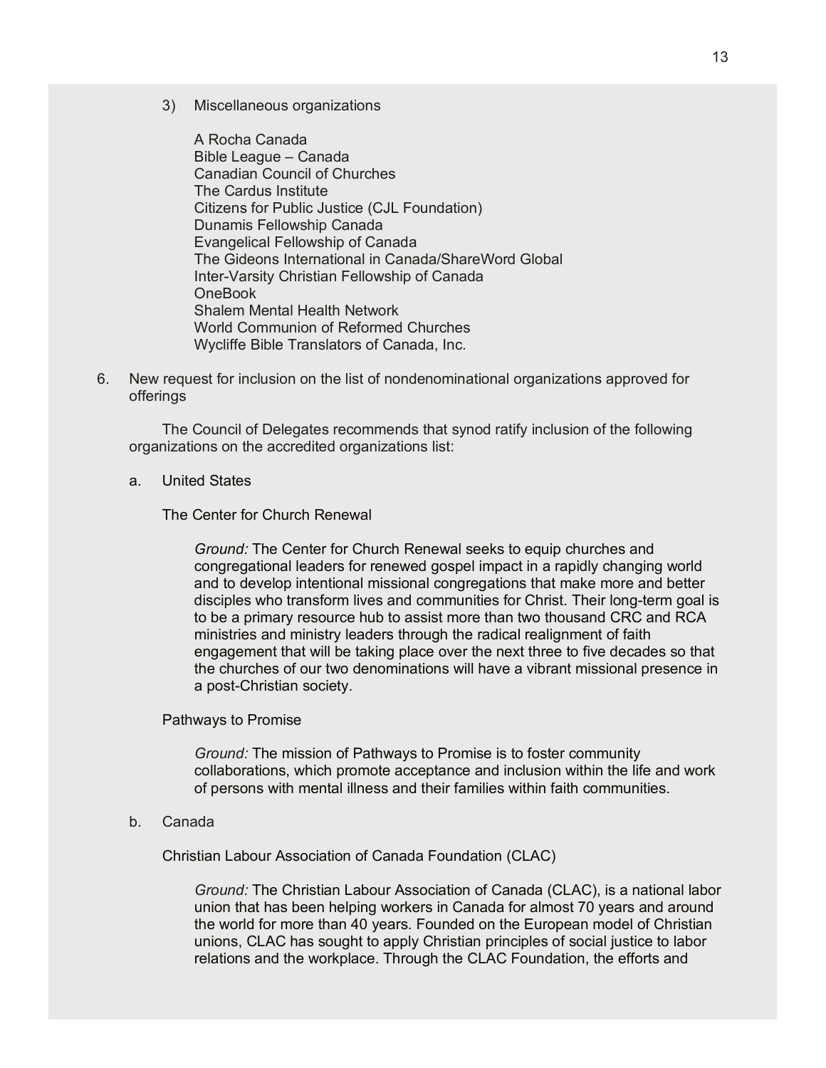3) Miscellaneous organizations

A Rocha Canada
Bible League – Canada
Canadian Council of Churches
The Cardus Institute
Citizens for Public Justice (CJL Foundation)
Dunamis Fellowship Canada
Evangelical Fellowship of Canada
The Gideons International in Canada/ShareWord Global
Inter-Varsity Christian Fellowship of Canada
OneBook
Shalem Mental Health Network
World Communion of Reformed Churches
Wycliffe Bible Translators of Canada, Inc.

6. New request for inclusion on the list of nondenominational organizations approved for offerings

The Council of Delegates recommends that synod ratify inclusion of the following organizations on the accredited organizations list:

a. United States

The Center for Church Renewal

*Ground:* The Center for Church Renewal seeks to equip churches and congregational leaders for renewed gospel impact in a rapidly changing world and to develop intentional missional congregations that make more and better disciples who transform lives and communities for Christ. Their long-term goal is to be a primary resource hub to assist more than two thousand CRC and RCA ministries and ministry leaders through the radical realignment of faith engagement that will be taking place over the next three to five decades so that the churches of our two denominations will have a vibrant missional presence in a post-Christian society.

Pathways to Promise

*Ground:* The mission of Pathways to Promise is to foster community collaborations, which promote acceptance and inclusion within the life and work of persons with mental illness and their families within faith communities.

b. Canada

Christian Labour Association of Canada Foundation (CLAC)

*Ground:* The Christian Labour Association of Canada (CLAC), is a national labor union that has been helping workers in Canada for almost 70 years and around the world for more than 40 years. Founded on the European model of Christian unions, CLAC has sought to apply Christian principles of social justice to labor relations and the workplace. Through the CLAC Foundation, the efforts and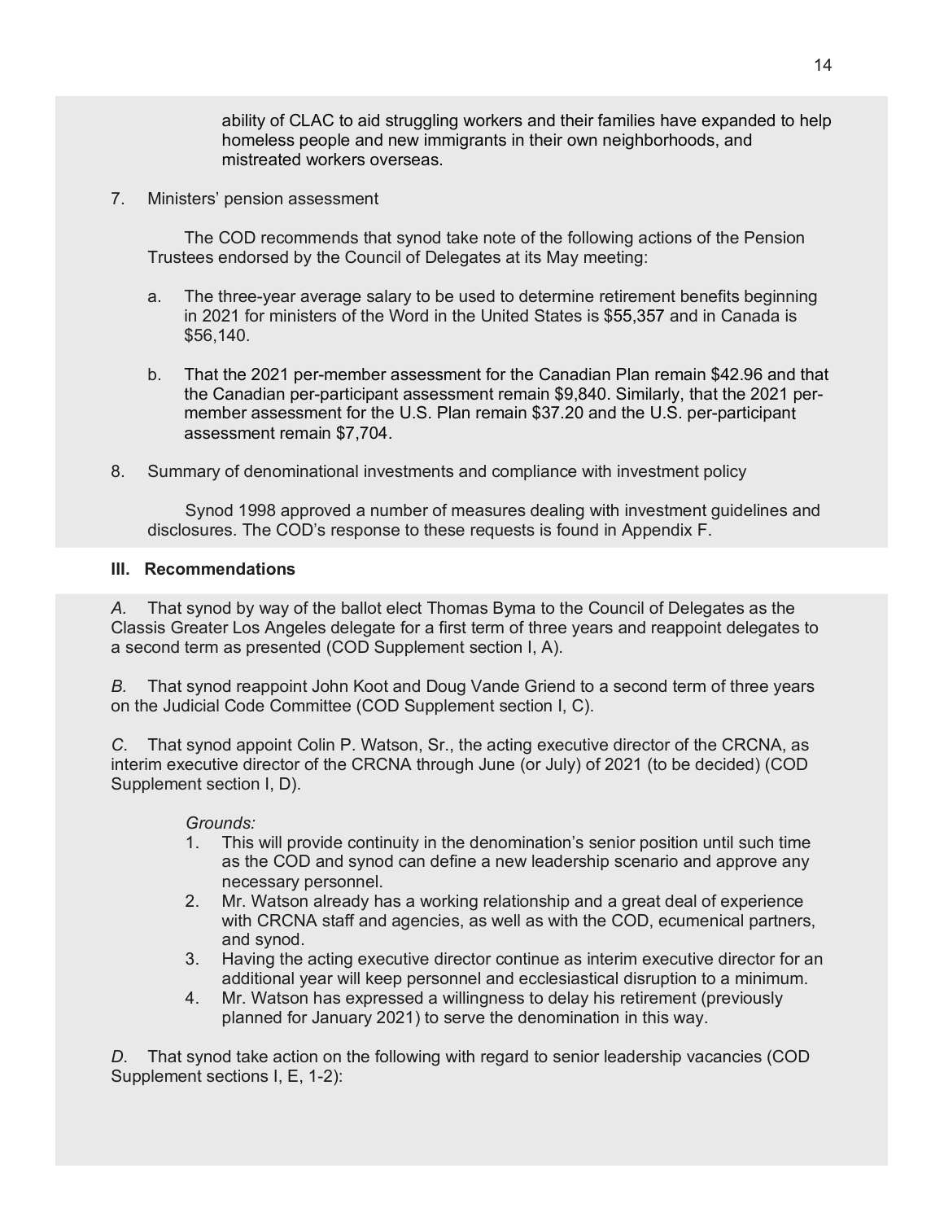ability of CLAC to aid struggling workers and their families have expanded to help homeless people and new immigrants in their own neighborhoods, and mistreated workers overseas.

7. Ministers' pension assessment

   The COD recommends that synod take note of the following actions of the Pension Trustees endorsed by the Council of Delegates at its May meeting:

   a. The three-year average salary to be used to determine retirement benefits beginning in 2021 for ministers of the Word in the United States is $55,357 and in Canada is $56,140.

   b. That the 2021 per-member assessment for the Canadian Plan remain $42.96 and that the Canadian per-participant assessment remain $9,840. Similarly, that the 2021 per-member assessment for the U.S. Plan remain $37.20 and the U.S. per-participant assessment remain $7,704.

8. Summary of denominational investments and compliance with investment policy

   Synod 1998 approved a number of measures dealing with investment guidelines and disclosures. The COD's response to these requests is found in Appendix F.

## III. Recommendations

*A.* That synod by way of the ballot elect Thomas Byma to the Council of Delegates as the Classis Greater Los Angeles delegate for a first term of three years and reappoint delegates to a second term as presented (COD Supplement section I, A).

*B.* That synod reappoint John Koot and Doug Vande Griend to a second term of three years on the Judicial Code Committee (COD Supplement section I, C).

*C.* That synod appoint Colin P. Watson, Sr., the acting executive director of the CRCNA, as interim executive director of the CRCNA through June (or July) of 2021 (to be decided) (COD Supplement section I, D).

*Grounds:*

1. This will provide continuity in the denomination's senior position until such time as the COD and synod can define a new leadership scenario and approve any necessary personnel.
2. Mr. Watson already has a working relationship and a great deal of experience with CRCNA staff and agencies, as well as with the COD, ecumenical partners, and synod.
3. Having the acting executive director continue as interim executive director for an additional year will keep personnel and ecclesiastical disruption to a minimum.
4. Mr. Watson has expressed a willingness to delay his retirement (previously planned for January 2021) to serve the denomination in this way.

*D.* That synod take action on the following with regard to senior leadership vacancies (COD Supplement sections I, E, 1-2):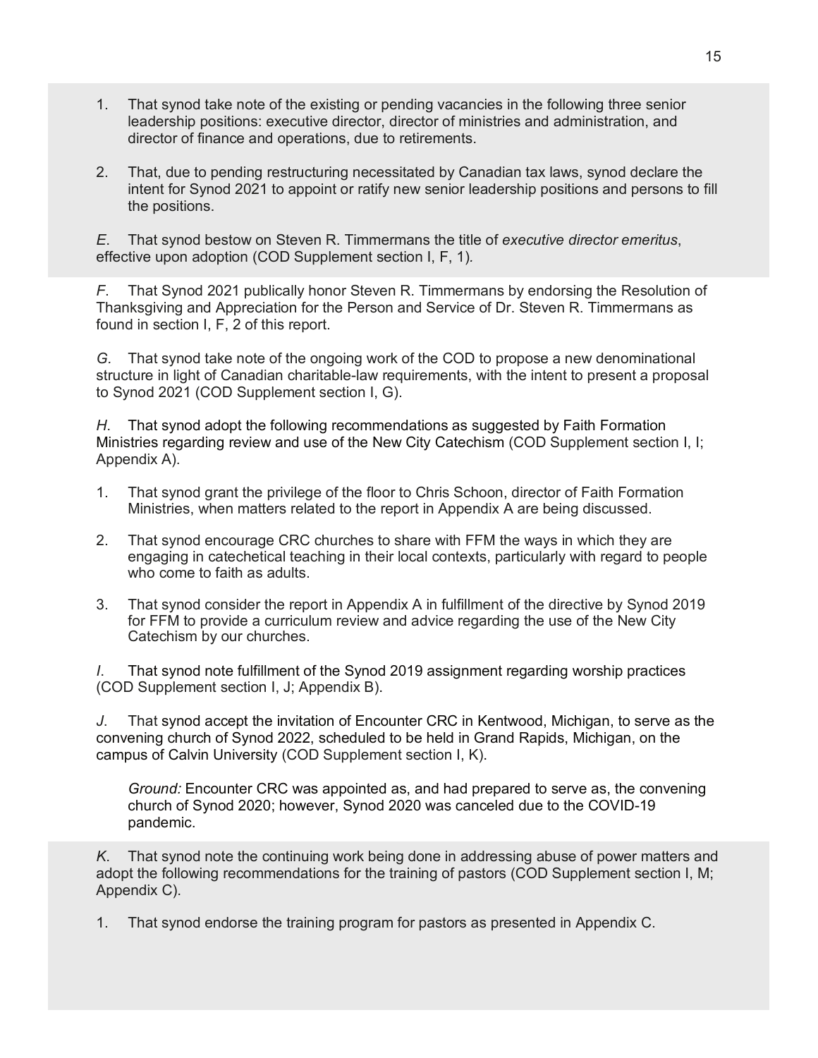1. That synod take note of the existing or pending vacancies in the following three senior leadership positions: executive director, director of ministries and administration, and director of finance and operations, due to retirements.

2. That, due to pending restructuring necessitated by Canadian tax laws, synod declare the intent for Synod 2021 to appoint or ratify new senior leadership positions and persons to fill the positions.

*E.* That synod bestow on Steven R. Timmermans the title of *executive director emeritus*, effective upon adoption (COD Supplement section I, F, 1).

*F.* That Synod 2021 publically honor Steven R. Timmermans by endorsing the Resolution of Thanksgiving and Appreciation for the Person and Service of Dr. Steven R. Timmermans as found in section I, F, 2 of this report.

*G.* That synod take note of the ongoing work of the COD to propose a new denominational structure in light of Canadian charitable-law requirements, with the intent to present a proposal to Synod 2021 (COD Supplement section I, G).

*H.* That synod adopt the following recommendations as suggested by Faith Formation Ministries regarding review and use of the New City Catechism (COD Supplement section I, I; Appendix A).

1. That synod grant the privilege of the floor to Chris Schoon, director of Faith Formation Ministries, when matters related to the report in Appendix A are being discussed.

2. That synod encourage CRC churches to share with FFM the ways in which they are engaging in catechetical teaching in their local contexts, particularly with regard to people who come to faith as adults.

3. That synod consider the report in Appendix A in fulfillment of the directive by Synod 2019 for FFM to provide a curriculum review and advice regarding the use of the New City Catechism by our churches.

*I.* That synod note fulfillment of the Synod 2019 assignment regarding worship practices (COD Supplement section I, J; Appendix B).

*J.* That synod accept the invitation of Encounter CRC in Kentwood, Michigan, to serve as the convening church of Synod 2022, scheduled to be held in Grand Rapids, Michigan, on the campus of Calvin University (COD Supplement section I, K).

*Ground:* Encounter CRC was appointed as, and had prepared to serve as, the convening church of Synod 2020; however, Synod 2020 was canceled due to the COVID-19 pandemic.

*K.* That synod note the continuing work being done in addressing abuse of power matters and adopt the following recommendations for the training of pastors (COD Supplement section I, M; Appendix C).

1. That synod endorse the training program for pastors as presented in Appendix C.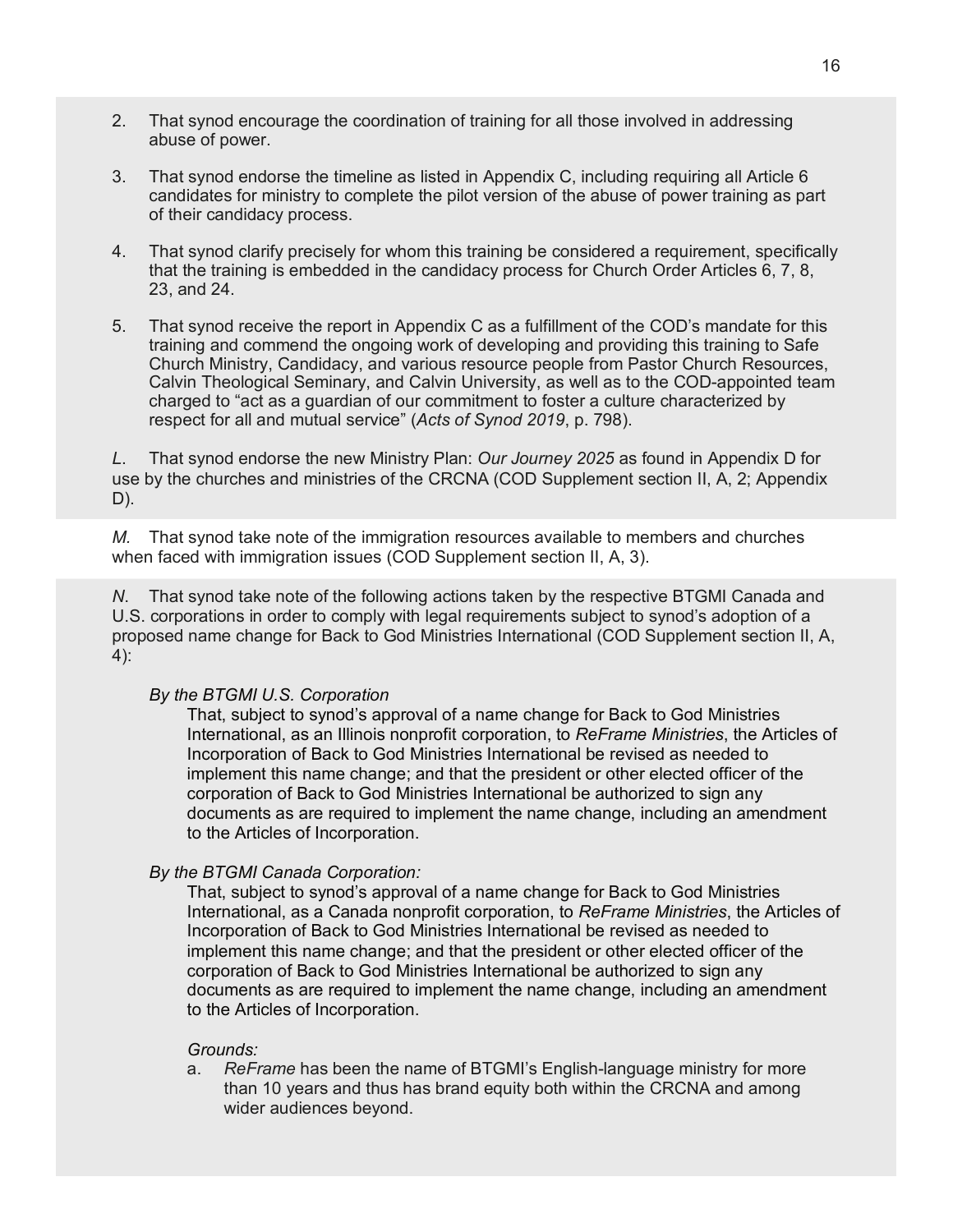2. That synod encourage the coordination of training for all those involved in addressing abuse of power.

3. That synod endorse the timeline as listed in Appendix C, including requiring all Article 6 candidates for ministry to complete the pilot version of the abuse of power training as part of their candidacy process.

4. That synod clarify precisely for whom this training be considered a requirement, specifically that the training is embedded in the candidacy process for Church Order Articles 6, 7, 8, 23, and 24.

5. That synod receive the report in Appendix C as a fulfillment of the COD's mandate for this training and commend the ongoing work of developing and providing this training to Safe Church Ministry, Candidacy, and various resource people from Pastor Church Resources, Calvin Theological Seminary, and Calvin University, as well as to the COD-appointed team charged to "act as a guardian of our commitment to foster a culture characterized by respect for all and mutual service" (*Acts of Synod 2019*, p. 798).

*L.* That synod endorse the new Ministry Plan: *Our Journey 2025* as found in Appendix D for use by the churches and ministries of the CRCNA (COD Supplement section II, A, 2; Appendix D).

*M.* That synod take note of the immigration resources available to members and churches when faced with immigration issues (COD Supplement section II, A, 3).

*N.* That synod take note of the following actions taken by the respective BTGMI Canada and U.S. corporations in order to comply with legal requirements subject to synod's adoption of a proposed name change for Back to God Ministries International (COD Supplement section II, A, 4):

*By the BTGMI U.S. Corporation*

That, subject to synod's approval of a name change for Back to God Ministries International, as an Illinois nonprofit corporation, to *ReFrame Ministries*, the Articles of Incorporation of Back to God Ministries International be revised as needed to implement this name change; and that the president or other elected officer of the corporation of Back to God Ministries International be authorized to sign any documents as are required to implement the name change, including an amendment to the Articles of Incorporation.

*By the BTGMI Canada Corporation:*

That, subject to synod's approval of a name change for Back to God Ministries International, as a Canada nonprofit corporation, to *ReFrame Ministries*, the Articles of Incorporation of Back to God Ministries International be revised as needed to implement this name change; and that the president or other elected officer of the corporation of Back to God Ministries International be authorized to sign any documents as are required to implement the name change, including an amendment to the Articles of Incorporation.

*Grounds:*

a. *ReFrame* has been the name of BTGMI's English-language ministry for more than 10 years and thus has brand equity both within the CRCNA and among wider audiences beyond.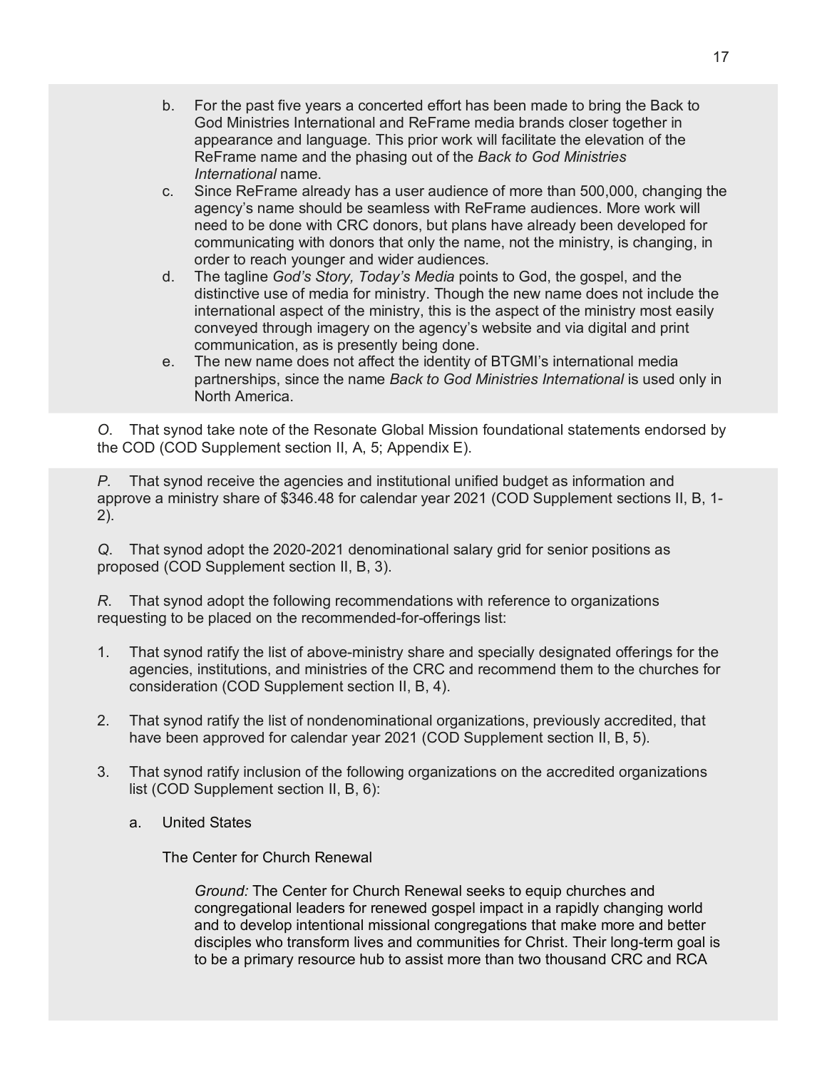b. For the past five years a concerted effort has been made to bring the Back to God Ministries International and ReFrame media brands closer together in appearance and language. This prior work will facilitate the elevation of the ReFrame name and the phasing out of the *Back to God Ministries International* name.

c. Since ReFrame already has a user audience of more than 500,000, changing the agency's name should be seamless with ReFrame audiences. More work will need to be done with CRC donors, but plans have already been developed for communicating with donors that only the name, not the ministry, is changing, in order to reach younger and wider audiences.

d. The tagline *God's Story, Today's Media* points to God, the gospel, and the distinctive use of media for ministry. Though the new name does not include the international aspect of the ministry, this is the aspect of the ministry most easily conveyed through imagery on the agency's website and via digital and print communication, as is presently being done.

e. The new name does not affect the identity of BTGMI's international media partnerships, since the name *Back to God Ministries International* is used only in North America.

*O.* That synod take note of the Resonate Global Mission foundational statements endorsed by the COD (COD Supplement section II, A, 5; Appendix E).

*P.* That synod receive the agencies and institutional unified budget as information and approve a ministry share of $346.48 for calendar year 2021 (COD Supplement sections II, B, 1-2).

*Q.* That synod adopt the 2020-2021 denominational salary grid for senior positions as proposed (COD Supplement section II, B, 3).

*R.* That synod adopt the following recommendations with reference to organizations requesting to be placed on the recommended-for-offerings list:

1. That synod ratify the list of above-ministry share and specially designated offerings for the agencies, institutions, and ministries of the CRC and recommend them to the churches for consideration (COD Supplement section II, B, 4).

2. That synod ratify the list of nondenominational organizations, previously accredited, that have been approved for calendar year 2021 (COD Supplement section II, B, 5).

3. That synod ratify inclusion of the following organizations on the accredited organizations list (COD Supplement section II, B, 6):

   a. United States

      The Center for Church Renewal

      *Ground:* The Center for Church Renewal seeks to equip churches and congregational leaders for renewed gospel impact in a rapidly changing world and to develop intentional missional congregations that make more and better disciples who transform lives and communities for Christ. Their long-term goal is to be a primary resource hub to assist more than two thousand CRC and RCA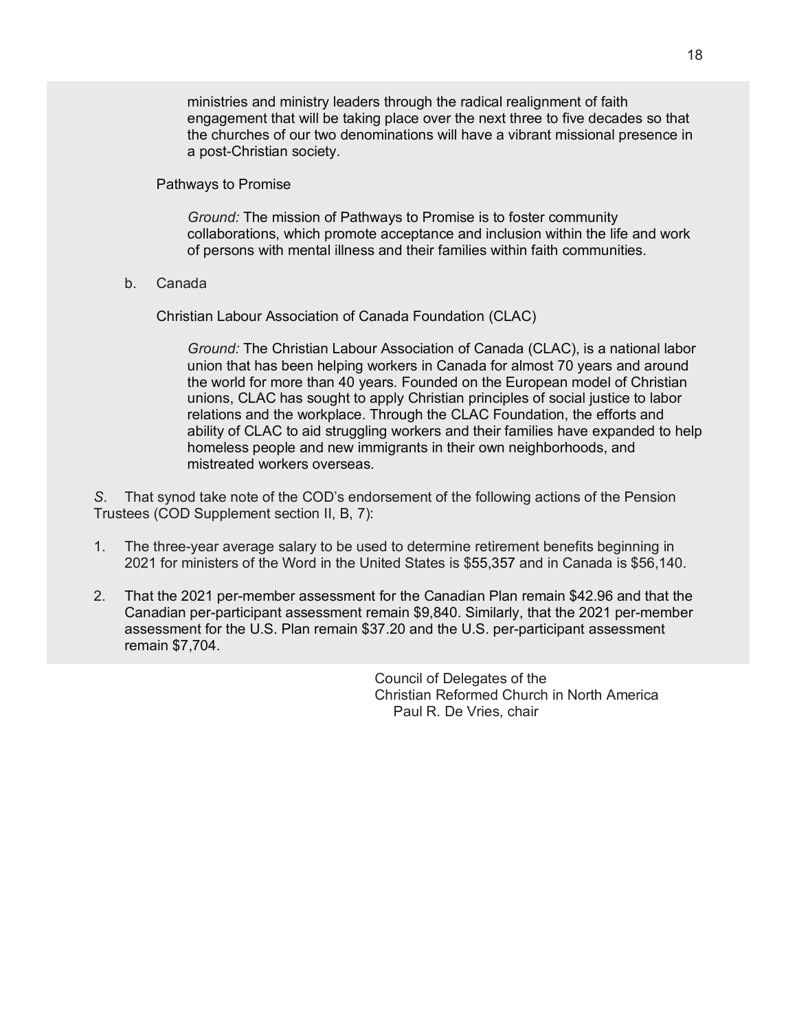ministries and ministry leaders through the radical realignment of faith engagement that will be taking place over the next three to five decades so that the churches of our two denominations will have a vibrant missional presence in a post-Christian society.

Pathways to Promise

*Ground:* The mission of Pathways to Promise is to foster community collaborations, which promote acceptance and inclusion within the life and work of persons with mental illness and their families within faith communities.

b. Canada

Christian Labour Association of Canada Foundation (CLAC)

*Ground:* The Christian Labour Association of Canada (CLAC), is a national labor union that has been helping workers in Canada for almost 70 years and around the world for more than 40 years. Founded on the European model of Christian unions, CLAC has sought to apply Christian principles of social justice to labor relations and the workplace. Through the CLAC Foundation, the efforts and ability of CLAC to aid struggling workers and their families have expanded to help homeless people and new immigrants in their own neighborhoods, and mistreated workers overseas.

*S*. That synod take note of the COD's endorsement of the following actions of the Pension Trustees (COD Supplement section II, B, 7):

1. The three-year average salary to be used to determine retirement benefits beginning in 2021 for ministers of the Word in the United States is $55,357 and in Canada is $56,140.

2. That the 2021 per-member assessment for the Canadian Plan remain $42.96 and that the Canadian per-participant assessment remain $9,840. Similarly, that the 2021 per-member assessment for the U.S. Plan remain $37.20 and the U.S. per-participant assessment remain $7,704.

Council of Delegates of the
Christian Reformed Church in North America
Paul R. De Vries, chair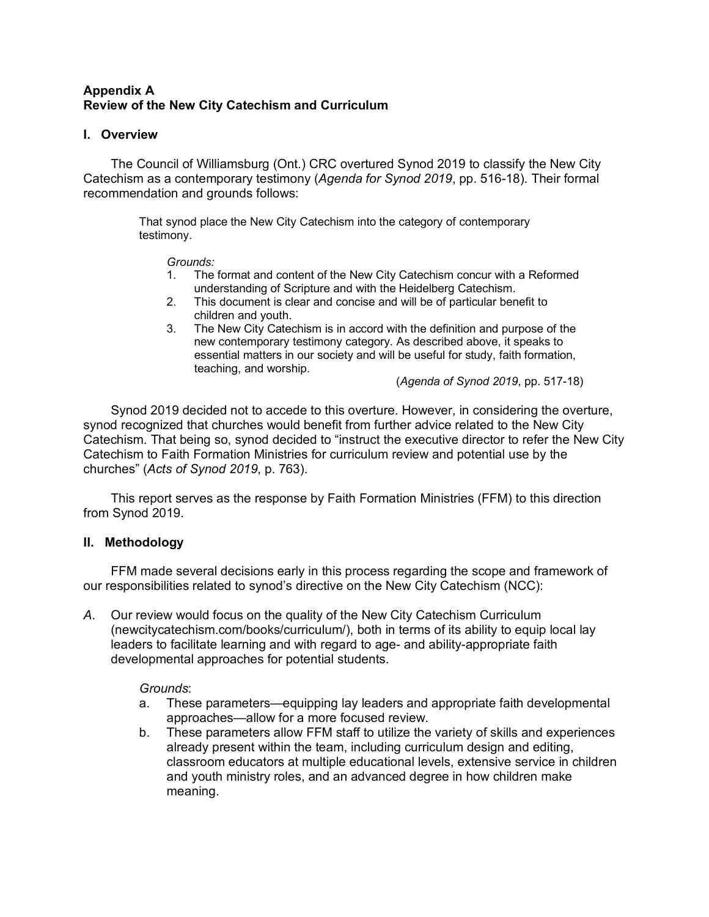**Appendix A**
**Review of the New City Catechism and Curriculum**

## I. Overview

The Council of Williamsburg (Ont.) CRC overtured Synod 2019 to classify the New City Catechism as a contemporary testimony (*Agenda for Synod 2019*, pp. 516-18). Their formal recommendation and grounds follows:

> That synod place the New City Catechism into the category of contemporary testimony.
>
> *Grounds:*
> 1. The format and content of the New City Catechism concur with a Reformed understanding of Scripture and with the Heidelberg Catechism.
> 2. This document is clear and concise and will be of particular benefit to children and youth.
> 3. The New City Catechism is in accord with the definition and purpose of the new contemporary testimony category. As described above, it speaks to essential matters in our society and will be useful for study, faith formation, teaching, and worship.
>
> (*Agenda of Synod 2019*, pp. 517-18)

Synod 2019 decided not to accede to this overture. However, in considering the overture, synod recognized that churches would benefit from further advice related to the New City Catechism. That being so, synod decided to "instruct the executive director to refer the New City Catechism to Faith Formation Ministries for curriculum review and potential use by the churches" (*Acts of Synod 2019*, p. 763).

This report serves as the response by Faith Formation Ministries (FFM) to this direction from Synod 2019.

## II. Methodology

FFM made several decisions early in this process regarding the scope and framework of our responsibilities related to synod's directive on the New City Catechism (NCC):

*A.* Our review would focus on the quality of the New City Catechism Curriculum (newcitycatechism.com/books/curriculum/), both in terms of its ability to equip local lay leaders to facilitate learning and with regard to age- and ability-appropriate faith developmental approaches for potential students.

*Grounds*:

a. These parameters—equipping lay leaders and appropriate faith developmental approaches—allow for a more focused review.
b. These parameters allow FFM staff to utilize the variety of skills and experiences already present within the team, including curriculum design and editing, classroom educators at multiple educational levels, extensive service in children and youth ministry roles, and an advanced degree in how children make meaning.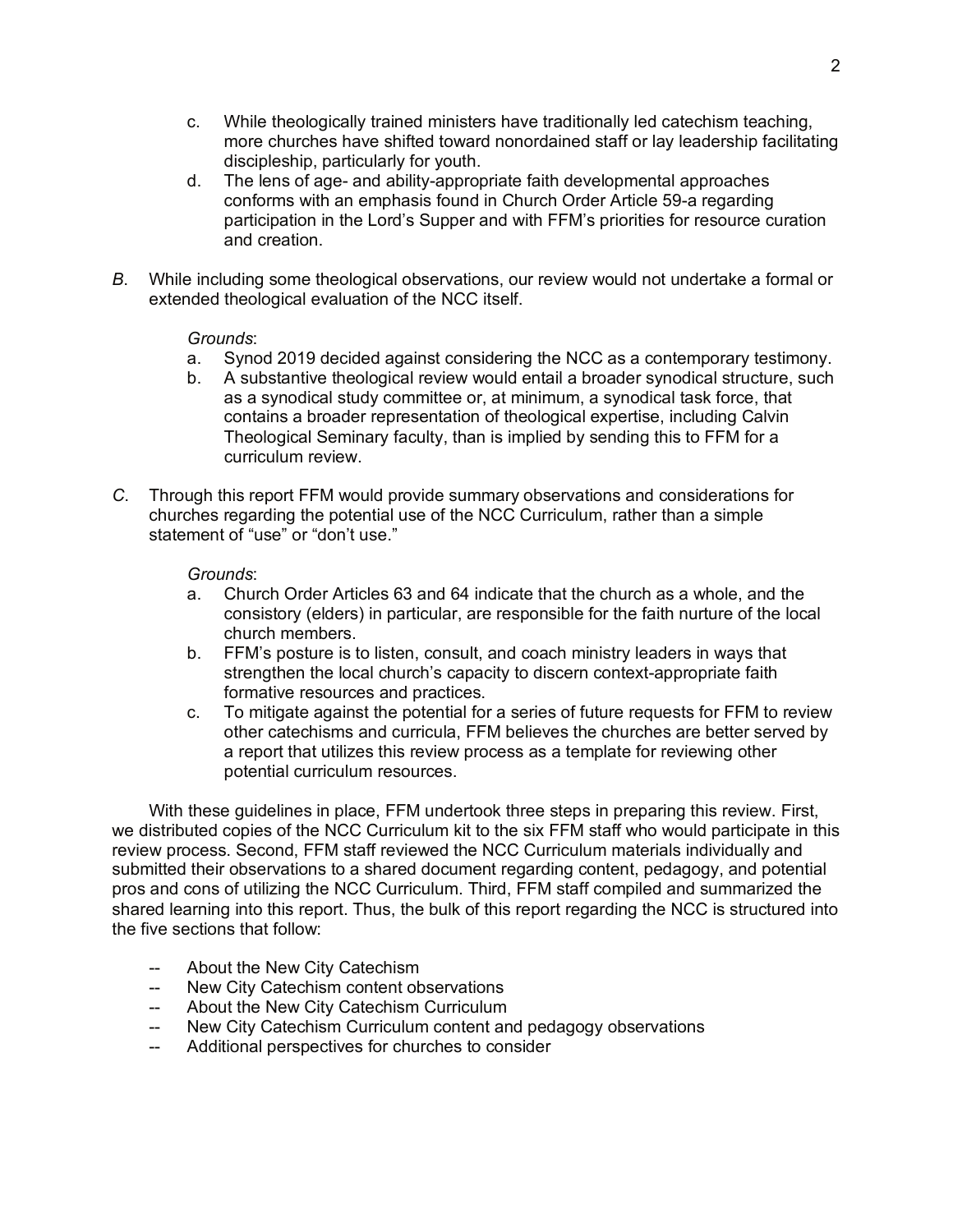c. While theologically trained ministers have traditionally led catechism teaching, more churches have shifted toward nonordained staff or lay leadership facilitating discipleship, particularly for youth.

d. The lens of age- and ability-appropriate faith developmental approaches conforms with an emphasis found in Church Order Article 59-a regarding participation in the Lord's Supper and with FFM's priorities for resource curation and creation.

*B*. While including some theological observations, our review would not undertake a formal or extended theological evaluation of the NCC itself.

*Grounds*:

a. Synod 2019 decided against considering the NCC as a contemporary testimony.

b. A substantive theological review would entail a broader synodical structure, such as a synodical study committee or, at minimum, a synodical task force, that contains a broader representation of theological expertise, including Calvin Theological Seminary faculty, than is implied by sending this to FFM for a curriculum review.

*C*. Through this report FFM would provide summary observations and considerations for churches regarding the potential use of the NCC Curriculum, rather than a simple statement of "use" or "don't use."

*Grounds*:

a. Church Order Articles 63 and 64 indicate that the church as a whole, and the consistory (elders) in particular, are responsible for the faith nurture of the local church members.

b. FFM's posture is to listen, consult, and coach ministry leaders in ways that strengthen the local church's capacity to discern context-appropriate faith formative resources and practices.

c. To mitigate against the potential for a series of future requests for FFM to review other catechisms and curricula, FFM believes the churches are better served by a report that utilizes this review process as a template for reviewing other potential curriculum resources.

With these guidelines in place, FFM undertook three steps in preparing this review. First, we distributed copies of the NCC Curriculum kit to the six FFM staff who would participate in this review process. Second, FFM staff reviewed the NCC Curriculum materials individually and submitted their observations to a shared document regarding content, pedagogy, and potential pros and cons of utilizing the NCC Curriculum. Third, FFM staff compiled and summarized the shared learning into this report. Thus, the bulk of this report regarding the NCC is structured into the five sections that follow:

-- About the New City Catechism
-- New City Catechism content observations
-- About the New City Catechism Curriculum
-- New City Catechism Curriculum content and pedagogy observations
-- Additional perspectives for churches to consider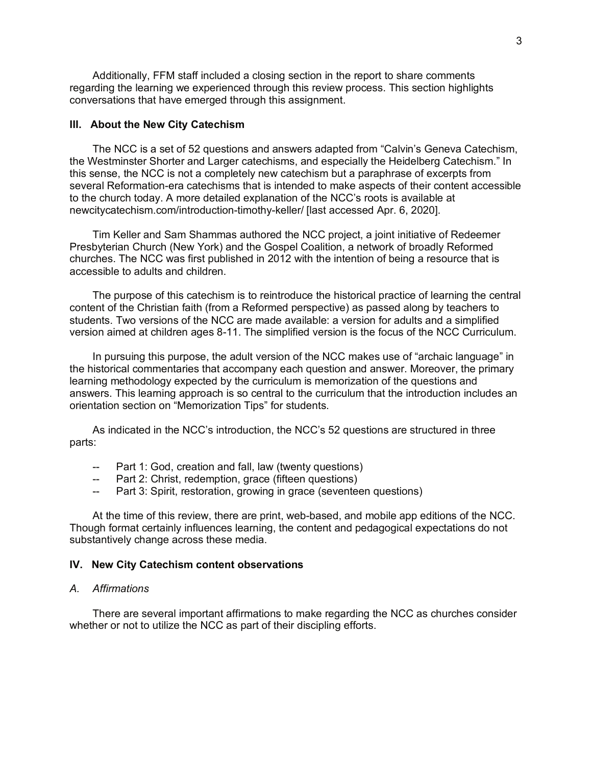Additionally, FFM staff included a closing section in the report to share comments regarding the learning we experienced through this review process. This section highlights conversations that have emerged through this assignment.

### III. About the New City Catechism

The NCC is a set of 52 questions and answers adapted from "Calvin's Geneva Catechism, the Westminster Shorter and Larger catechisms, and especially the Heidelberg Catechism." In this sense, the NCC is not a completely new catechism but a paraphrase of excerpts from several Reformation-era catechisms that is intended to make aspects of their content accessible to the church today. A more detailed explanation of the NCC's roots is available at newcitycatechism.com/introduction-timothy-keller/ [last accessed Apr. 6, 2020].

Tim Keller and Sam Shammas authored the NCC project, a joint initiative of Redeemer Presbyterian Church (New York) and the Gospel Coalition, a network of broadly Reformed churches. The NCC was first published in 2012 with the intention of being a resource that is accessible to adults and children.

The purpose of this catechism is to reintroduce the historical practice of learning the central content of the Christian faith (from a Reformed perspective) as passed along by teachers to students. Two versions of the NCC are made available: a version for adults and a simplified version aimed at children ages 8-11. The simplified version is the focus of the NCC Curriculum.

In pursuing this purpose, the adult version of the NCC makes use of "archaic language" in the historical commentaries that accompany each question and answer. Moreover, the primary learning methodology expected by the curriculum is memorization of the questions and answers. This learning approach is so central to the curriculum that the introduction includes an orientation section on "Memorization Tips" for students.

As indicated in the NCC's introduction, the NCC's 52 questions are structured in three parts:

- Part 1: God, creation and fall, law (twenty questions)
- Part 2: Christ, redemption, grace (fifteen questions)
- Part 3: Spirit, restoration, growing in grace (seventeen questions)

At the time of this review, there are print, web-based, and mobile app editions of the NCC. Though format certainly influences learning, the content and pedagogical expectations do not substantively change across these media.

### IV. New City Catechism content observations

#### *A. Affirmations*

There are several important affirmations to make regarding the NCC as churches consider whether or not to utilize the NCC as part of their discipling efforts.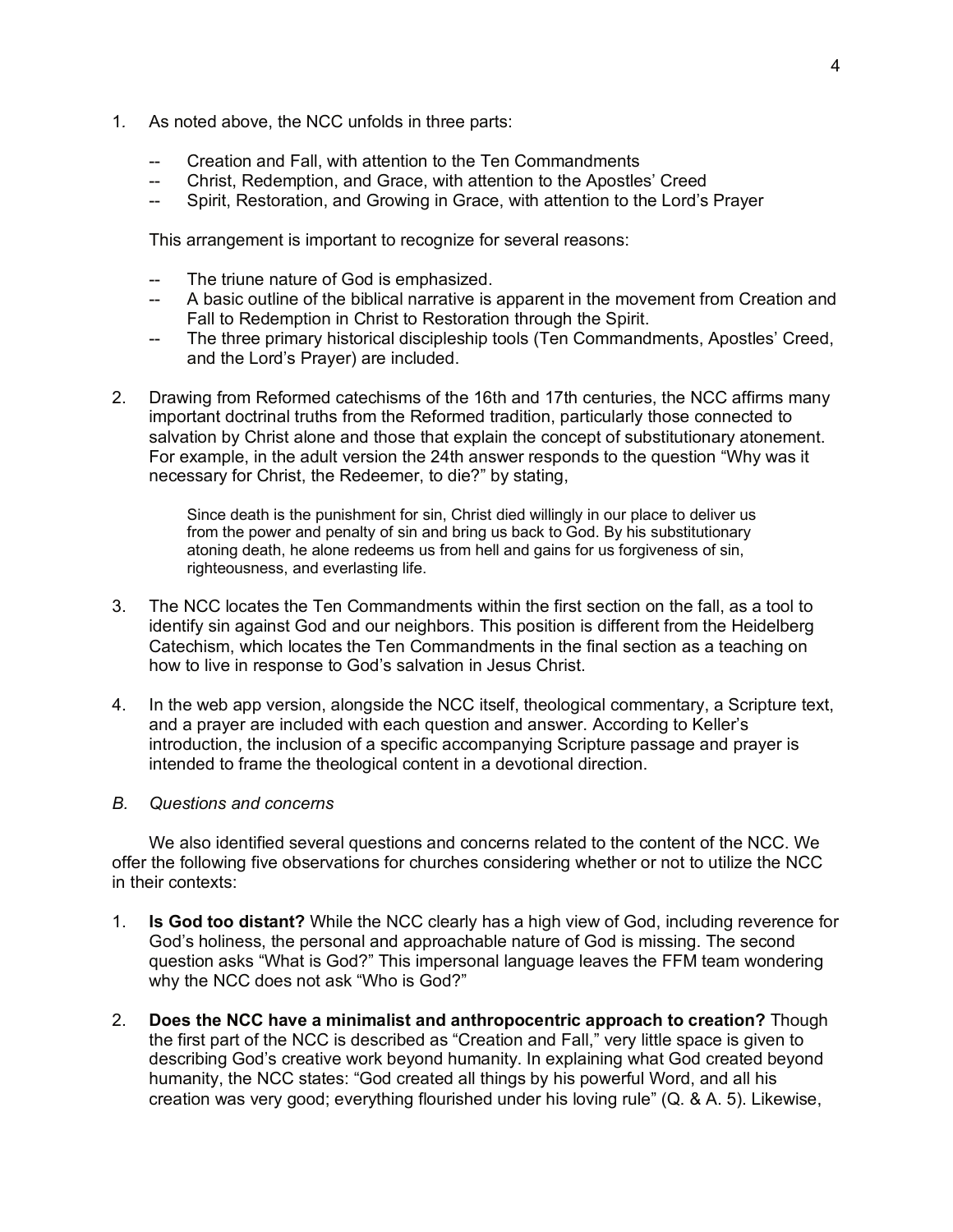1. As noted above, the NCC unfolds in three parts:

   -- Creation and Fall, with attention to the Ten Commandments
   -- Christ, Redemption, and Grace, with attention to the Apostles' Creed
   -- Spirit, Restoration, and Growing in Grace, with attention to the Lord's Prayer

   This arrangement is important to recognize for several reasons:

   -- The triune nature of God is emphasized.
   -- A basic outline of the biblical narrative is apparent in the movement from Creation and Fall to Redemption in Christ to Restoration through the Spirit.
   -- The three primary historical discipleship tools (Ten Commandments, Apostles' Creed, and the Lord's Prayer) are included.

2. Drawing from Reformed catechisms of the 16th and 17th centuries, the NCC affirms many important doctrinal truths from the Reformed tradition, particularly those connected to salvation by Christ alone and those that explain the concept of substitutionary atonement. For example, in the adult version the 24th answer responds to the question "Why was it necessary for Christ, the Redeemer, to die?" by stating,

   > Since death is the punishment for sin, Christ died willingly in our place to deliver us from the power and penalty of sin and bring us back to God. By his substitutionary atoning death, he alone redeems us from hell and gains for us forgiveness of sin, righteousness, and everlasting life.

3. The NCC locates the Ten Commandments within the first section on the fall, as a tool to identify sin against God and our neighbors. This position is different from the Heidelberg Catechism, which locates the Ten Commandments in the final section as a teaching on how to live in response to God's salvation in Jesus Christ.

4. In the web app version, alongside the NCC itself, theological commentary, a Scripture text, and a prayer are included with each question and answer. According to Keller's introduction, the inclusion of a specific accompanying Scripture passage and prayer is intended to frame the theological content in a devotional direction.

*B. Questions and concerns*

We also identified several questions and concerns related to the content of the NCC. We offer the following five observations for churches considering whether or not to utilize the NCC in their contexts:

1. **Is God too distant?** While the NCC clearly has a high view of God, including reverence for God's holiness, the personal and approachable nature of God is missing. The second question asks "What is God?" This impersonal language leaves the FFM team wondering why the NCC does not ask "Who is God?"

2. **Does the NCC have a minimalist and anthropocentric approach to creation?** Though the first part of the NCC is described as "Creation and Fall," very little space is given to describing God's creative work beyond humanity. In explaining what God created beyond humanity, the NCC states: "God created all things by his powerful Word, and all his creation was very good; everything flourished under his loving rule" (Q. & A. 5). Likewise,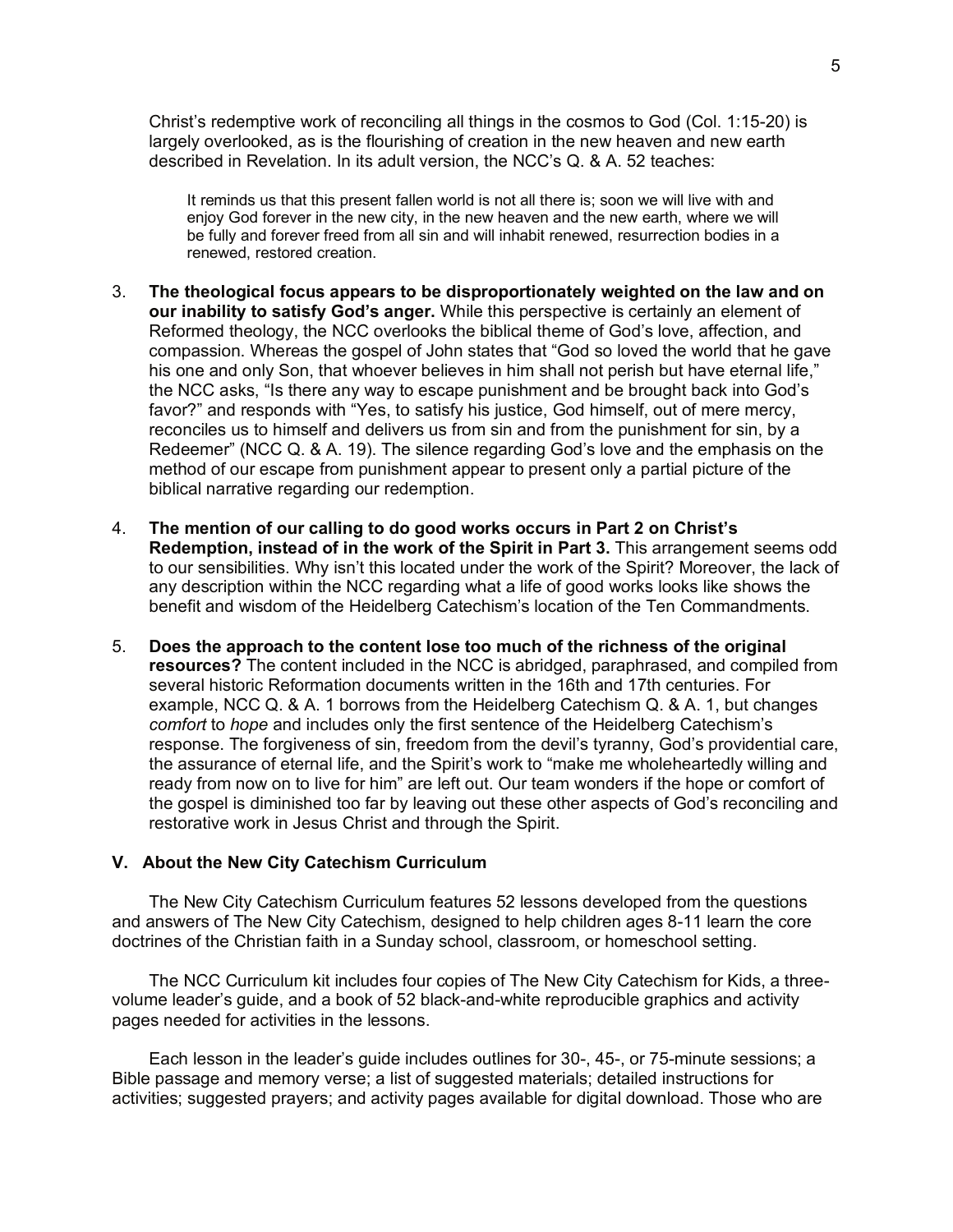Christ's redemptive work of reconciling all things in the cosmos to God (Col. 1:15-20) is largely overlooked, as is the flourishing of creation in the new heaven and new earth described in Revelation. In its adult version, the NCC's Q. & A. 52 teaches:

> It reminds us that this present fallen world is not all there is; soon we will live with and enjoy God forever in the new city, in the new heaven and the new earth, where we will be fully and forever freed from all sin and will inhabit renewed, resurrection bodies in a renewed, restored creation.

3. **The theological focus appears to be disproportionately weighted on the law and on our inability to satisfy God's anger.** While this perspective is certainly an element of Reformed theology, the NCC overlooks the biblical theme of God's love, affection, and compassion. Whereas the gospel of John states that "God so loved the world that he gave his one and only Son, that whoever believes in him shall not perish but have eternal life," the NCC asks, "Is there any way to escape punishment and be brought back into God's favor?" and responds with "Yes, to satisfy his justice, God himself, out of mere mercy, reconciles us to himself and delivers us from sin and from the punishment for sin, by a Redeemer" (NCC Q. & A. 19). The silence regarding God's love and the emphasis on the method of our escape from punishment appear to present only a partial picture of the biblical narrative regarding our redemption.

4. **The mention of our calling to do good works occurs in Part 2 on Christ's Redemption, instead of in the work of the Spirit in Part 3.** This arrangement seems odd to our sensibilities. Why isn't this located under the work of the Spirit? Moreover, the lack of any description within the NCC regarding what a life of good works looks like shows the benefit and wisdom of the Heidelberg Catechism's location of the Ten Commandments.

5. **Does the approach to the content lose too much of the richness of the original resources?** The content included in the NCC is abridged, paraphrased, and compiled from several historic Reformation documents written in the 16th and 17th centuries. For example, NCC Q. & A. 1 borrows from the Heidelberg Catechism Q. & A. 1, but changes *comfort* to *hope* and includes only the first sentence of the Heidelberg Catechism's response. The forgiveness of sin, freedom from the devil's tyranny, God's providential care, the assurance of eternal life, and the Spirit's work to "make me wholeheartedly willing and ready from now on to live for him" are left out. Our team wonders if the hope or comfort of the gospel is diminished too far by leaving out these other aspects of God's reconciling and restorative work in Jesus Christ and through the Spirit.

## V. About the New City Catechism Curriculum

The New City Catechism Curriculum features 52 lessons developed from the questions and answers of The New City Catechism, designed to help children ages 8-11 learn the core doctrines of the Christian faith in a Sunday school, classroom, or homeschool setting.

The NCC Curriculum kit includes four copies of The New City Catechism for Kids, a three-volume leader's guide, and a book of 52 black-and-white reproducible graphics and activity pages needed for activities in the lessons.

Each lesson in the leader's guide includes outlines for 30-, 45-, or 75-minute sessions; a Bible passage and memory verse; a list of suggested materials; detailed instructions for activities; suggested prayers; and activity pages available for digital download. Those who are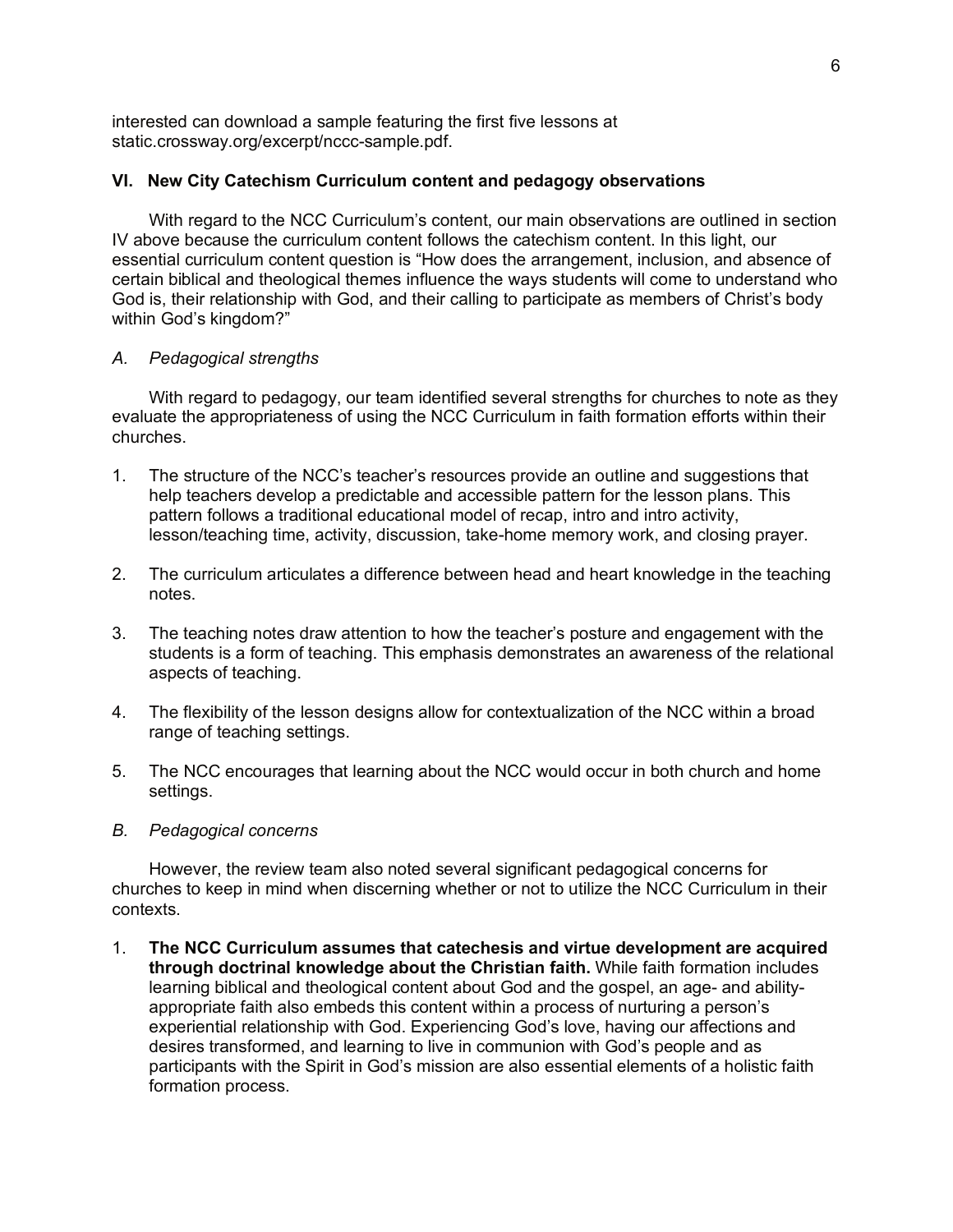interested can download a sample featuring the first five lessons at static.crossway.org/excerpt/nccc-sample.pdf.

### VI. New City Catechism Curriculum content and pedagogy observations

With regard to the NCC Curriculum's content, our main observations are outlined in section IV above because the curriculum content follows the catechism content. In this light, our essential curriculum content question is "How does the arrangement, inclusion, and absence of certain biblical and theological themes influence the ways students will come to understand who God is, their relationship with God, and their calling to participate as members of Christ's body within God's kingdom?"

#### *A. Pedagogical strengths*

With regard to pedagogy, our team identified several strengths for churches to note as they evaluate the appropriateness of using the NCC Curriculum in faith formation efforts within their churches.

1. The structure of the NCC's teacher's resources provide an outline and suggestions that help teachers develop a predictable and accessible pattern for the lesson plans. This pattern follows a traditional educational model of recap, intro and intro activity, lesson/teaching time, activity, discussion, take-home memory work, and closing prayer.

2. The curriculum articulates a difference between head and heart knowledge in the teaching notes.

3. The teaching notes draw attention to how the teacher's posture and engagement with the students is a form of teaching. This emphasis demonstrates an awareness of the relational aspects of teaching.

4. The flexibility of the lesson designs allow for contextualization of the NCC within a broad range of teaching settings.

5. The NCC encourages that learning about the NCC would occur in both church and home settings.

#### *B. Pedagogical concerns*

However, the review team also noted several significant pedagogical concerns for churches to keep in mind when discerning whether or not to utilize the NCC Curriculum in their contexts.

1. **The NCC Curriculum assumes that catechesis and virtue development are acquired through doctrinal knowledge about the Christian faith.** While faith formation includes learning biblical and theological content about God and the gospel, an age- and ability-appropriate faith also embeds this content within a process of nurturing a person's experiential relationship with God. Experiencing God's love, having our affections and desires transformed, and learning to live in communion with God's people and as participants with the Spirit in God's mission are also essential elements of a holistic faith formation process.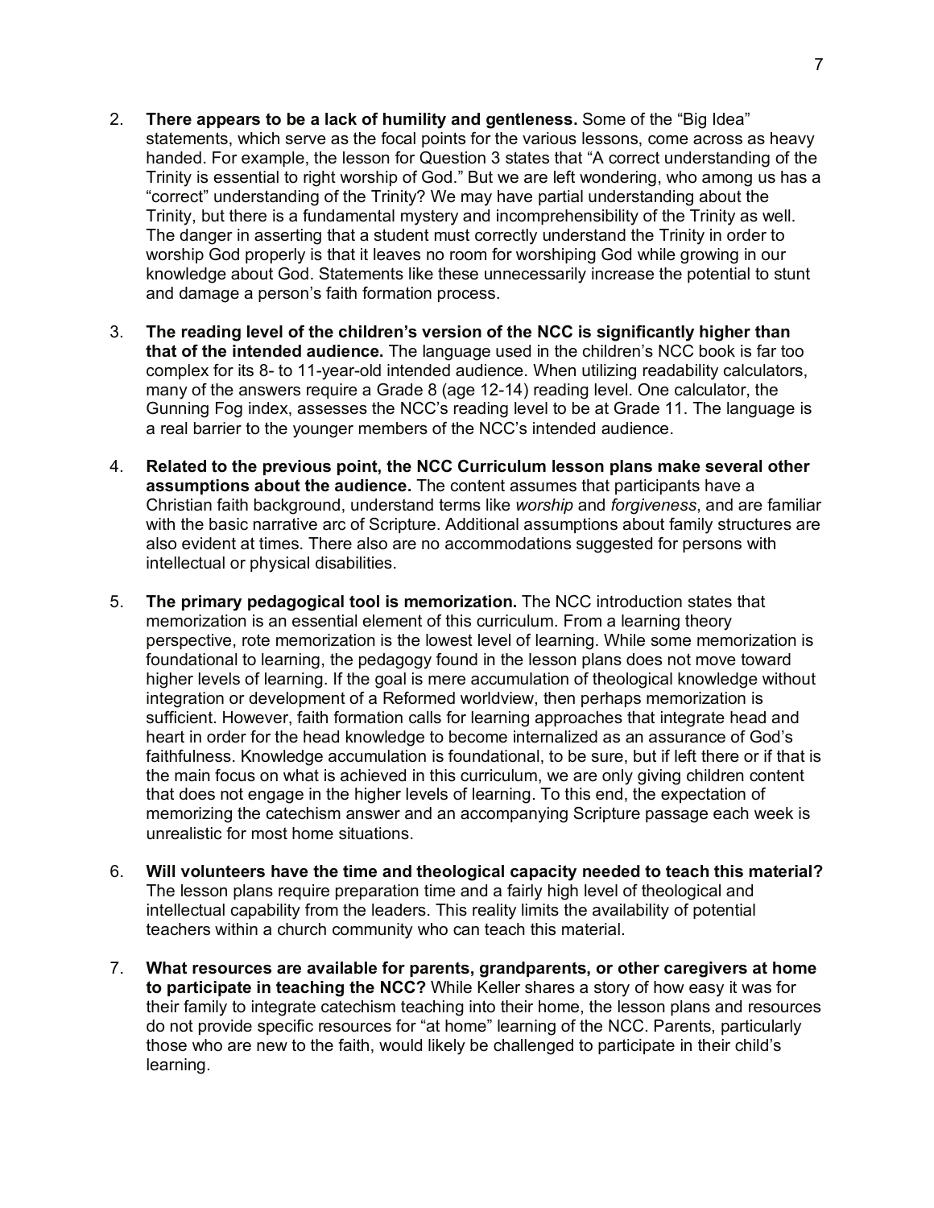2. **There appears to be a lack of humility and gentleness.** Some of the "Big Idea" statements, which serve as the focal points for the various lessons, come across as heavy handed. For example, the lesson for Question 3 states that "A correct understanding of the Trinity is essential to right worship of God." But we are left wondering, who among us has a "correct" understanding of the Trinity? We may have partial understanding about the Trinity, but there is a fundamental mystery and incomprehensibility of the Trinity as well. The danger in asserting that a student must correctly understand the Trinity in order to worship God properly is that it leaves no room for worshiping God while growing in our knowledge about God. Statements like these unnecessarily increase the potential to stunt and damage a person's faith formation process.

3. **The reading level of the children's version of the NCC is significantly higher than that of the intended audience.** The language used in the children's NCC book is far too complex for its 8- to 11-year-old intended audience. When utilizing readability calculators, many of the answers require a Grade 8 (age 12-14) reading level. One calculator, the Gunning Fog index, assesses the NCC's reading level to be at Grade 11. The language is a real barrier to the younger members of the NCC's intended audience.

4. **Related to the previous point, the NCC Curriculum lesson plans make several other assumptions about the audience.** The content assumes that participants have a Christian faith background, understand terms like *worship* and *forgiveness*, and are familiar with the basic narrative arc of Scripture. Additional assumptions about family structures are also evident at times. There also are no accommodations suggested for persons with intellectual or physical disabilities.

5. **The primary pedagogical tool is memorization.** The NCC introduction states that memorization is an essential element of this curriculum. From a learning theory perspective, rote memorization is the lowest level of learning. While some memorization is foundational to learning, the pedagogy found in the lesson plans does not move toward higher levels of learning. If the goal is mere accumulation of theological knowledge without integration or development of a Reformed worldview, then perhaps memorization is sufficient. However, faith formation calls for learning approaches that integrate head and heart in order for the head knowledge to become internalized as an assurance of God's faithfulness. Knowledge accumulation is foundational, to be sure, but if left there or if that is the main focus on what is achieved in this curriculum, we are only giving children content that does not engage in the higher levels of learning. To this end, the expectation of memorizing the catechism answer and an accompanying Scripture passage each week is unrealistic for most home situations.

6. **Will volunteers have the time and theological capacity needed to teach this material?** The lesson plans require preparation time and a fairly high level of theological and intellectual capability from the leaders. This reality limits the availability of potential teachers within a church community who can teach this material.

7. **What resources are available for parents, grandparents, or other caregivers at home to participate in teaching the NCC?** While Keller shares a story of how easy it was for their family to integrate catechism teaching into their home, the lesson plans and resources do not provide specific resources for "at home" learning of the NCC. Parents, particularly those who are new to the faith, would likely be challenged to participate in their child's learning.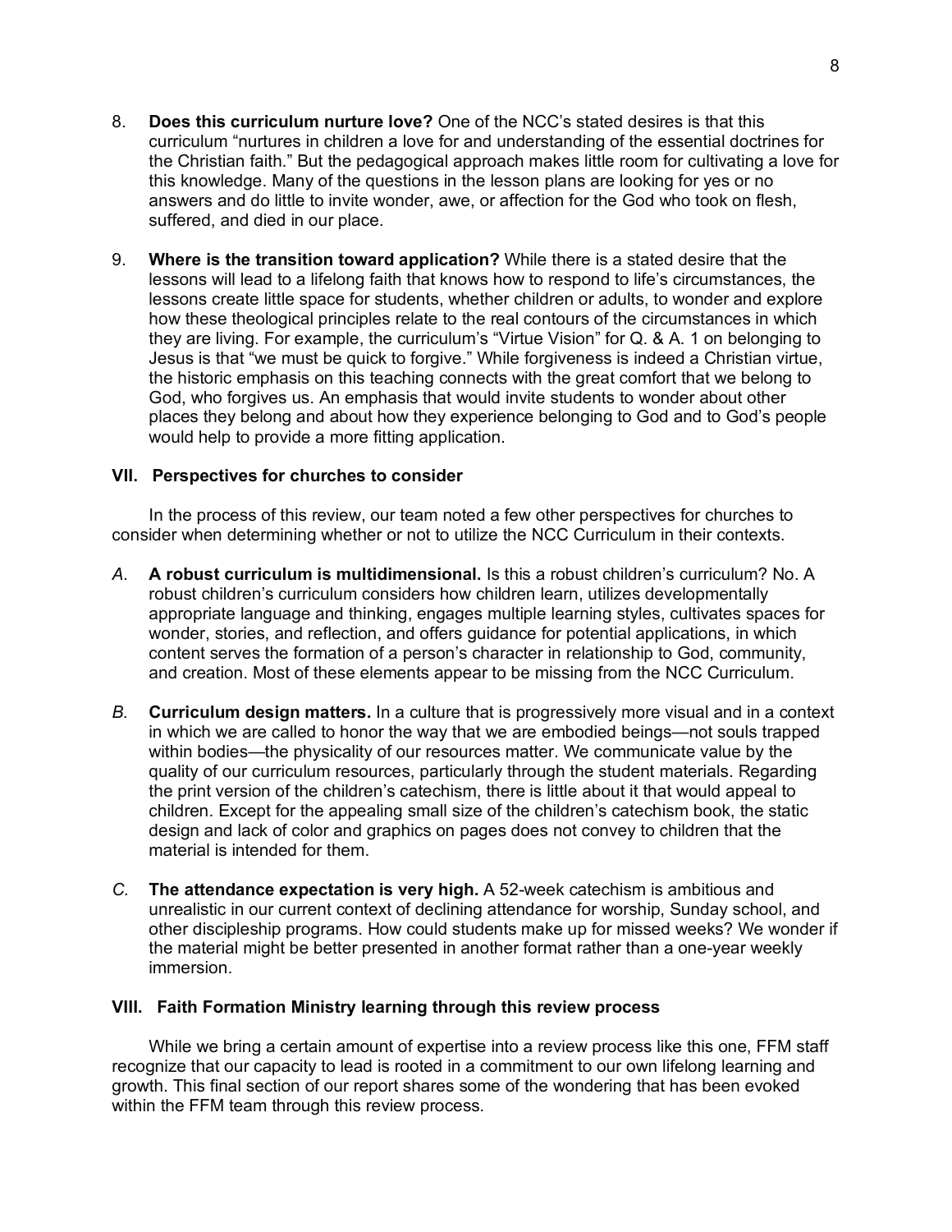8. **Does this curriculum nurture love?** One of the NCC's stated desires is that this curriculum "nurtures in children a love for and understanding of the essential doctrines for the Christian faith." But the pedagogical approach makes little room for cultivating a love for this knowledge. Many of the questions in the lesson plans are looking for yes or no answers and do little to invite wonder, awe, or affection for the God who took on flesh, suffered, and died in our place.

9. **Where is the transition toward application?** While there is a stated desire that the lessons will lead to a lifelong faith that knows how to respond to life's circumstances, the lessons create little space for students, whether children or adults, to wonder and explore how these theological principles relate to the real contours of the circumstances in which they are living. For example, the curriculum's "Virtue Vision" for Q. & A. 1 on belonging to Jesus is that "we must be quick to forgive." While forgiveness is indeed a Christian virtue, the historic emphasis on this teaching connects with the great comfort that we belong to God, who forgives us. An emphasis that would invite students to wonder about other places they belong and about how they experience belonging to God and to God's people would help to provide a more fitting application.

### VII. Perspectives for churches to consider

In the process of this review, our team noted a few other perspectives for churches to consider when determining whether or not to utilize the NCC Curriculum in their contexts.

*A.* **A robust curriculum is multidimensional.** Is this a robust children's curriculum? No. A robust children's curriculum considers how children learn, utilizes developmentally appropriate language and thinking, engages multiple learning styles, cultivates spaces for wonder, stories, and reflection, and offers guidance for potential applications, in which content serves the formation of a person's character in relationship to God, community, and creation. Most of these elements appear to be missing from the NCC Curriculum.

*B.* **Curriculum design matters.** In a culture that is progressively more visual and in a context in which we are called to honor the way that we are embodied beings—not souls trapped within bodies—the physicality of our resources matter. We communicate value by the quality of our curriculum resources, particularly through the student materials. Regarding the print version of the children's catechism, there is little about it that would appeal to children. Except for the appealing small size of the children's catechism book, the static design and lack of color and graphics on pages does not convey to children that the material is intended for them.

*C.* **The attendance expectation is very high.** A 52-week catechism is ambitious and unrealistic in our current context of declining attendance for worship, Sunday school, and other discipleship programs. How could students make up for missed weeks? We wonder if the material might be better presented in another format rather than a one-year weekly immersion.

### VIII. Faith Formation Ministry learning through this review process

While we bring a certain amount of expertise into a review process like this one, FFM staff recognize that our capacity to lead is rooted in a commitment to our own lifelong learning and growth. This final section of our report shares some of the wondering that has been evoked within the FFM team through this review process.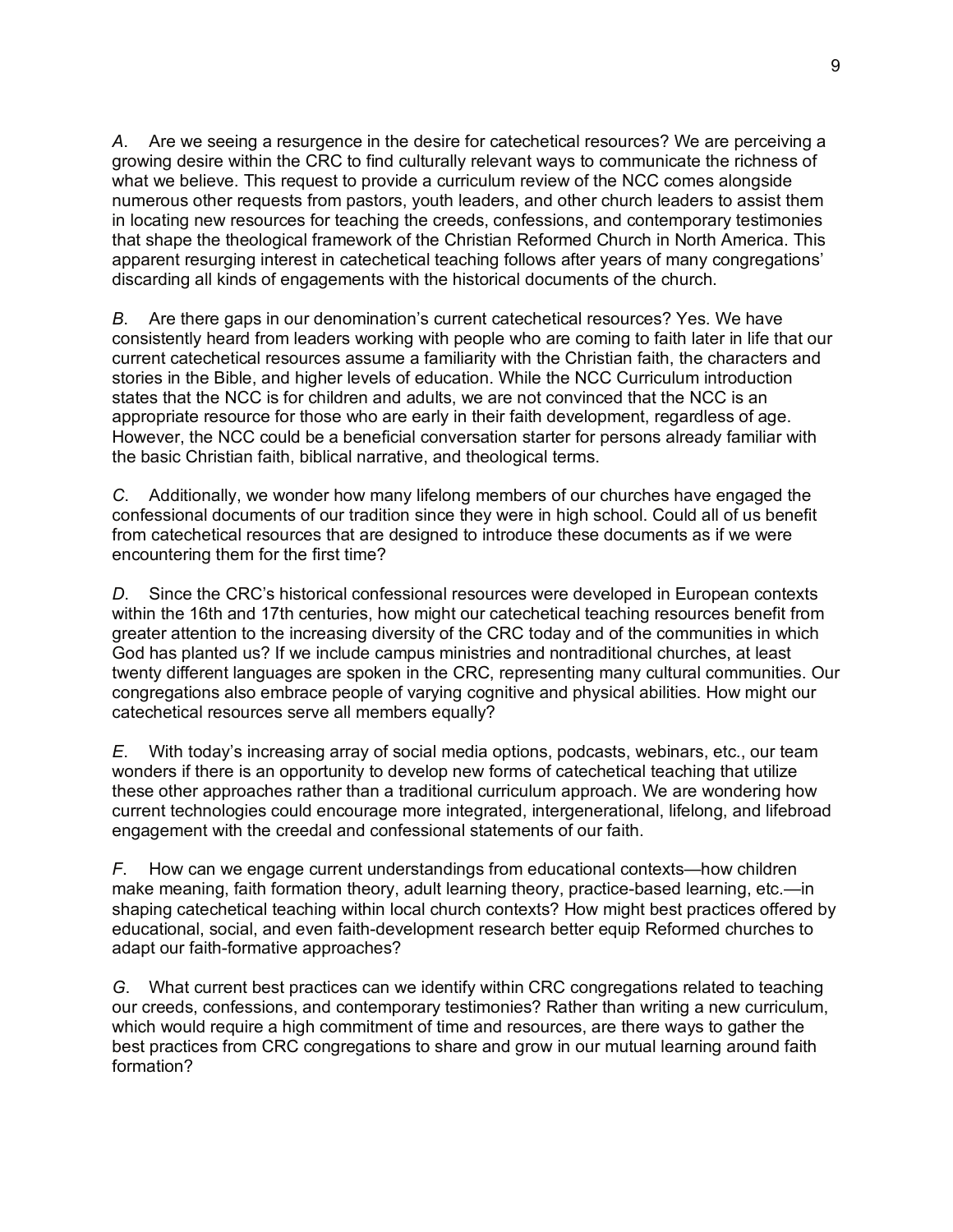*A*. Are we seeing a resurgence in the desire for catechetical resources? We are perceiving a growing desire within the CRC to find culturally relevant ways to communicate the richness of what we believe. This request to provide a curriculum review of the NCC comes alongside numerous other requests from pastors, youth leaders, and other church leaders to assist them in locating new resources for teaching the creeds, confessions, and contemporary testimonies that shape the theological framework of the Christian Reformed Church in North America. This apparent resurging interest in catechetical teaching follows after years of many congregations' discarding all kinds of engagements with the historical documents of the church.

*B*. Are there gaps in our denomination's current catechetical resources? Yes. We have consistently heard from leaders working with people who are coming to faith later in life that our current catechetical resources assume a familiarity with the Christian faith, the characters and stories in the Bible, and higher levels of education. While the NCC Curriculum introduction states that the NCC is for children and adults, we are not convinced that the NCC is an appropriate resource for those who are early in their faith development, regardless of age. However, the NCC could be a beneficial conversation starter for persons already familiar with the basic Christian faith, biblical narrative, and theological terms.

*C*. Additionally, we wonder how many lifelong members of our churches have engaged the confessional documents of our tradition since they were in high school. Could all of us benefit from catechetical resources that are designed to introduce these documents as if we were encountering them for the first time?

*D*. Since the CRC's historical confessional resources were developed in European contexts within the 16th and 17th centuries, how might our catechetical teaching resources benefit from greater attention to the increasing diversity of the CRC today and of the communities in which God has planted us? If we include campus ministries and nontraditional churches, at least twenty different languages are spoken in the CRC, representing many cultural communities. Our congregations also embrace people of varying cognitive and physical abilities. How might our catechetical resources serve all members equally?

*E*. With today's increasing array of social media options, podcasts, webinars, etc., our team wonders if there is an opportunity to develop new forms of catechetical teaching that utilize these other approaches rather than a traditional curriculum approach. We are wondering how current technologies could encourage more integrated, intergenerational, lifelong, and lifebroad engagement with the creedal and confessional statements of our faith.

*F*. How can we engage current understandings from educational contexts—how children make meaning, faith formation theory, adult learning theory, practice-based learning, etc.—in shaping catechetical teaching within local church contexts? How might best practices offered by educational, social, and even faith-development research better equip Reformed churches to adapt our faith-formative approaches?

*G*. What current best practices can we identify within CRC congregations related to teaching our creeds, confessions, and contemporary testimonies? Rather than writing a new curriculum, which would require a high commitment of time and resources, are there ways to gather the best practices from CRC congregations to share and grow in our mutual learning around faith formation?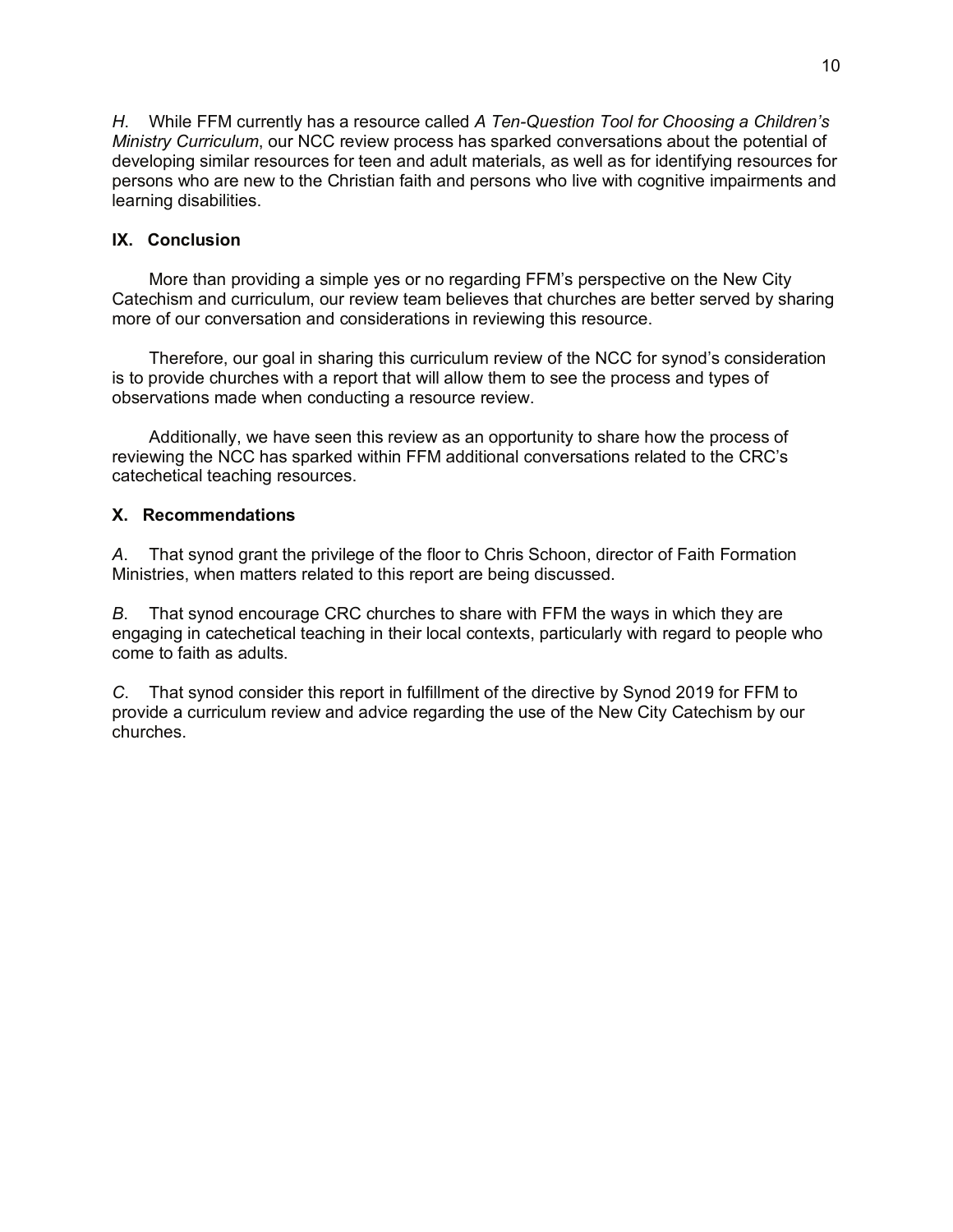*H*. While FFM currently has a resource called *A Ten-Question Tool for Choosing a Children's Ministry Curriculum*, our NCC review process has sparked conversations about the potential of developing similar resources for teen and adult materials, as well as for identifying resources for persons who are new to the Christian faith and persons who live with cognitive impairments and learning disabilities.

## IX. Conclusion

More than providing a simple yes or no regarding FFM's perspective on the New City Catechism and curriculum, our review team believes that churches are better served by sharing more of our conversation and considerations in reviewing this resource.

Therefore, our goal in sharing this curriculum review of the NCC for synod's consideration is to provide churches with a report that will allow them to see the process and types of observations made when conducting a resource review.

Additionally, we have seen this review as an opportunity to share how the process of reviewing the NCC has sparked within FFM additional conversations related to the CRC's catechetical teaching resources.

## X. Recommendations

*A*. That synod grant the privilege of the floor to Chris Schoon, director of Faith Formation Ministries, when matters related to this report are being discussed.

*B*. That synod encourage CRC churches to share with FFM the ways in which they are engaging in catechetical teaching in their local contexts, particularly with regard to people who come to faith as adults.

*C*. That synod consider this report in fulfillment of the directive by Synod 2019 for FFM to provide a curriculum review and advice regarding the use of the New City Catechism by our churches.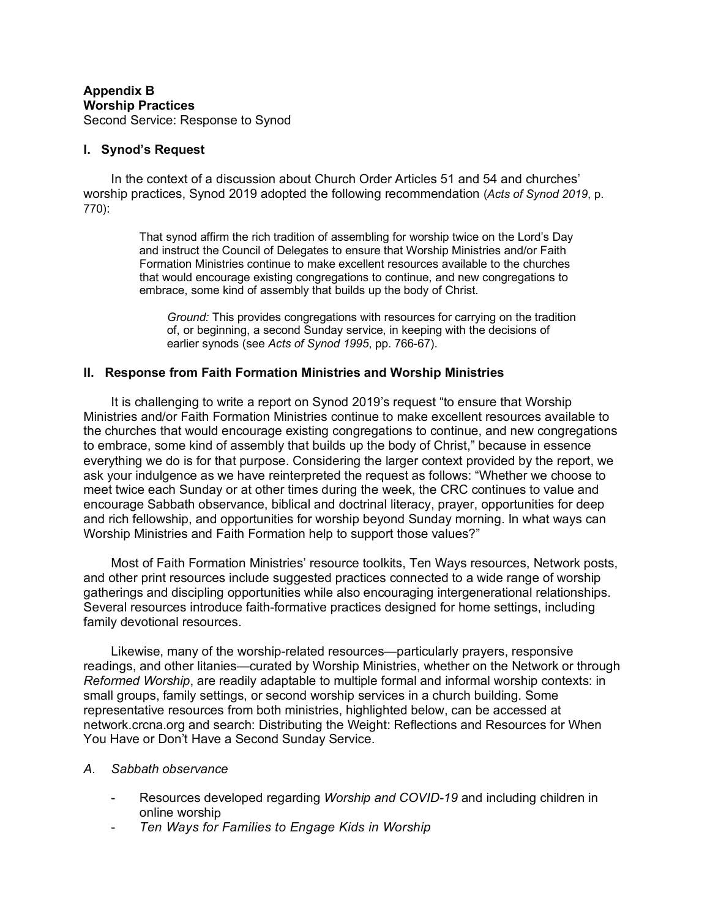**Appendix B**
**Worship Practices**
Second Service: Response to Synod

## I. Synod's Request

In the context of a discussion about Church Order Articles 51 and 54 and churches' worship practices, Synod 2019 adopted the following recommendation (*Acts of Synod 2019*, p. 770):

> That synod affirm the rich tradition of assembling for worship twice on the Lord's Day and instruct the Council of Delegates to ensure that Worship Ministries and/or Faith Formation Ministries continue to make excellent resources available to the churches that would encourage existing congregations to continue, and new congregations to embrace, some kind of assembly that builds up the body of Christ.
>
> > *Ground:* This provides congregations with resources for carrying on the tradition of, or beginning, a second Sunday service, in keeping with the decisions of earlier synods (see *Acts of Synod 1995*, pp. 766-67).

## II. Response from Faith Formation Ministries and Worship Ministries

It is challenging to write a report on Synod 2019's request "to ensure that Worship Ministries and/or Faith Formation Ministries continue to make excellent resources available to the churches that would encourage existing congregations to continue, and new congregations to embrace, some kind of assembly that builds up the body of Christ," because in essence everything we do is for that purpose. Considering the larger context provided by the report, we ask your indulgence as we have reinterpreted the request as follows: "Whether we choose to meet twice each Sunday or at other times during the week, the CRC continues to value and encourage Sabbath observance, biblical and doctrinal literacy, prayer, opportunities for deep and rich fellowship, and opportunities for worship beyond Sunday morning. In what ways can Worship Ministries and Faith Formation help to support those values?"

Most of Faith Formation Ministries' resource toolkits, Ten Ways resources, Network posts, and other print resources include suggested practices connected to a wide range of worship gatherings and discipling opportunities while also encouraging intergenerational relationships. Several resources introduce faith-formative practices designed for home settings, including family devotional resources.

Likewise, many of the worship-related resources—particularly prayers, responsive readings, and other litanies—curated by Worship Ministries, whether on the Network or through *Reformed Worship*, are readily adaptable to multiple formal and informal worship contexts: in small groups, family settings, or second worship services in a church building. Some representative resources from both ministries, highlighted below, can be accessed at network.crcna.org and search: Distributing the Weight: Reflections and Resources for When You Have or Don't Have a Second Sunday Service.

*A. Sabbath observance*

- Resources developed regarding *Worship and COVID-19* and including children in online worship
- *Ten Ways for Families to Engage Kids in Worship*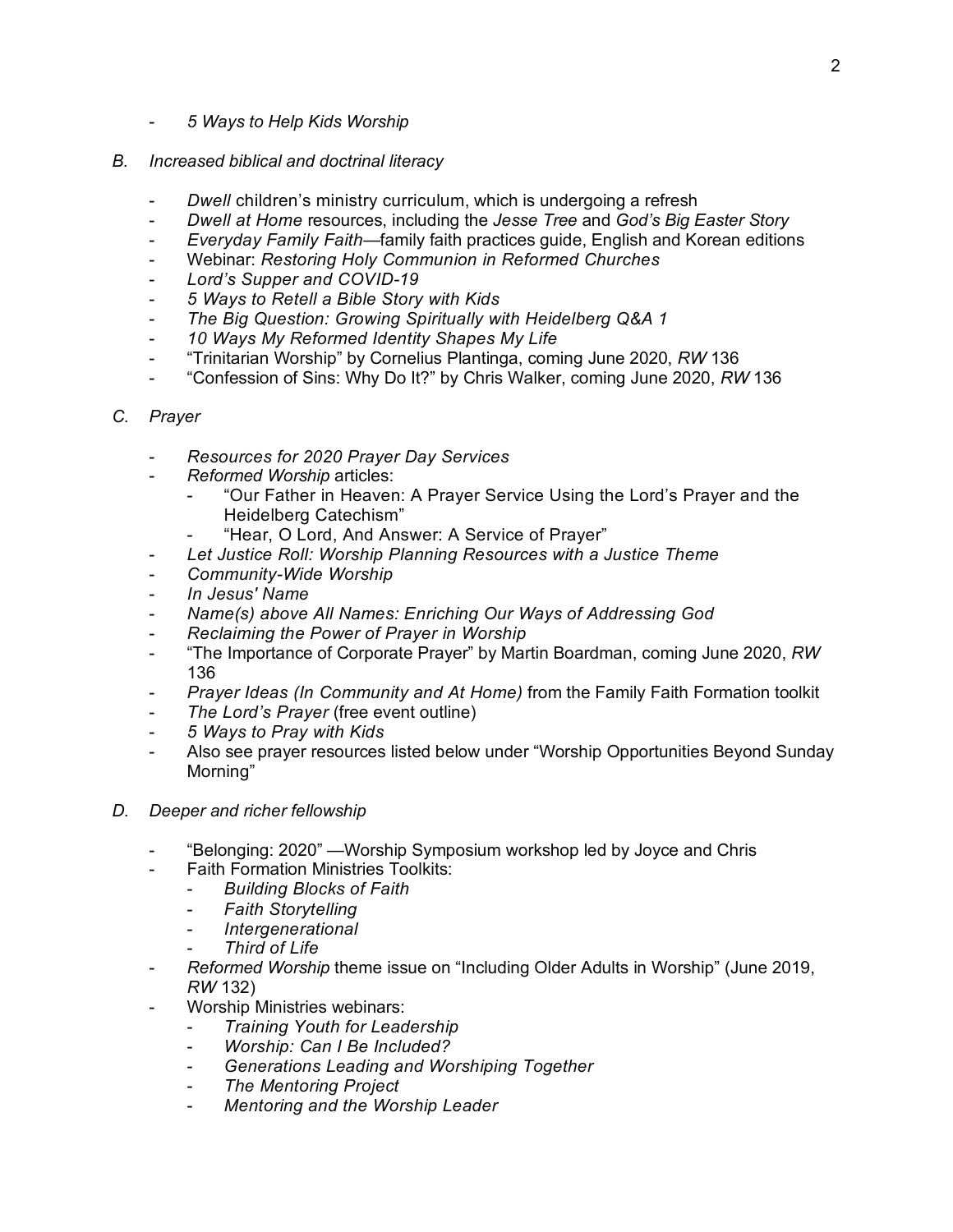- *5 Ways to Help Kids Worship*

*B. Increased biblical and doctrinal literacy*

- *Dwell* children's ministry curriculum, which is undergoing a refresh
- *Dwell at Home* resources, including the *Jesse Tree* and *God's Big Easter Story*
- *Everyday Family Faith*—family faith practices guide, English and Korean editions
- Webinar: *Restoring Holy Communion in Reformed Churches*
- *Lord's Supper and COVID-19*
- *5 Ways to Retell a Bible Story with Kids*
- *The Big Question: Growing Spiritually with Heidelberg Q&A 1*
- *10 Ways My Reformed Identity Shapes My Life*
- "Trinitarian Worship" by Cornelius Plantinga, coming June 2020, *RW* 136
- "Confession of Sins: Why Do It?" by Chris Walker, coming June 2020, *RW* 136

*C. Prayer*

- *Resources for 2020 Prayer Day Services*
- *Reformed Worship* articles:
  - "Our Father in Heaven: A Prayer Service Using the Lord's Prayer and the Heidelberg Catechism"
  - "Hear, O Lord, And Answer: A Service of Prayer"
- *Let Justice Roll: Worship Planning Resources with a Justice Theme*
- *Community-Wide Worship*
- *In Jesus' Name*
- *Name(s) above All Names: Enriching Our Ways of Addressing God*
- *Reclaiming the Power of Prayer in Worship*
- "The Importance of Corporate Prayer" by Martin Boardman, coming June 2020, *RW* 136
- *Prayer Ideas (In Community and At Home)* from the Family Faith Formation toolkit
- *The Lord's Prayer* (free event outline)
- *5 Ways to Pray with Kids*
- Also see prayer resources listed below under "Worship Opportunities Beyond Sunday Morning"

*D. Deeper and richer fellowship*

- "Belonging: 2020" —Worship Symposium workshop led by Joyce and Chris
- Faith Formation Ministries Toolkits:
  - *Building Blocks of Faith*
  - *Faith Storytelling*
  - *Intergenerational*
  - *Third of Life*
- *Reformed Worship* theme issue on "Including Older Adults in Worship" (June 2019, *RW* 132)
- Worship Ministries webinars:
  - *Training Youth for Leadership*
  - *Worship: Can I Be Included?*
  - *Generations Leading and Worshiping Together*
  - *The Mentoring Project*
  - *Mentoring and the Worship Leader*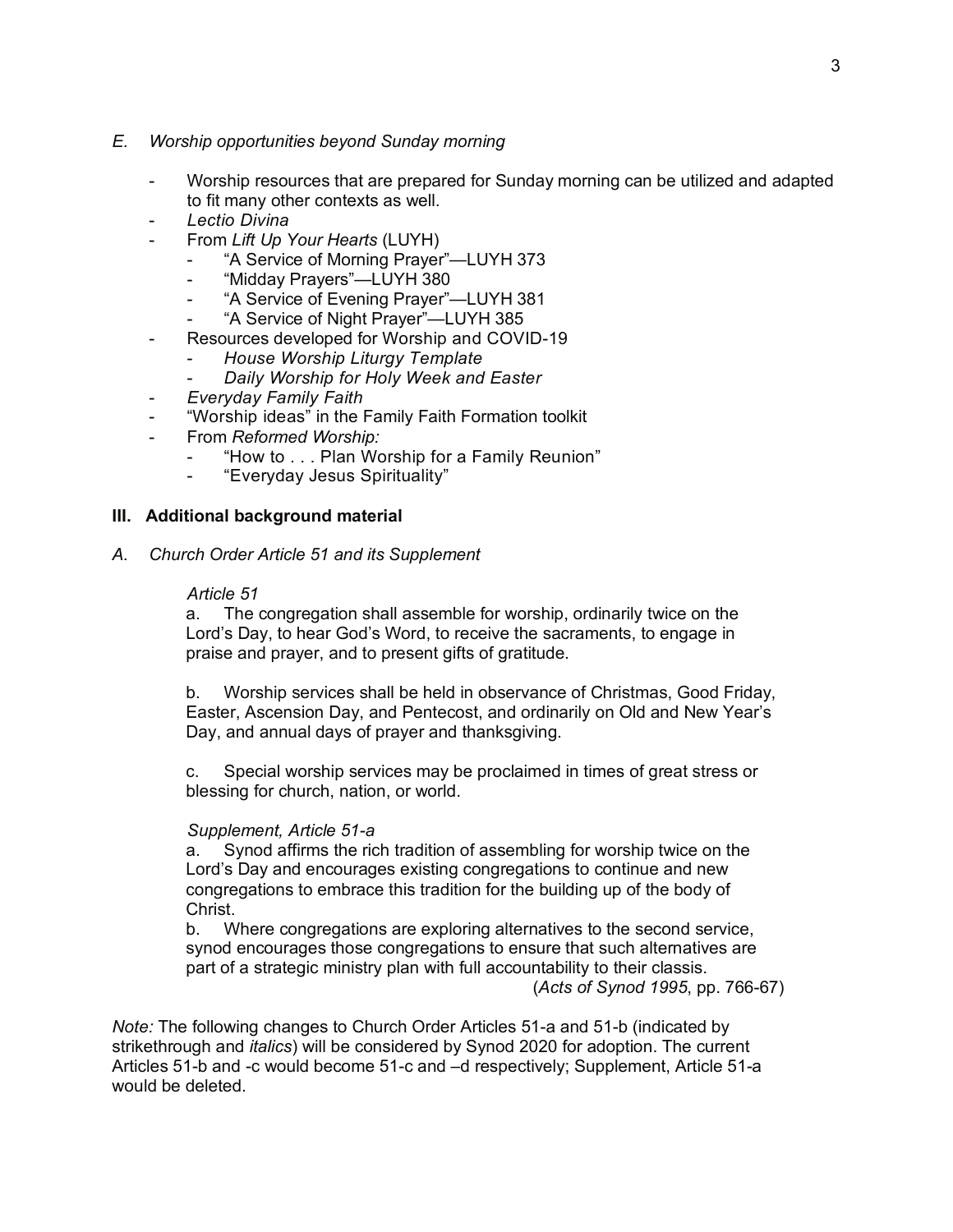*E. Worship opportunities beyond Sunday morning*

- Worship resources that are prepared for Sunday morning can be utilized and adapted to fit many other contexts as well.
- *Lectio Divina*
- From *Lift Up Your Hearts* (LUYH)
  - "A Service of Morning Prayer"—LUYH 373
  - "Midday Prayers"—LUYH 380
  - "A Service of Evening Prayer"—LUYH 381
  - "A Service of Night Prayer"—LUYH 385
- Resources developed for Worship and COVID-19
  - *House Worship Liturgy Template*
  - *Daily Worship for Holy Week and Easter*
- *Everyday Family Faith*
- "Worship ideas" in the Family Faith Formation toolkit
- From *Reformed Worship:*
  - "How to . . . Plan Worship for a Family Reunion"
  - "Everyday Jesus Spirituality"

## III. Additional background material

*A. Church Order Article 51 and its Supplement*

*Article 51*

a. The congregation shall assemble for worship, ordinarily twice on the Lord's Day, to hear God's Word, to receive the sacraments, to engage in praise and prayer, and to present gifts of gratitude.

b. Worship services shall be held in observance of Christmas, Good Friday, Easter, Ascension Day, and Pentecost, and ordinarily on Old and New Year's Day, and annual days of prayer and thanksgiving.

c. Special worship services may be proclaimed in times of great stress or blessing for church, nation, or world.

*Supplement, Article 51-a*

a. Synod affirms the rich tradition of assembling for worship twice on the Lord's Day and encourages existing congregations to continue and new congregations to embrace this tradition for the building up of the body of Christ.

b. Where congregations are exploring alternatives to the second service, synod encourages those congregations to ensure that such alternatives are part of a strategic ministry plan with full accountability to their classis.

(*Acts of Synod 1995*, pp. 766-67)

*Note:* The following changes to Church Order Articles 51-a and 51-b (indicated by strikethrough and *italics*) will be considered by Synod 2020 for adoption. The current Articles 51-b and -c would become 51-c and –d respectively; Supplement, Article 51-a would be deleted.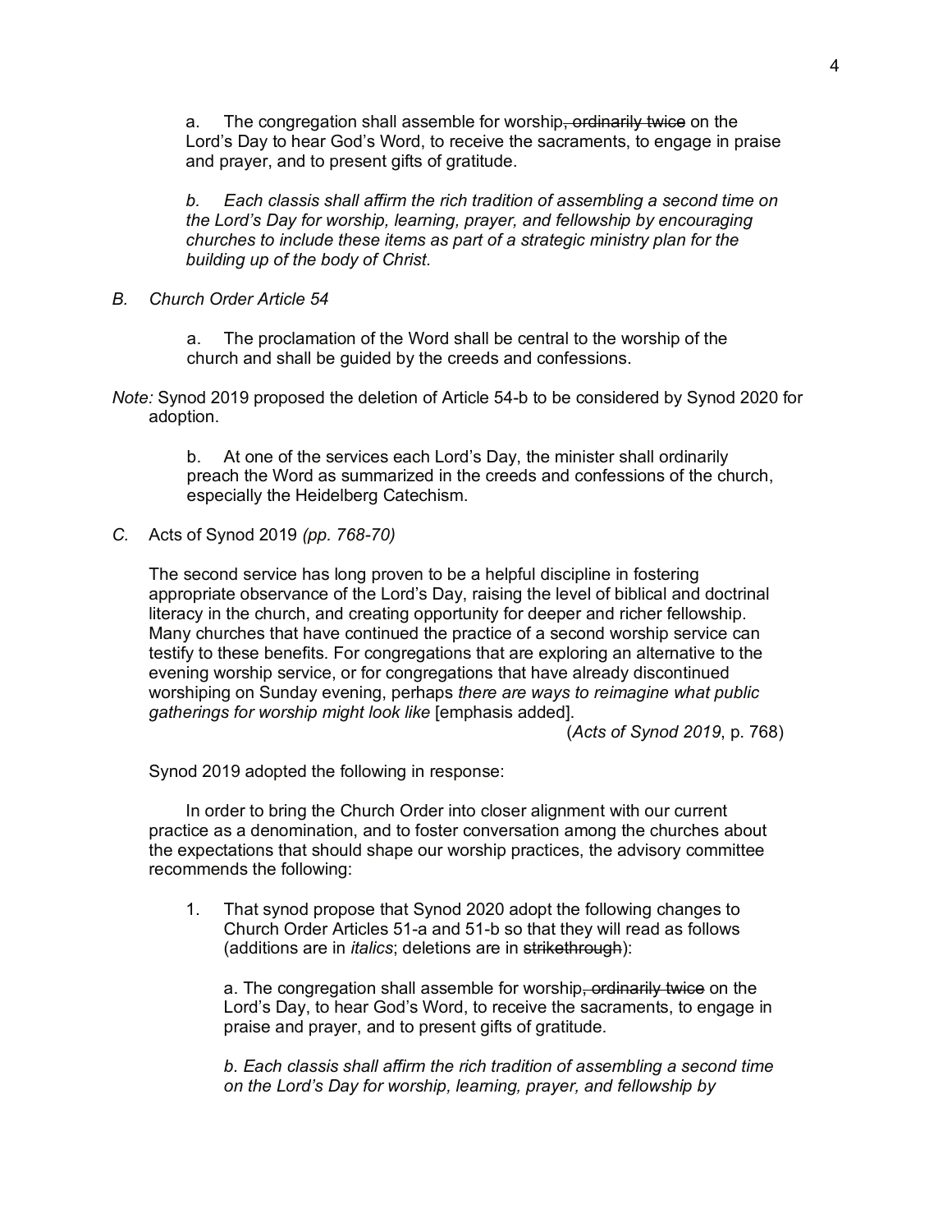a. The congregation shall assemble for worship~~, ordinarily twice~~ on the Lord's Day to hear God's Word, to receive the sacraments, to engage in praise and prayer, and to present gifts of gratitude.

*b. Each classis shall affirm the rich tradition of assembling a second time on the Lord's Day for worship, learning, prayer, and fellowship by encouraging churches to include these items as part of a strategic ministry plan for the building up of the body of Christ.*

*B. Church Order Article 54*

a. The proclamation of the Word shall be central to the worship of the church and shall be guided by the creeds and confessions.

*Note:* Synod 2019 proposed the deletion of Article 54-b to be considered by Synod 2020 for adoption.

b. At one of the services each Lord's Day, the minister shall ordinarily preach the Word as summarized in the creeds and confessions of the church, especially the Heidelberg Catechism.

*C.* Acts of Synod 2019 *(pp. 768-70)*

The second service has long proven to be a helpful discipline in fostering appropriate observance of the Lord's Day, raising the level of biblical and doctrinal literacy in the church, and creating opportunity for deeper and richer fellowship. Many churches that have continued the practice of a second worship service can testify to these benefits. For congregations that are exploring an alternative to the evening worship service, or for congregations that have already discontinued worshiping on Sunday evening, perhaps *there are ways to reimagine what public gatherings for worship might look like* [emphasis added].

(*Acts of Synod 2019*, p. 768)

Synod 2019 adopted the following in response:

In order to bring the Church Order into closer alignment with our current practice as a denomination, and to foster conversation among the churches about the expectations that should shape our worship practices, the advisory committee recommends the following:

1. That synod propose that Synod 2020 adopt the following changes to Church Order Articles 51-a and 51-b so that they will read as follows (additions are in *italics*; deletions are in ~~strikethrough~~):

   a. The congregation shall assemble for worship~~, ordinarily twice~~ on the Lord's Day, to hear God's Word, to receive the sacraments, to engage in praise and prayer, and to present gifts of gratitude.

   *b. Each classis shall affirm the rich tradition of assembling a second time on the Lord's Day for worship, learning, prayer, and fellowship by*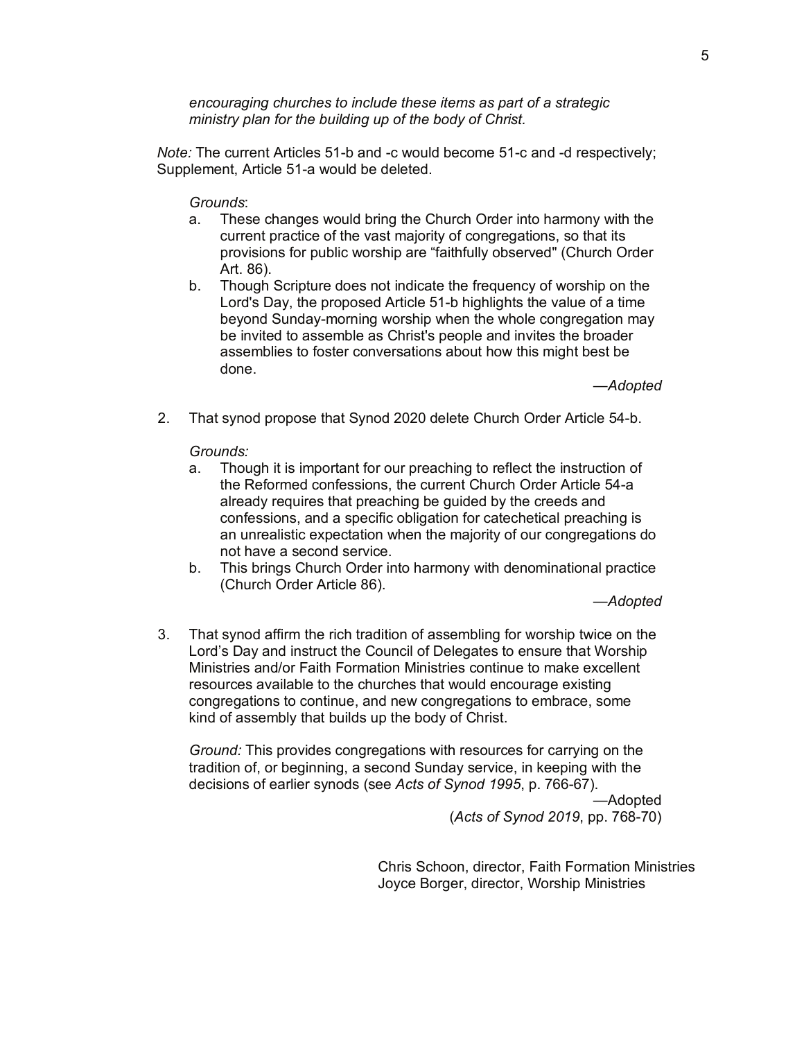*encouraging churches to include these items as part of a strategic ministry plan for the building up of the body of Christ.*

*Note:* The current Articles 51-b and -c would become 51-c and -d respectively; Supplement, Article 51-a would be deleted.

*Grounds*:

a. These changes would bring the Church Order into harmony with the current practice of the vast majority of congregations, so that its provisions for public worship are "faithfully observed" (Church Order Art. 86).

b. Though Scripture does not indicate the frequency of worship on the Lord's Day, the proposed Article 51-b highlights the value of a time beyond Sunday-morning worship when the whole congregation may be invited to assemble as Christ's people and invites the broader assemblies to foster conversations about how this might best be done.

—*Adopted*

2. That synod propose that Synod 2020 delete Church Order Article 54-b.

   *Grounds:*

   a. Though it is important for our preaching to reflect the instruction of the Reformed confessions, the current Church Order Article 54-a already requires that preaching be guided by the creeds and confessions, and a specific obligation for catechetical preaching is an unrealistic expectation when the majority of our congregations do not have a second service.

   b. This brings Church Order into harmony with denominational practice (Church Order Article 86).

   —*Adopted*

3. That synod affirm the rich tradition of assembling for worship twice on the Lord's Day and instruct the Council of Delegates to ensure that Worship Ministries and/or Faith Formation Ministries continue to make excellent resources available to the churches that would encourage existing congregations to continue, and new congregations to embrace, some kind of assembly that builds up the body of Christ.

   *Ground:* This provides congregations with resources for carrying on the tradition of, or beginning, a second Sunday service, in keeping with the decisions of earlier synods (see *Acts of Synod 1995*, p. 766-67).

   —Adopted
   (*Acts of Synod 2019*, pp. 768-70)

Chris Schoon, director, Faith Formation Ministries
Joyce Borger, director, Worship Ministries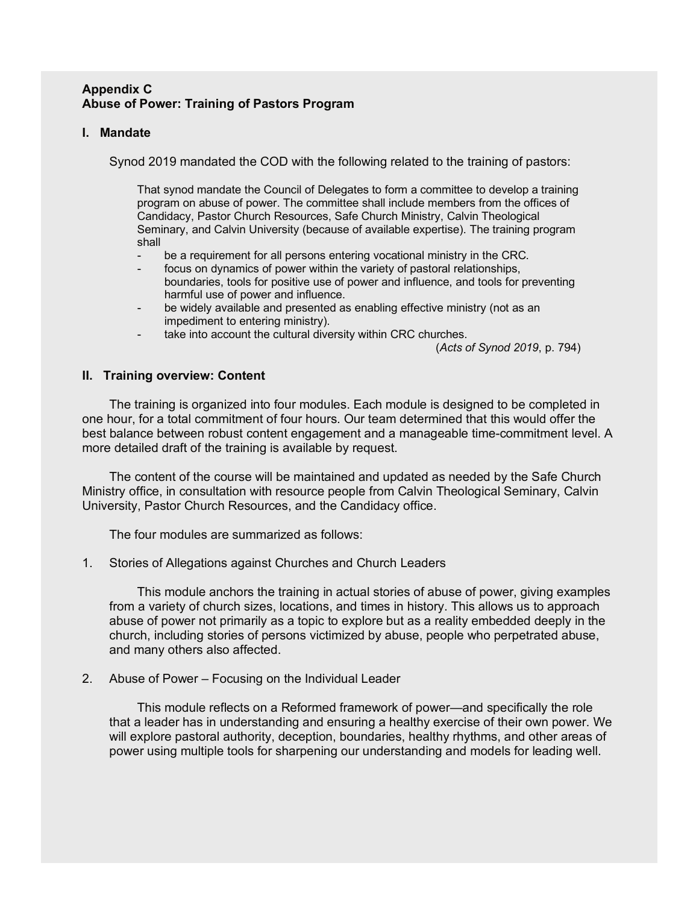**Appendix C**
**Abuse of Power: Training of Pastors Program**

## I. Mandate

Synod 2019 mandated the COD with the following related to the training of pastors:

> That synod mandate the Council of Delegates to form a committee to develop a training program on abuse of power. The committee shall include members from the offices of Candidacy, Pastor Church Resources, Safe Church Ministry, Calvin Theological Seminary, and Calvin University (because of available expertise). The training program shall
>
> - be a requirement for all persons entering vocational ministry in the CRC.
> - focus on dynamics of power within the variety of pastoral relationships, boundaries, tools for positive use of power and influence, and tools for preventing harmful use of power and influence.
> - be widely available and presented as enabling effective ministry (not as an impediment to entering ministry).
> - take into account the cultural diversity within CRC churches.
>
> (*Acts of Synod 2019*, p. 794)

## II. Training overview: Content

The training is organized into four modules. Each module is designed to be completed in one hour, for a total commitment of four hours. Our team determined that this would offer the best balance between robust content engagement and a manageable time-commitment level. A more detailed draft of the training is available by request.

The content of the course will be maintained and updated as needed by the Safe Church Ministry office, in consultation with resource people from Calvin Theological Seminary, Calvin University, Pastor Church Resources, and the Candidacy office.

The four modules are summarized as follows:

1. Stories of Allegations against Churches and Church Leaders

   This module anchors the training in actual stories of abuse of power, giving examples from a variety of church sizes, locations, and times in history. This allows us to approach abuse of power not primarily as a topic to explore but as a reality embedded deeply in the church, including stories of persons victimized by abuse, people who perpetrated abuse, and many others also affected.

2. Abuse of Power – Focusing on the Individual Leader

   This module reflects on a Reformed framework of power—and specifically the role that a leader has in understanding and ensuring a healthy exercise of their own power. We will explore pastoral authority, deception, boundaries, healthy rhythms, and other areas of power using multiple tools for sharpening our understanding and models for leading well.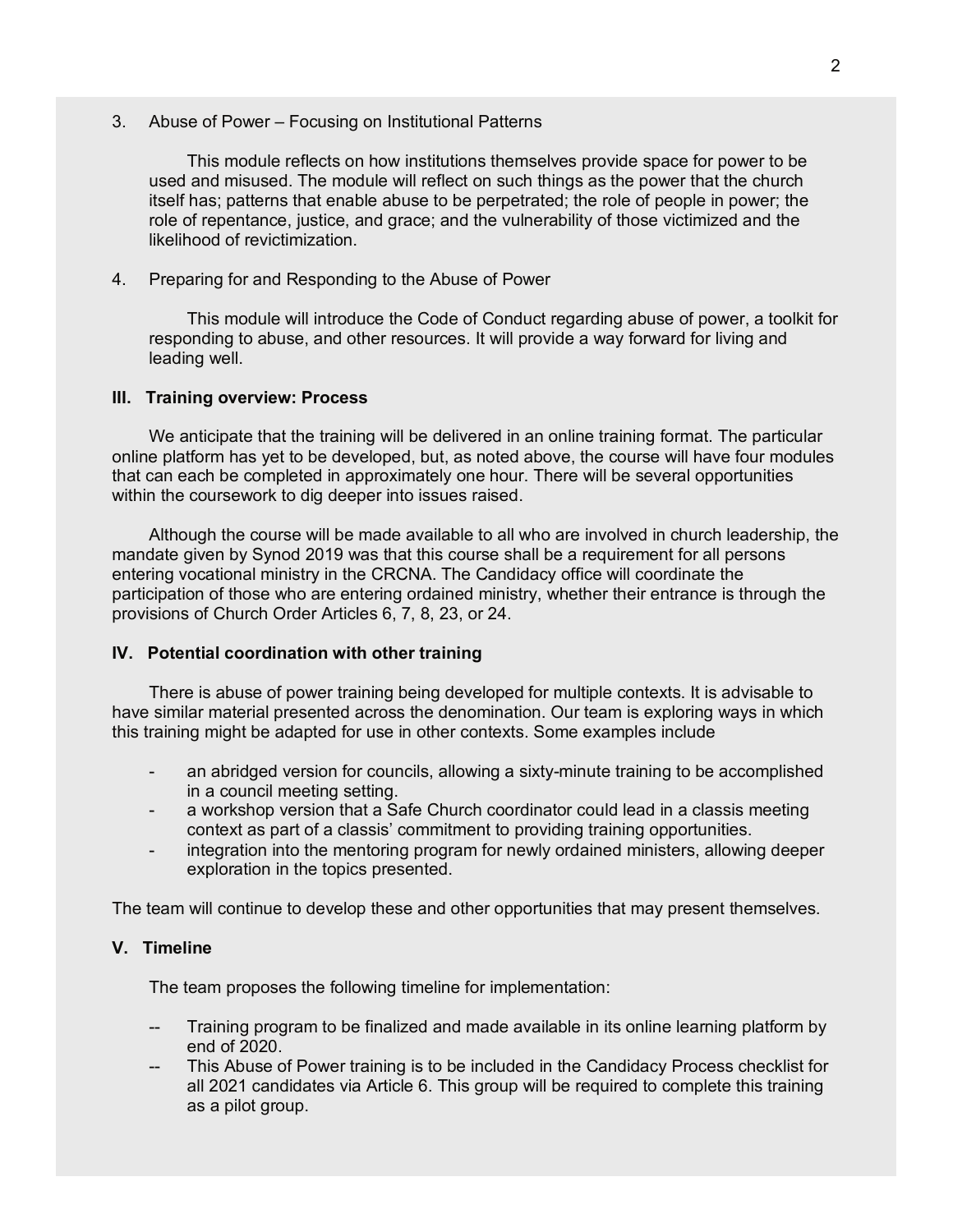3. Abuse of Power – Focusing on Institutional Patterns

    This module reflects on how institutions themselves provide space for power to be used and misused. The module will reflect on such things as the power that the church itself has; patterns that enable abuse to be perpetrated; the role of people in power; the role of repentance, justice, and grace; and the vulnerability of those victimized and the likelihood of revictimization.

4. Preparing for and Responding to the Abuse of Power

    This module will introduce the Code of Conduct regarding abuse of power, a toolkit for responding to abuse, and other resources. It will provide a way forward for living and leading well.

**III. Training overview: Process**

We anticipate that the training will be delivered in an online training format. The particular online platform has yet to be developed, but, as noted above, the course will have four modules that can each be completed in approximately one hour. There will be several opportunities within the coursework to dig deeper into issues raised.

Although the course will be made available to all who are involved in church leadership, the mandate given by Synod 2019 was that this course shall be a requirement for all persons entering vocational ministry in the CRCNA. The Candidacy office will coordinate the participation of those who are entering ordained ministry, whether their entrance is through the provisions of Church Order Articles 6, 7, 8, 23, or 24.

**IV. Potential coordination with other training**

There is abuse of power training being developed for multiple contexts. It is advisable to have similar material presented across the denomination. Our team is exploring ways in which this training might be adapted for use in other contexts. Some examples include

- an abridged version for councils, allowing a sixty-minute training to be accomplished in a council meeting setting.
- a workshop version that a Safe Church coordinator could lead in a classis meeting context as part of a classis' commitment to providing training opportunities.
- integration into the mentoring program for newly ordained ministers, allowing deeper exploration in the topics presented.

The team will continue to develop these and other opportunities that may present themselves.

**V. Timeline**

The team proposes the following timeline for implementation:

- Training program to be finalized and made available in its online learning platform by end of 2020.
- This Abuse of Power training is to be included in the Candidacy Process checklist for all 2021 candidates via Article 6. This group will be required to complete this training as a pilot group.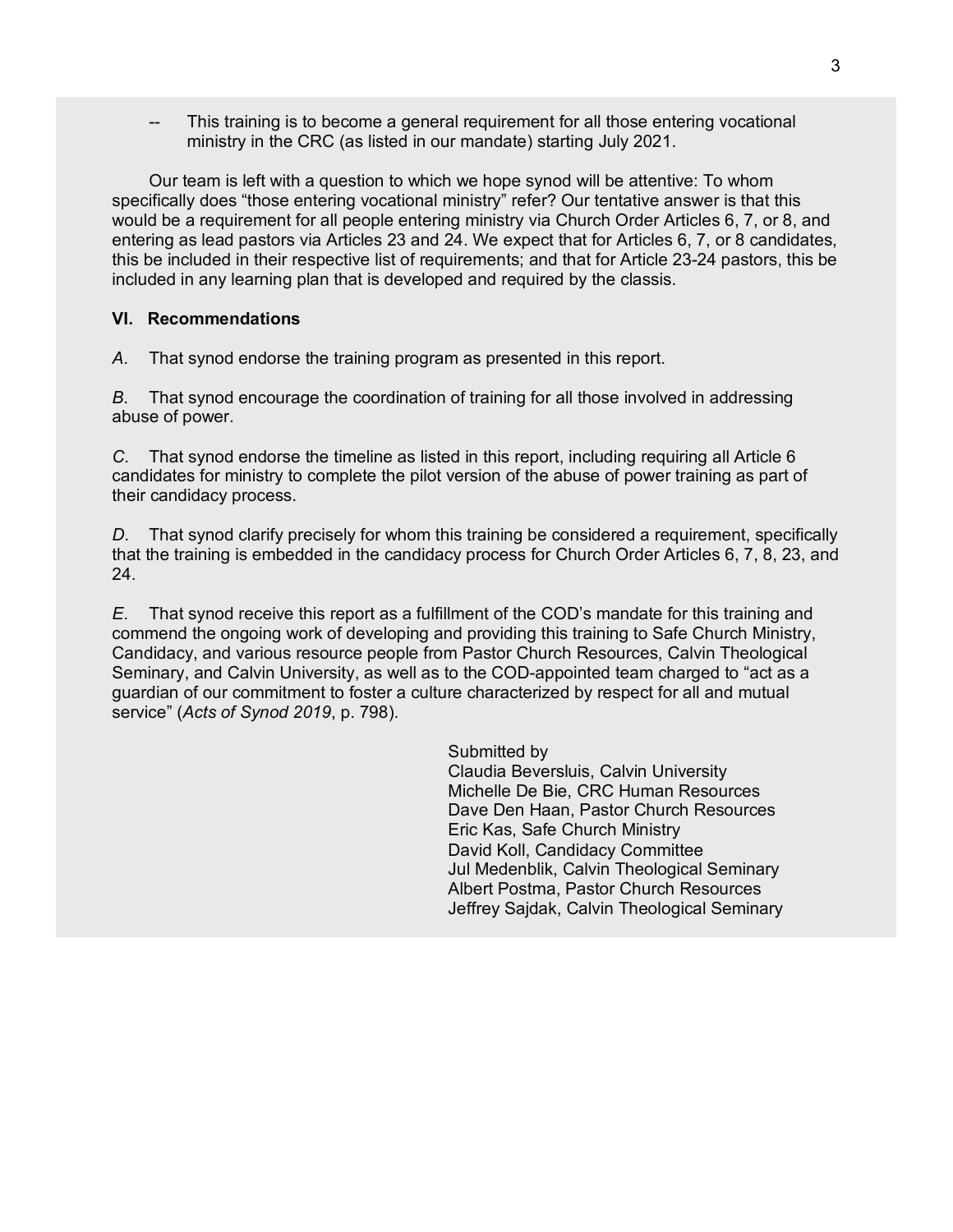-- This training is to become a general requirement for all those entering vocational ministry in the CRC (as listed in our mandate) starting July 2021.

Our team is left with a question to which we hope synod will be attentive: To whom specifically does “those entering vocational ministry” refer? Our tentative answer is that this would be a requirement for all people entering ministry via Church Order Articles 6, 7, or 8, and entering as lead pastors via Articles 23 and 24. We expect that for Articles 6, 7, or 8 candidates, this be included in their respective list of requirements; and that for Article 23-24 pastors, this be included in any learning plan that is developed and required by the classis.

### VI. Recommendations

*A.* That synod endorse the training program as presented in this report.

*B.* That synod encourage the coordination of training for all those involved in addressing abuse of power.

*C.* That synod endorse the timeline as listed in this report, including requiring all Article 6 candidates for ministry to complete the pilot version of the abuse of power training as part of their candidacy process.

*D.* That synod clarify precisely for whom this training be considered a requirement, specifically that the training is embedded in the candidacy process for Church Order Articles 6, 7, 8, 23, and 24.

*E.* That synod receive this report as a fulfillment of the COD’s mandate for this training and commend the ongoing work of developing and providing this training to Safe Church Ministry, Candidacy, and various resource people from Pastor Church Resources, Calvin Theological Seminary, and Calvin University, as well as to the COD-appointed team charged to “act as a guardian of our commitment to foster a culture characterized by respect for all and mutual service” (*Acts of Synod 2019*, p. 798).

Submitted by
Claudia Beversluis, Calvin University
Michelle De Bie, CRC Human Resources
Dave Den Haan, Pastor Church Resources
Eric Kas, Safe Church Ministry
David Koll, Candidacy Committee
Jul Medenblik, Calvin Theological Seminary
Albert Postma, Pastor Church Resources
Jeffrey Sajdak, Calvin Theological Seminary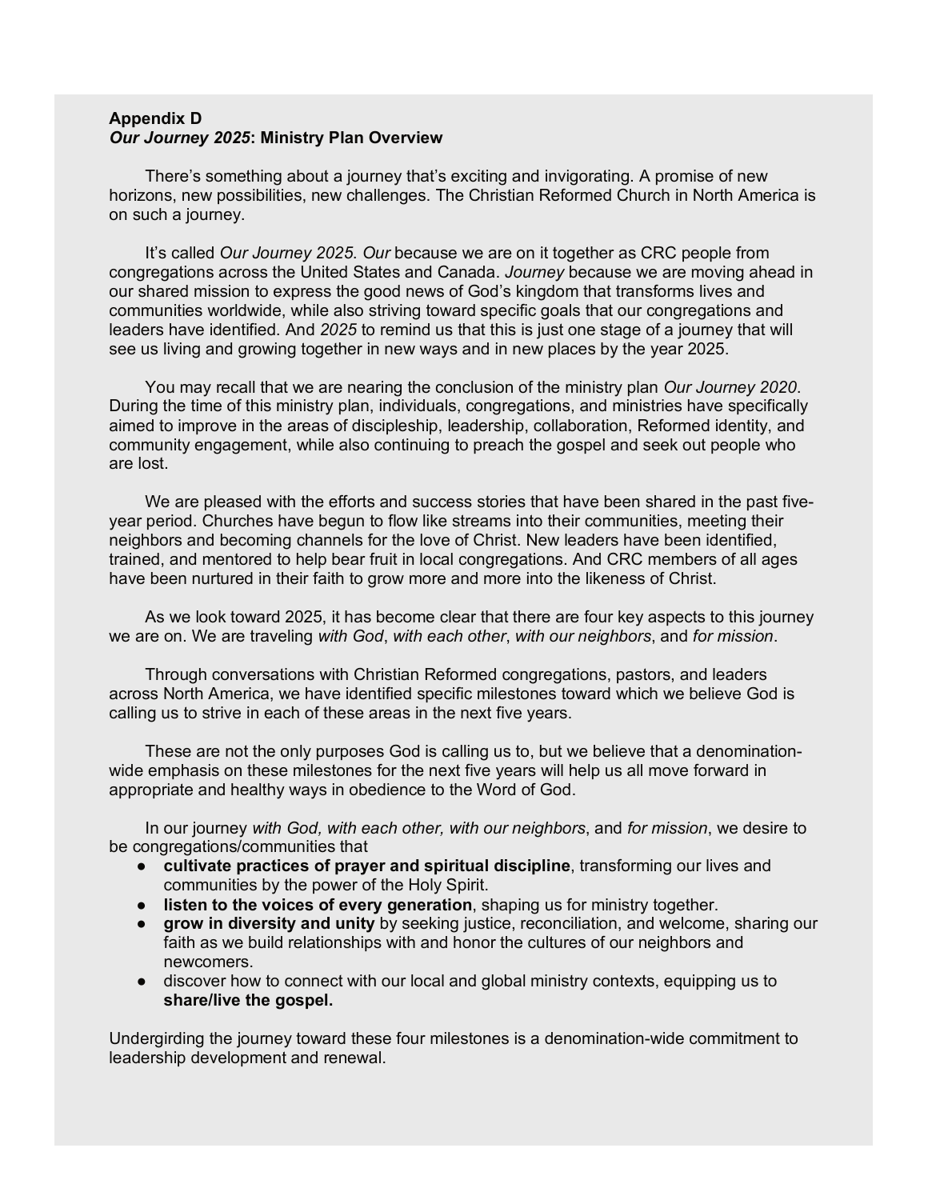**Appendix D**
***Our Journey 2025*: Ministry Plan Overview**

There's something about a journey that's exciting and invigorating. A promise of new horizons, new possibilities, new challenges. The Christian Reformed Church in North America is on such a journey.

It's called *Our Journey 2025*. *Our* because we are on it together as CRC people from congregations across the United States and Canada. *Journey* because we are moving ahead in our shared mission to express the good news of God's kingdom that transforms lives and communities worldwide, while also striving toward specific goals that our congregations and leaders have identified. And *2025* to remind us that this is just one stage of a journey that will see us living and growing together in new ways and in new places by the year 2025.

You may recall that we are nearing the conclusion of the ministry plan *Our Journey 2020*. During the time of this ministry plan, individuals, congregations, and ministries have specifically aimed to improve in the areas of discipleship, leadership, collaboration, Reformed identity, and community engagement, while also continuing to preach the gospel and seek out people who are lost.

We are pleased with the efforts and success stories that have been shared in the past five-year period. Churches have begun to flow like streams into their communities, meeting their neighbors and becoming channels for the love of Christ. New leaders have been identified, trained, and mentored to help bear fruit in local congregations. And CRC members of all ages have been nurtured in their faith to grow more and more into the likeness of Christ.

As we look toward 2025, it has become clear that there are four key aspects to this journey we are on. We are traveling *with God*, *with each other*, *with our neighbors*, and *for mission*.

Through conversations with Christian Reformed congregations, pastors, and leaders across North America, we have identified specific milestones toward which we believe God is calling us to strive in each of these areas in the next five years.

These are not the only purposes God is calling us to, but we believe that a denomination-wide emphasis on these milestones for the next five years will help us all move forward in appropriate and healthy ways in obedience to the Word of God.

In our journey *with God, with each other, with our neighbors*, and *for mission*, we desire to be congregations/communities that

- **cultivate practices of prayer and spiritual discipline**, transforming our lives and communities by the power of the Holy Spirit.
- **listen to the voices of every generation**, shaping us for ministry together.
- **grow in diversity and unity** by seeking justice, reconciliation, and welcome, sharing our faith as we build relationships with and honor the cultures of our neighbors and newcomers.
- discover how to connect with our local and global ministry contexts, equipping us to **share/live the gospel.**

Undergirding the journey toward these four milestones is a denomination-wide commitment to leadership development and renewal.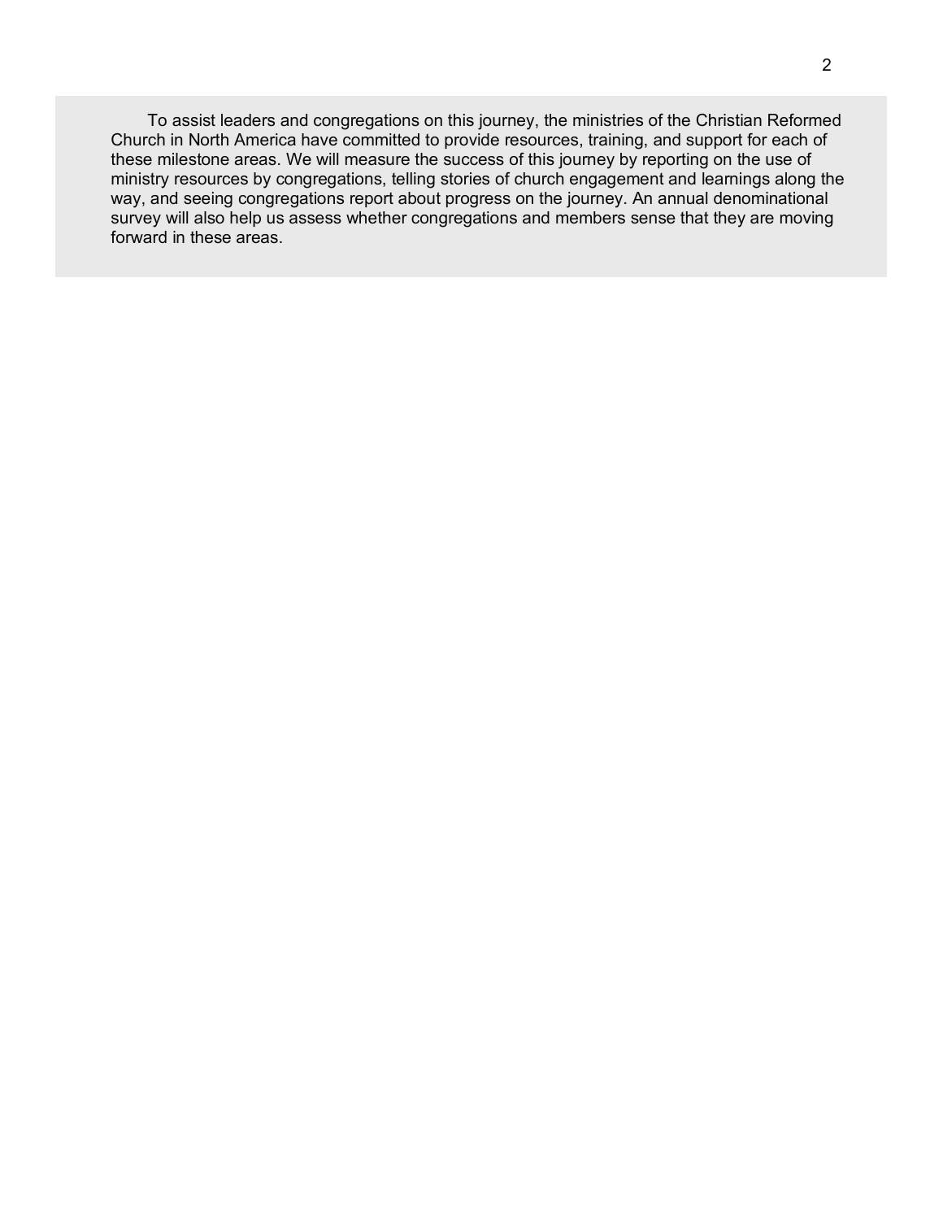To assist leaders and congregations on this journey, the ministries of the Christian Reformed Church in North America have committed to provide resources, training, and support for each of these milestone areas. We will measure the success of this journey by reporting on the use of ministry resources by congregations, telling stories of church engagement and learnings along the way, and seeing congregations report about progress on the journey. An annual denominational survey will also help us assess whether congregations and members sense that they are moving forward in these areas.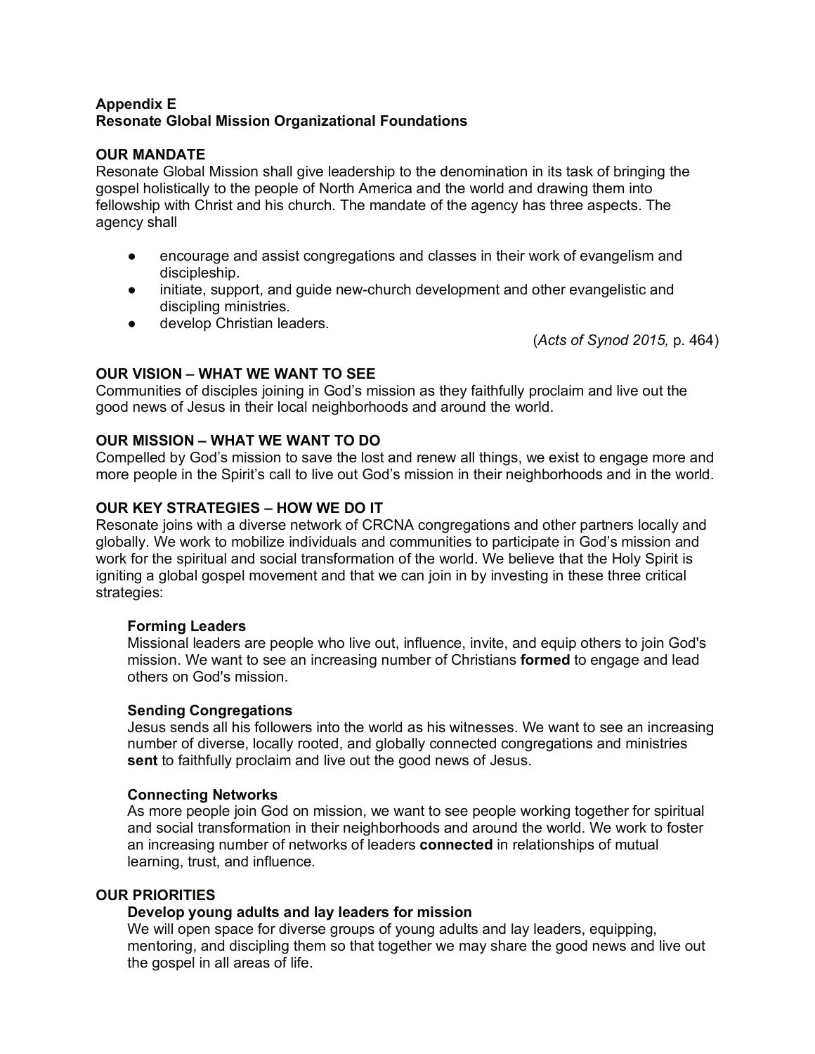**Appendix E**
**Resonate Global Mission Organizational Foundations**

**OUR MANDATE**

Resonate Global Mission shall give leadership to the denomination in its task of bringing the gospel holistically to the people of North America and the world and drawing them into fellowship with Christ and his church. The mandate of the agency has three aspects. The agency shall

- encourage and assist congregations and classes in their work of evangelism and discipleship.
- initiate, support, and guide new-church development and other evangelistic and discipling ministries.
- develop Christian leaders.

(*Acts of Synod 2015,* p. 464)

**OUR VISION – WHAT WE WANT TO SEE**

Communities of disciples joining in God's mission as they faithfully proclaim and live out the good news of Jesus in their local neighborhoods and around the world.

**OUR MISSION – WHAT WE WANT TO DO**

Compelled by God's mission to save the lost and renew all things, we exist to engage more and more people in the Spirit's call to live out God's mission in their neighborhoods and in the world.

**OUR KEY STRATEGIES – HOW WE DO IT**

Resonate joins with a diverse network of CRCNA congregations and other partners locally and globally. We work to mobilize individuals and communities to participate in God's mission and work for the spiritual and social transformation of the world. We believe that the Holy Spirit is igniting a global gospel movement and that we can join in by investing in these three critical strategies:

**Forming Leaders**

Missional leaders are people who live out, influence, invite, and equip others to join God's mission. We want to see an increasing number of Christians **formed** to engage and lead others on God's mission.

**Sending Congregations**

Jesus sends all his followers into the world as his witnesses. We want to see an increasing number of diverse, locally rooted, and globally connected congregations and ministries **sent** to faithfully proclaim and live out the good news of Jesus.

**Connecting Networks**

As more people join God on mission, we want to see people working together for spiritual and social transformation in their neighborhoods and around the world. We work to foster an increasing number of networks of leaders **connected** in relationships of mutual learning, trust, and influence.

**OUR PRIORITIES**

**Develop young adults and lay leaders for mission**

We will open space for diverse groups of young adults and lay leaders, equipping, mentoring, and discipling them so that together we may share the good news and live out the gospel in all areas of life.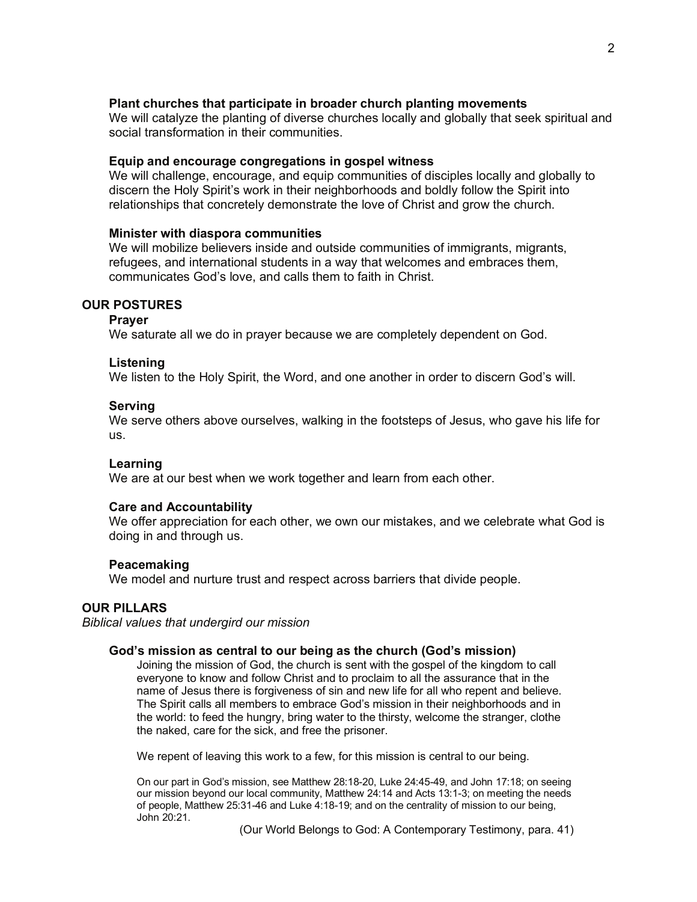**Plant churches that participate in broader church planting movements**
We will catalyze the planting of diverse churches locally and globally that seek spiritual and social transformation in their communities.

**Equip and encourage congregations in gospel witness**
We will challenge, encourage, and equip communities of disciples locally and globally to discern the Holy Spirit's work in their neighborhoods and boldly follow the Spirit into relationships that concretely demonstrate the love of Christ and grow the church.

**Minister with diaspora communities**
We will mobilize believers inside and outside communities of immigrants, migrants, refugees, and international students in a way that welcomes and embraces them, communicates God's love, and calls them to faith in Christ.

## OUR POSTURES

**Prayer**
We saturate all we do in prayer because we are completely dependent on God.

**Listening**
We listen to the Holy Spirit, the Word, and one another in order to discern God's will.

**Serving**
We serve others above ourselves, walking in the footsteps of Jesus, who gave his life for us.

**Learning**
We are at our best when we work together and learn from each other.

**Care and Accountability**
We offer appreciation for each other, we own our mistakes, and we celebrate what God is doing in and through us.

**Peacemaking**
We model and nurture trust and respect across barriers that divide people.

## OUR PILLARS

*Biblical values that undergird our mission*

**God's mission as central to our being as the church (God's mission)**

Joining the mission of God, the church is sent with the gospel of the kingdom to call everyone to know and follow Christ and to proclaim to all the assurance that in the name of Jesus there is forgiveness of sin and new life for all who repent and believe. The Spirit calls all members to embrace God's mission in their neighborhoods and in the world: to feed the hungry, bring water to the thirsty, welcome the stranger, clothe the naked, care for the sick, and free the prisoner.

We repent of leaving this work to a few, for this mission is central to our being.

On our part in God's mission, see Matthew 28:18-20, Luke 24:45-49, and John 17:18; on seeing our mission beyond our local community, Matthew 24:14 and Acts 13:1-3; on meeting the needs of people, Matthew 25:31-46 and Luke 4:18-19; and on the centrality of mission to our being, John 20:21.

(Our World Belongs to God: A Contemporary Testimony, para. 41)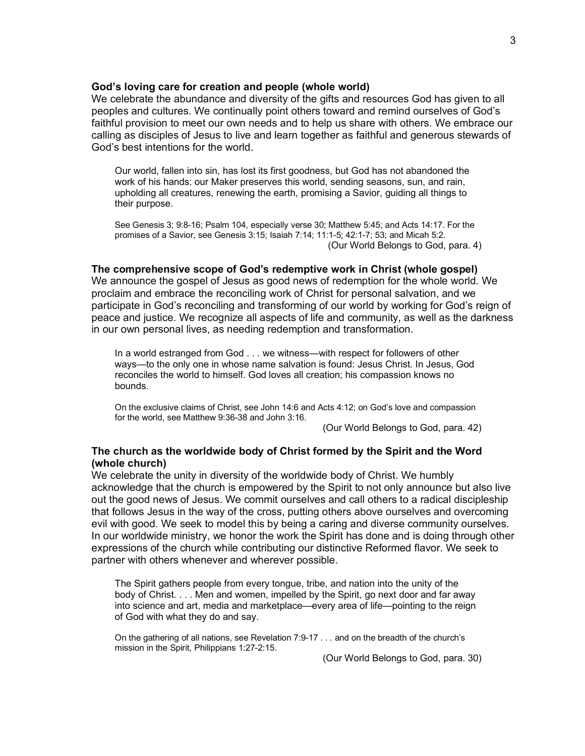**God's loving care for creation and people (whole world)**
We celebrate the abundance and diversity of the gifts and resources God has given to all peoples and cultures. We continually point others toward and remind ourselves of God's faithful provision to meet our own needs and to help us share with others. We embrace our calling as disciples of Jesus to live and learn together as faithful and generous stewards of God's best intentions for the world.

> Our world, fallen into sin, has lost its first goodness, but God has not abandoned the work of his hands: our Maker preserves this world, sending seasons, sun, and rain, upholding all creatures, renewing the earth, promising a Savior, guiding all things to their purpose.
>
> See Genesis 3; 9:8-16; Psalm 104, especially verse 30; Matthew 5:45; and Acts 14:17. For the promises of a Savior, see Genesis 3:15; Isaiah 7:14; 11:1-5; 42:1-7; 53; and Micah 5:2.
>
> (Our World Belongs to God, para. 4)

**The comprehensive scope of God's redemptive work in Christ (whole gospel)**
We announce the gospel of Jesus as good news of redemption for the whole world. We proclaim and embrace the reconciling work of Christ for personal salvation, and we participate in God's reconciling and transforming of our world by working for God's reign of peace and justice. We recognize all aspects of life and community, as well as the darkness in our own personal lives, as needing redemption and transformation.

> In a world estranged from God . . . we witness—with respect for followers of other ways—to the only one in whose name salvation is found: Jesus Christ. In Jesus, God reconciles the world to himself. God loves all creation; his compassion knows no bounds.
>
> On the exclusive claims of Christ, see John 14:6 and Acts 4:12; on God's love and compassion for the world, see Matthew 9:36-38 and John 3:16.
>
> (Our World Belongs to God, para. 42)

**The church as the worldwide body of Christ formed by the Spirit and the Word (whole church)**
We celebrate the unity in diversity of the worldwide body of Christ. We humbly acknowledge that the church is empowered by the Spirit to not only announce but also live out the good news of Jesus. We commit ourselves and call others to a radical discipleship that follows Jesus in the way of the cross, putting others above ourselves and overcoming evil with good. We seek to model this by being a caring and diverse community ourselves. In our worldwide ministry, we honor the work the Spirit has done and is doing through other expressions of the church while contributing our distinctive Reformed flavor. We seek to partner with others whenever and wherever possible.

> The Spirit gathers people from every tongue, tribe, and nation into the unity of the body of Christ. . . . Men and women, impelled by the Spirit, go next door and far away into science and art, media and marketplace—every area of life—pointing to the reign of God with what they do and say.
>
> On the gathering of all nations, see Revelation 7:9-17 . . . and on the breadth of the church's mission in the Spirit, Philippians 1:27-2:15.
>
> (Our World Belongs to God, para. 30)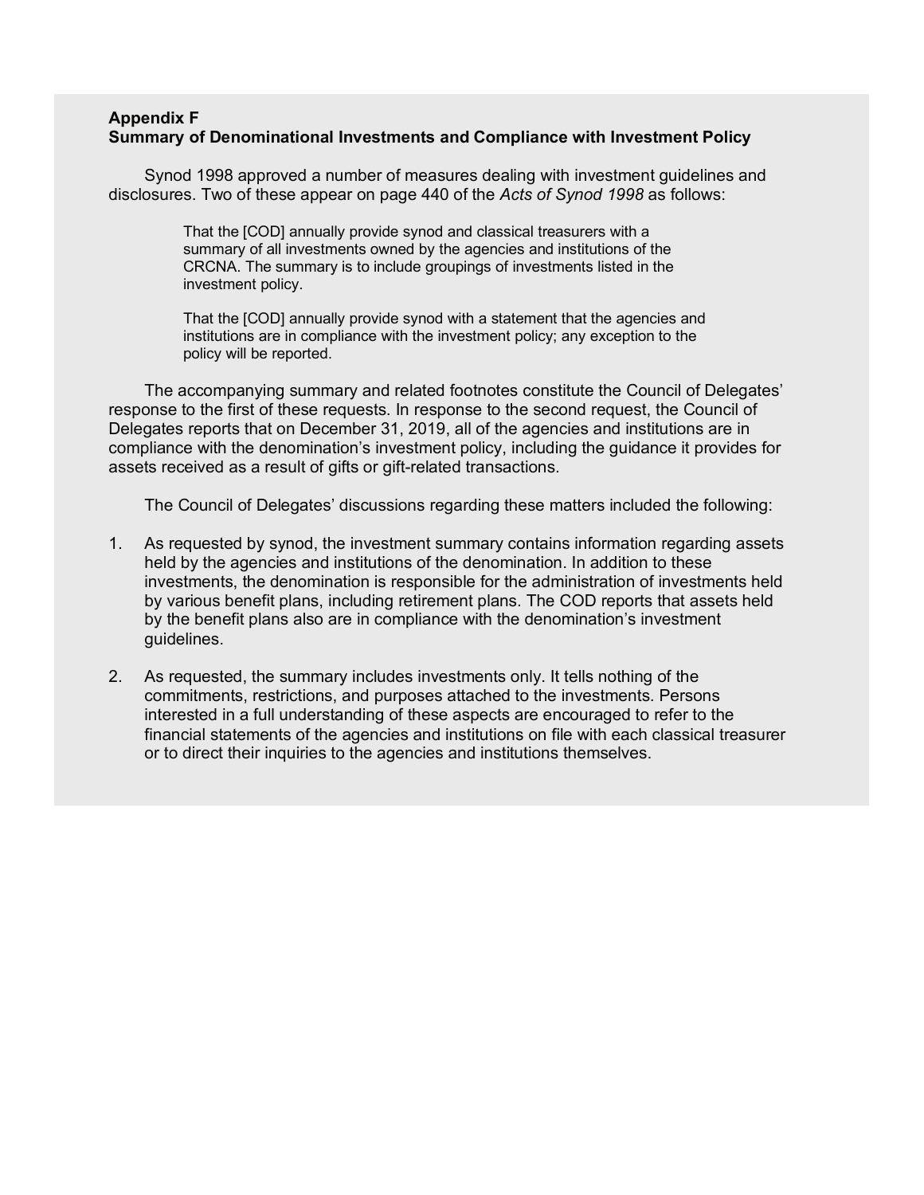**Appendix F**
**Summary of Denominational Investments and Compliance with Investment Policy**

Synod 1998 approved a number of measures dealing with investment guidelines and disclosures. Two of these appear on page 440 of the *Acts of Synod 1998* as follows:

> That the [COD] annually provide synod and classical treasurers with a summary of all investments owned by the agencies and institutions of the CRCNA. The summary is to include groupings of investments listed in the investment policy.
>
> That the [COD] annually provide synod with a statement that the agencies and institutions are in compliance with the investment policy; any exception to the policy will be reported.

The accompanying summary and related footnotes constitute the Council of Delegates' response to the first of these requests. In response to the second request, the Council of Delegates reports that on December 31, 2019, all of the agencies and institutions are in compliance with the denomination's investment policy, including the guidance it provides for assets received as a result of gifts or gift-related transactions.

The Council of Delegates' discussions regarding these matters included the following:

1. As requested by synod, the investment summary contains information regarding assets held by the agencies and institutions of the denomination. In addition to these investments, the denomination is responsible for the administration of investments held by various benefit plans, including retirement plans. The COD reports that assets held by the benefit plans also are in compliance with the denomination's investment guidelines.

2. As requested, the summary includes investments only. It tells nothing of the commitments, restrictions, and purposes attached to the investments. Persons interested in a full understanding of these aspects are encouraged to refer to the financial statements of the agencies and institutions on file with each classical treasurer or to direct their inquiries to the agencies and institutions themselves.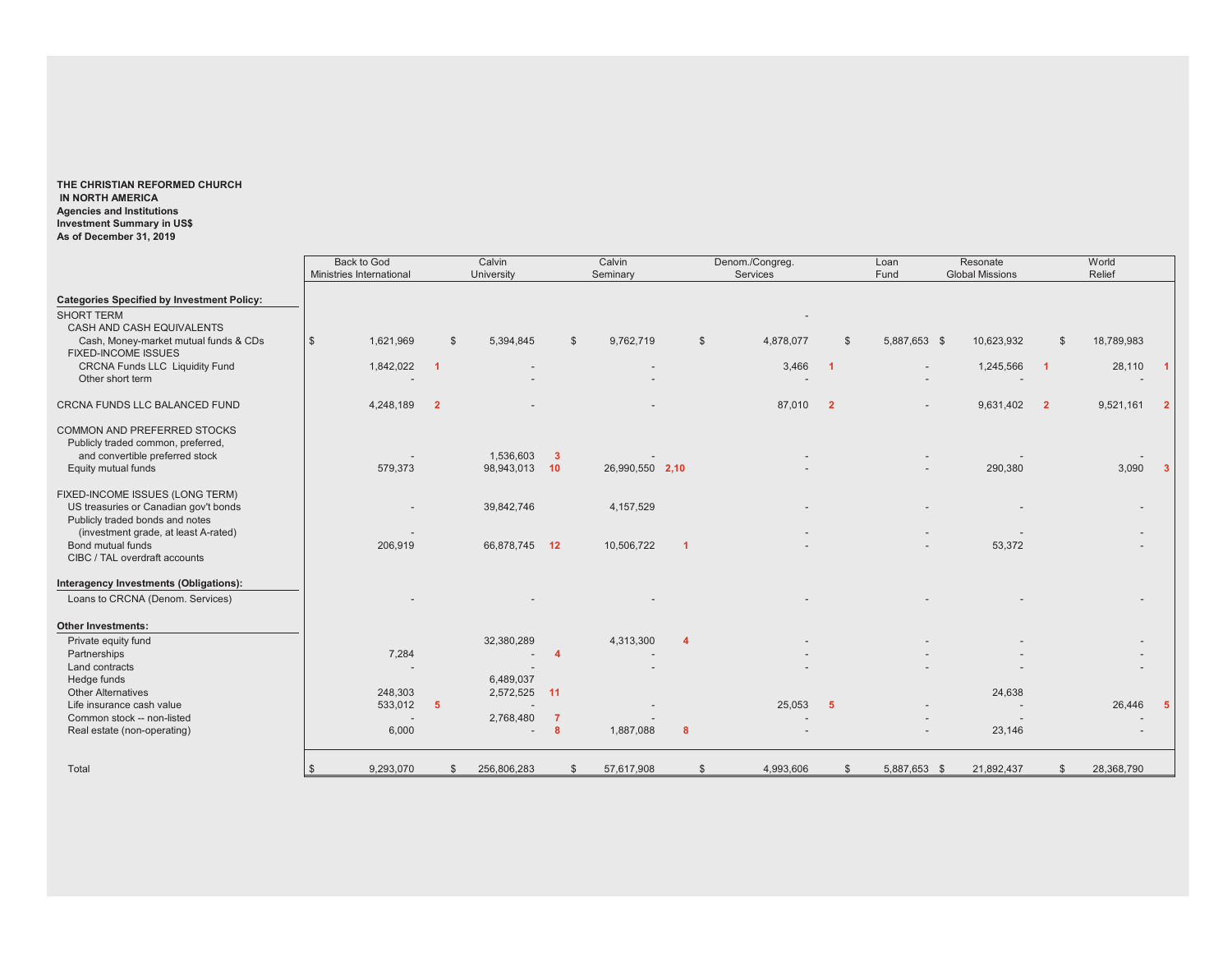**THE CHRISTIAN REFORMED CHURCH IN NORTH AMERICA**
**Agencies and Institutions**
**Investment Summary in US$**
**As of December 31, 2019**

| | Back to God Ministries International | | Calvin University | | Calvin Seminary | | Denom./Congreg. Services | | Loan Fund | Resonate Global Missions | | World Relief | |
|---|---|---|---|---|---|---|---|---|---|---|---|---|---|
| **Categories Specified by Investment Policy:** | | | | | | | | | | | | | |
| SHORT TERM | | | | | | | - | | | | | | |
| CASH AND CASH EQUIVALENTS | | | | | | | | | | | | | |
| Cash, Money-market mutual funds & CDs | $ 1,621,969 | | $ 5,394,845 | | $ 9,762,719 | | $ 4,878,077 | | $ 5,887,653 | $ 10,623,932 | | $ 18,789,983 | |
| FIXED-INCOME ISSUES | | | | | | | | | | | | | |
| CRCNA Funds LLC Liquidity Fund | 1,842,022 | 1 | - | | - | | 3,466 | 1 | - | 1,245,566 | 1 | 28,110 | 1 |
| Other short term | - | | - | | - | | - | | - | - | | - | |
| CRCNA FUNDS LLC BALANCED FUND | 4,248,189 | 2 | - | | - | | 87,010 | 2 | - | 9,631,402 | 2 | 9,521,161 | 2 |
| COMMON AND PREFERRED STOCKS | | | | | | | | | | | | | |
| Publicly traded common, preferred, and convertible preferred stock | - | | 1,536,603 | 3 | - | | - | | - | - | | - | |
| Equity mutual funds | 579,373 | | 98,943,013 | 10 | 26,990,550 | 2,10 | - | | - | 290,380 | | 3,090 | 3 |
| FIXED-INCOME ISSUES (LONG TERM) | | | | | | | | | | | | | |
| US treasuries or Canadian gov't bonds | - | | 39,842,746 | | 4,157,529 | | - | | - | - | | - | |
| Publicly traded bonds and notes (investment grade, at least A-rated) | - | | | | | | - | | - | - | | - | |
| Bond mutual funds | 206,919 | | 66,878,745 | 12 | 10,506,722 | 1 | - | | - | 53,372 | | - | |
| CIBC / TAL overdraft accounts | | | | | | | | | | | | | |
| **Interagency Investments (Obligations):** | | | | | | | | | | | | | |
| Loans to CRCNA (Denom. Services) | - | | - | | - | | - | | - | - | | - | |
| **Other Investments:** | | | | | | | | | | | | | |
| Private equity fund | | | 32,380,289 | | 4,313,300 | 4 | - | | - | - | | - | |
| Partnerships | 7,284 | | - | 4 | - | | - | | - | - | | - | |
| Land contracts | - | | - | | - | | - | | - | - | | - | |
| Hedge funds | | | 6,489,037 | | | | | | | | | | |
| Other Alternatives | 248,303 | | 2,572,525 | 11 | | | | | | 24,638 | | | |
| Life insurance cash value | 533,012 | 5 | - | | - | | 25,053 | 5 | - | - | | 26,446 | 5 |
| Common stock -- non-listed | - | | 2,768,480 | 7 | - | | - | | - | - | | - | |
| Real estate (non-operating) | 6,000 | | - | 8 | 1,887,088 | 8 | - | | - | 23,146 | | - | |
| Total | $ 9,293,070 | | $ 256,806,283 | | $ 57,617,908 | | $ 4,993,606 | | $ 5,887,653 | $ 21,892,437 | | $ 28,368,790 | |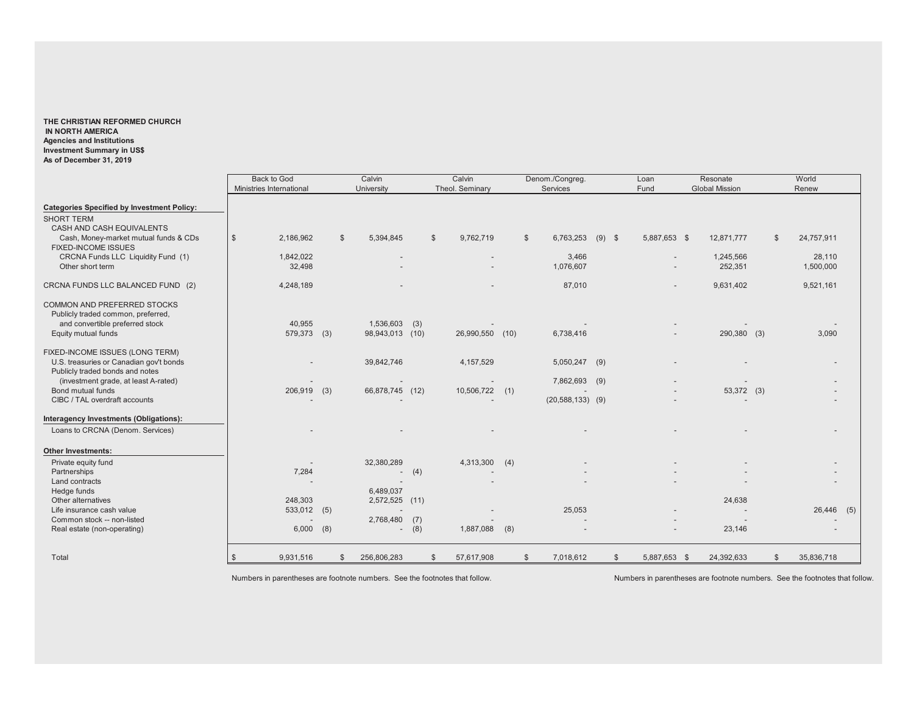**THE CHRISTIAN REFORMED CHURCH**
**IN NORTH AMERICA**
**Agencies and Institutions**
**Investment Summary in US$**
**As of December 31, 2019**

| | Back to God Ministries International | Calvin University | Calvin Theol. Seminary | Denom./Congreg. Services | Loan Fund | Resonate Global Mission | World Renew |
|---|---|---|---|---|---|---|---|
| **Categories Specified by Investment Policy:** | | | | | | | |
| SHORT TERM | | | | | | | |
| CASH AND CASH EQUIVALENTS | | | | | | | |
| Cash, Money-market mutual funds & CDs | $ 2,186,962 | $ 5,394,845 | $ 9,762,719 | $ 6,763,253 (9) | $ 5,887,653 | $ 12,871,777 | $ 24,757,911 |
| FIXED-INCOME ISSUES | | | | | | | |
| CRCNA Funds LLC Liquidity Fund (1) | 1,842,022 | - | - | 3,466 | - | 1,245,566 | 28,110 |
| Other short term | 32,498 | - | - | 1,076,607 | - | 252,351 | 1,500,000 |
| CRCNA FUNDS LLC BALANCED FUND (2) | 4,248,189 | - | - | 87,010 | - | 9,631,402 | 9,521,161 |
| COMMON AND PREFERRED STOCKS | | | | | | | |
| Publicly traded common, preferred, and convertible preferred stock | 40,955 | 1,536,603 (3) | - | - | - | - | - |
| Equity mutual funds | 579,373 (3) | 98,943,013 (10) | 26,990,550 (10) | 6,738,416 | - | 290,380 (3) | 3,090 |
| FIXED-INCOME ISSUES (LONG TERM) | | | | | | | |
| U.S. treasuries or Canadian gov't bonds | - | 39,842,746 | 4,157,529 | 5,050,247 (9) | - | - | - |
| Publicly traded bonds and notes (investment grade, at least A-rated) | - | - | - | 7,862,693 (9) | - | - | - |
| Bond mutual funds | 206,919 (3) | 66,878,745 (12) | 10,506,722 (1) | - | - | 53,372 (3) | - |
| CIBC / TAL overdraft accounts | - | - | - | (20,588,133) (9) | - | - | - |
| **Interagency Investments (Obligations):** | | | | | | | |
| Loans to CRCNA (Denom. Services) | - | - | - | - | - | - | - |
| **Other Investments:** | | | | | | | |
| Private equity fund | - | 32,380,289 | 4,313,300 (4) | - | - | - | - |
| Partnerships | 7,284 | - (4) | - | - | - | - | - |
| Land contracts | - | - | - | - | - | - | - |
| Hedge funds | | 6,489,037 | | | | | |
| Other alternatives | 248,303 | 2,572,525 (11) | | | | 24,638 | |
| Life insurance cash value | 533,012 (5) | - | - | 25,053 | - | - | 26,446 (5) |
| Common stock -- non-listed | - | 2,768,480 (7) | - | - | - | - | - |
| Real estate (non-operating) | 6,000 (8) | - (8) | 1,887,088 (8) | - | - | 23,146 | - |
| Total | $ 9,931,516 | $ 256,806,283 | $ 57,617,908 | $ 7,018,612 | $ 5,887,653 | $ 24,392,633 | $ 35,836,718 |

Numbers in parentheses are footnote numbers. See the footnotes that follow.

Numbers in parentheses are footnote numbers. See the footnotes that follow.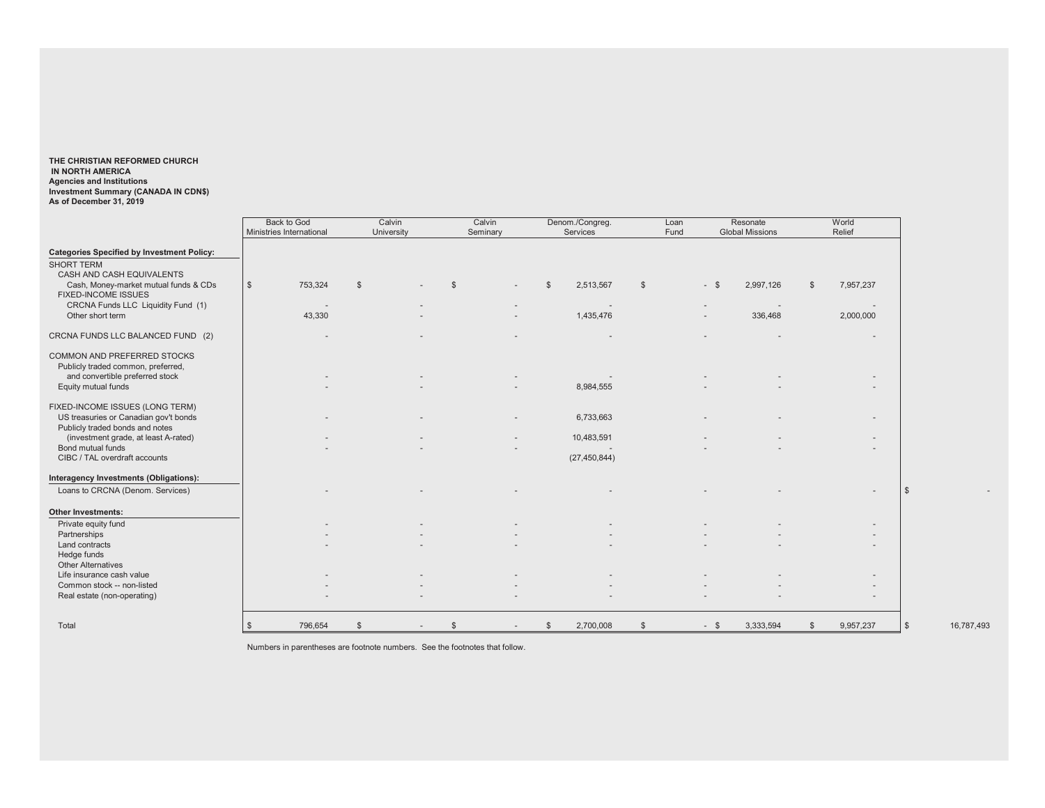**THE CHRISTIAN REFORMED CHURCH IN NORTH AMERICA**
**Agencies and Institutions**
**Investment Summary (CANADA IN CDN$)**
**As of December 31, 2019**

| | Back to God Ministries International | Calvin University | Calvin Seminary | Denom./Congreg. Services | Loan Fund | Resonate Global Missions | World Relief | |
|---|---|---|---|---|---|---|---|---|
| **Categories Specified by Investment Policy:** | | | | | | | | |
| SHORT TERM | | | | | | | | |
| CASH AND CASH EQUIVALENTS | | | | | | | | |
| Cash, Money-market mutual funds & CDs | $ 753,324 | $ - | $ - | $ 2,513,567 | $ - | $ 2,997,126 | $ 7,957,237 | |
| FIXED-INCOME ISSUES | | | | | | | | |
| CRCNA Funds LLC Liquidity Fund (1) | - | - | - | - | - | - | - | |
| Other short term | 43,330 | - | - | 1,435,476 | - | 336,468 | 2,000,000 | |
| CRCNA FUNDS LLC BALANCED FUND (2) | - | - | - | - | - | - | - | |
| COMMON AND PREFERRED STOCKS | | | | | | | | |
| Publicly traded common, preferred, and convertible preferred stock | - | - | - | - | - | - | - | |
| Equity mutual funds | - | - | - | 8,984,555 | - | - | - | |
| FIXED-INCOME ISSUES (LONG TERM) | | | | | | | | |
| US treasuries or Canadian gov't bonds | - | - | - | 6,733,663 | - | - | - | |
| Publicly traded bonds and notes (investment grade, at least A-rated) | - | - | - | 10,483,591 | - | - | - | |
| Bond mutual funds | - | - | - | - | - | - | - | |
| CIBC / TAL overdraft accounts | | | | (27,450,844) | | | | |
| **Interagency Investments (Obligations):** | | | | | | | | |
| Loans to CRCNA (Denom. Services) | - | - | - | - | - | - | - | $ - |
| **Other Investments:** | | | | | | | | |
| Private equity fund | - | - | - | - | - | - | - | |
| Partnerships | - | - | - | - | - | - | - | |
| Land contracts | - | - | - | - | - | - | - | |
| Hedge funds | | | | | | | | |
| Other Alternatives | | | | | | | | |
| Life insurance cash value | - | - | - | - | - | - | - | |
| Common stock -- non-listed | - | - | - | - | - | - | - | |
| Real estate (non-operating) | - | - | - | - | - | - | - | |
| Total | $ 796,654 | $ - | $ - | $ 2,700,008 | $ - | $ 3,333,594 | $ 9,957,237 | $ 16,787,493 |

Numbers in parentheses are footnote numbers. See the footnotes that follow.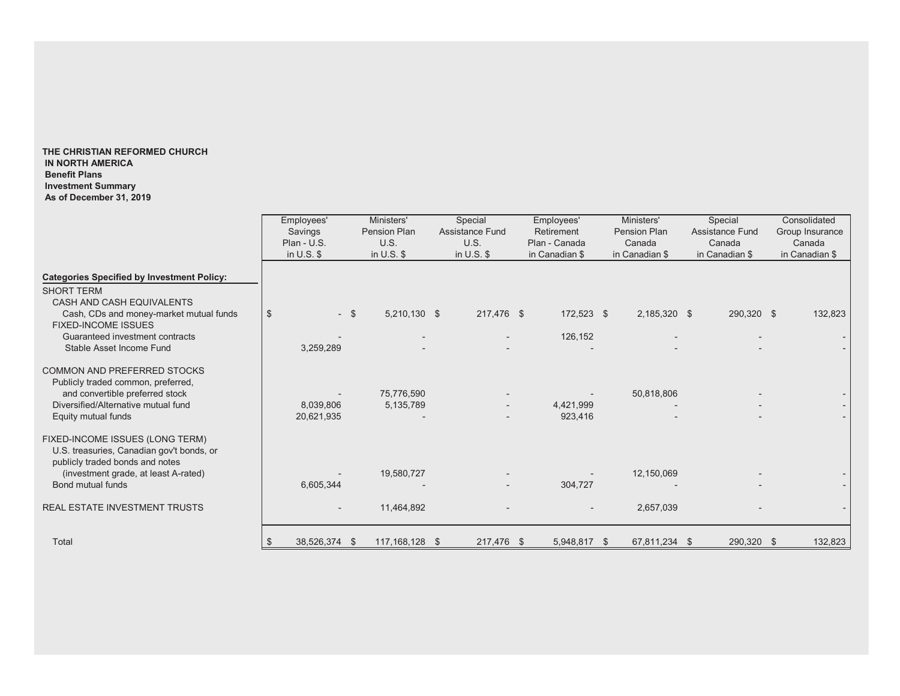**THE CHRISTIAN REFORMED CHURCH IN NORTH AMERICA**
**Benefit Plans**
**Investment Summary**
**As of December 31, 2019**

| | Employees' Savings Plan - U.S. in U.S. $ | Ministers' Pension Plan U.S. in U.S. $ | Special Assistance Fund U.S. in U.S. $ | Employees' Retirement Plan - Canada in Canadian $ | Ministers' Pension Plan Canada in Canadian $ | Special Assistance Fund Canada in Canadian $ | Consolidated Group Insurance Canada in Canadian $ |
|---|---|---|---|---|---|---|---|
| **Categories Specified by Investment Policy:** | | | | | | | |
| SHORT TERM | | | | | | | |
| CASH AND CASH EQUIVALENTS | | | | | | | |
| Cash, CDs and money-market mutual funds | $ - | $ 5,210,130 | $ 217,476 | $ 172,523 | $ 2,185,320 | $ 290,320 | $ 132,823 |
| FIXED-INCOME ISSUES | | | | | | | |
| Guaranteed investment contracts | - | - | - | 126,152 | - | - | - |
| Stable Asset Income Fund | 3,259,289 | - | - | - | - | - | - |
| COMMON AND PREFERRED STOCKS | | | | | | | |
| Publicly traded common, preferred, and convertible preferred stock | - | 75,776,590 | - | - | 50,818,806 | - | - |
| Diversified/Alternative mutual fund | 8,039,806 | 5,135,789 | - | 4,421,999 | - | - | - |
| Equity mutual funds | 20,621,935 | - | - | 923,416 | - | - | - |
| FIXED-INCOME ISSUES (LONG TERM) | | | | | | | |
| U.S. treasuries, Canadian gov't bonds, or publicly traded bonds and notes (investment grade, at least A-rated) | - | 19,580,727 | - | - | 12,150,069 | - | - |
| Bond mutual funds | 6,605,344 | - | - | 304,727 | - | - | - |
| REAL ESTATE INVESTMENT TRUSTS | - | 11,464,892 | - | - | 2,657,039 | - | - |
| Total | $ 38,526,374 | $ 117,168,128 | $ 217,476 | $ 5,948,817 | $ 67,811,234 | $ 290,320 | $ 132,823 |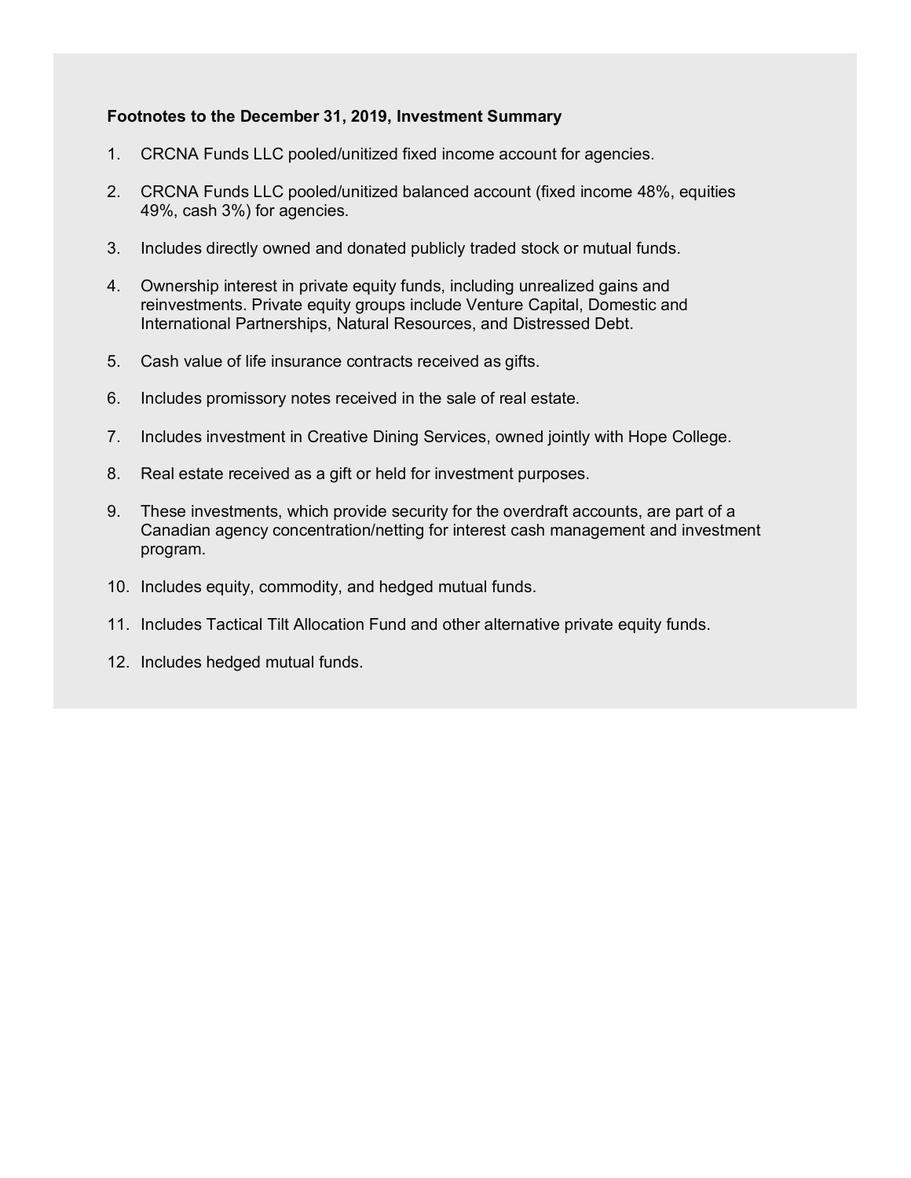**Footnotes to the December 31, 2019, Investment Summary**

1. CRCNA Funds LLC pooled/unitized fixed income account for agencies.
2. CRCNA Funds LLC pooled/unitized balanced account (fixed income 48%, equities 49%, cash 3%) for agencies.
3. Includes directly owned and donated publicly traded stock or mutual funds.
4. Ownership interest in private equity funds, including unrealized gains and reinvestments. Private equity groups include Venture Capital, Domestic and International Partnerships, Natural Resources, and Distressed Debt.
5. Cash value of life insurance contracts received as gifts.
6. Includes promissory notes received in the sale of real estate.
7. Includes investment in Creative Dining Services, owned jointly with Hope College.
8. Real estate received as a gift or held for investment purposes.
9. These investments, which provide security for the overdraft accounts, are part of a Canadian agency concentration/netting for interest cash management and investment program.
10. Includes equity, commodity, and hedged mutual funds.
11. Includes Tactical Tilt Allocation Fund and other alternative private equity funds.
12. Includes hedged mutual funds.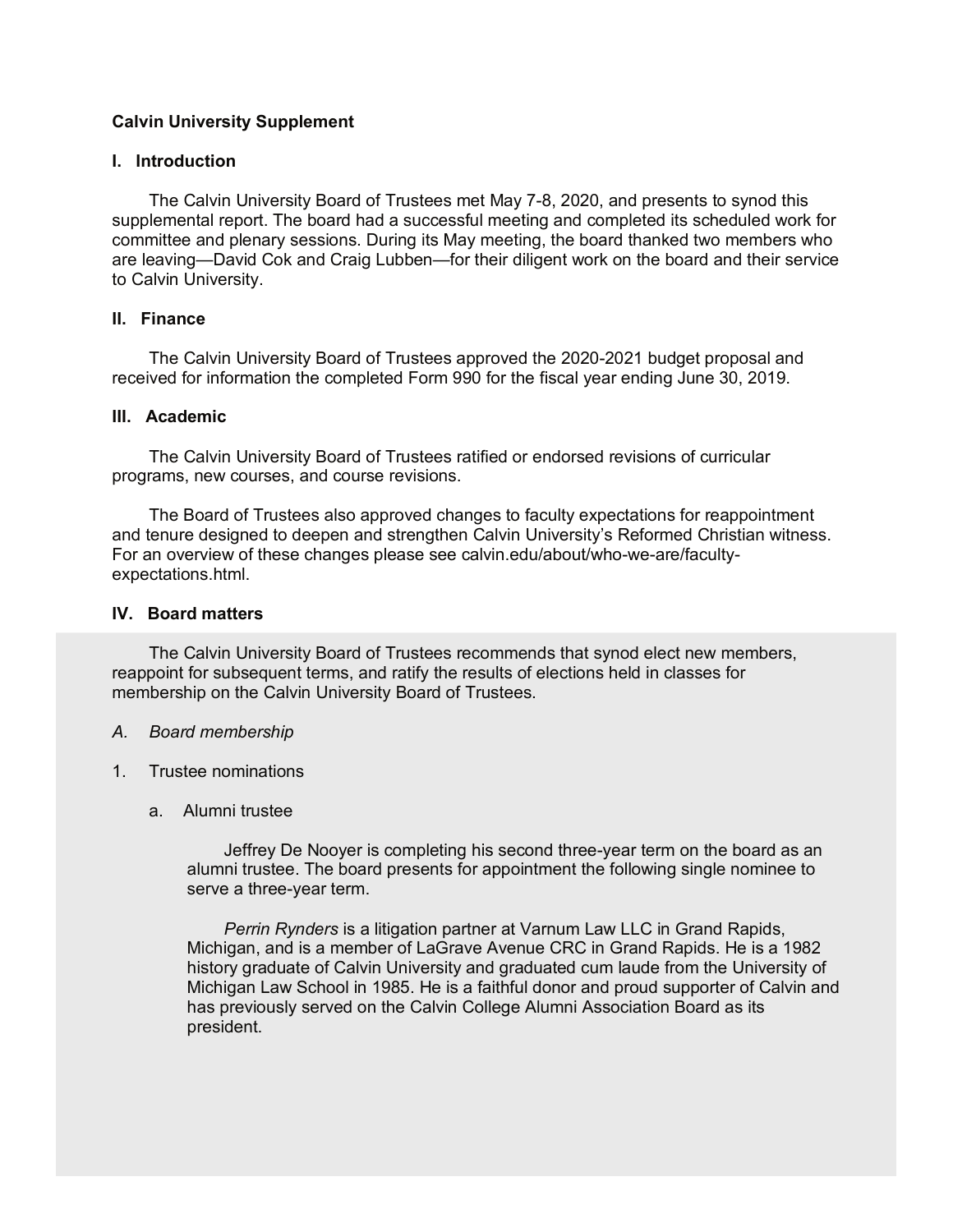**Calvin University Supplement**

**I. Introduction**

The Calvin University Board of Trustees met May 7-8, 2020, and presents to synod this supplemental report. The board had a successful meeting and completed its scheduled work for committee and plenary sessions. During its May meeting, the board thanked two members who are leaving—David Cok and Craig Lubben—for their diligent work on the board and their service to Calvin University.

**II. Finance**

The Calvin University Board of Trustees approved the 2020-2021 budget proposal and received for information the completed Form 990 for the fiscal year ending June 30, 2019.

**III. Academic**

The Calvin University Board of Trustees ratified or endorsed revisions of curricular programs, new courses, and course revisions.

The Board of Trustees also approved changes to faculty expectations for reappointment and tenure designed to deepen and strengthen Calvin University's Reformed Christian witness. For an overview of these changes please see calvin.edu/about/who-we-are/faculty-expectations.html.

**IV. Board matters**

The Calvin University Board of Trustees recommends that synod elect new members, reappoint for subsequent terms, and ratify the results of elections held in classes for membership on the Calvin University Board of Trustees.

*A. Board membership*

1. Trustee nominations

   a. Alumni trustee

   Jeffrey De Nooyer is completing his second three-year term on the board as an alumni trustee. The board presents for appointment the following single nominee to serve a three-year term.

   *Perrin Rynders* is a litigation partner at Varnum Law LLC in Grand Rapids, Michigan, and is a member of LaGrave Avenue CRC in Grand Rapids. He is a 1982 history graduate of Calvin University and graduated cum laude from the University of Michigan Law School in 1985. He is a faithful donor and proud supporter of Calvin and has previously served on the Calvin College Alumni Association Board as its president.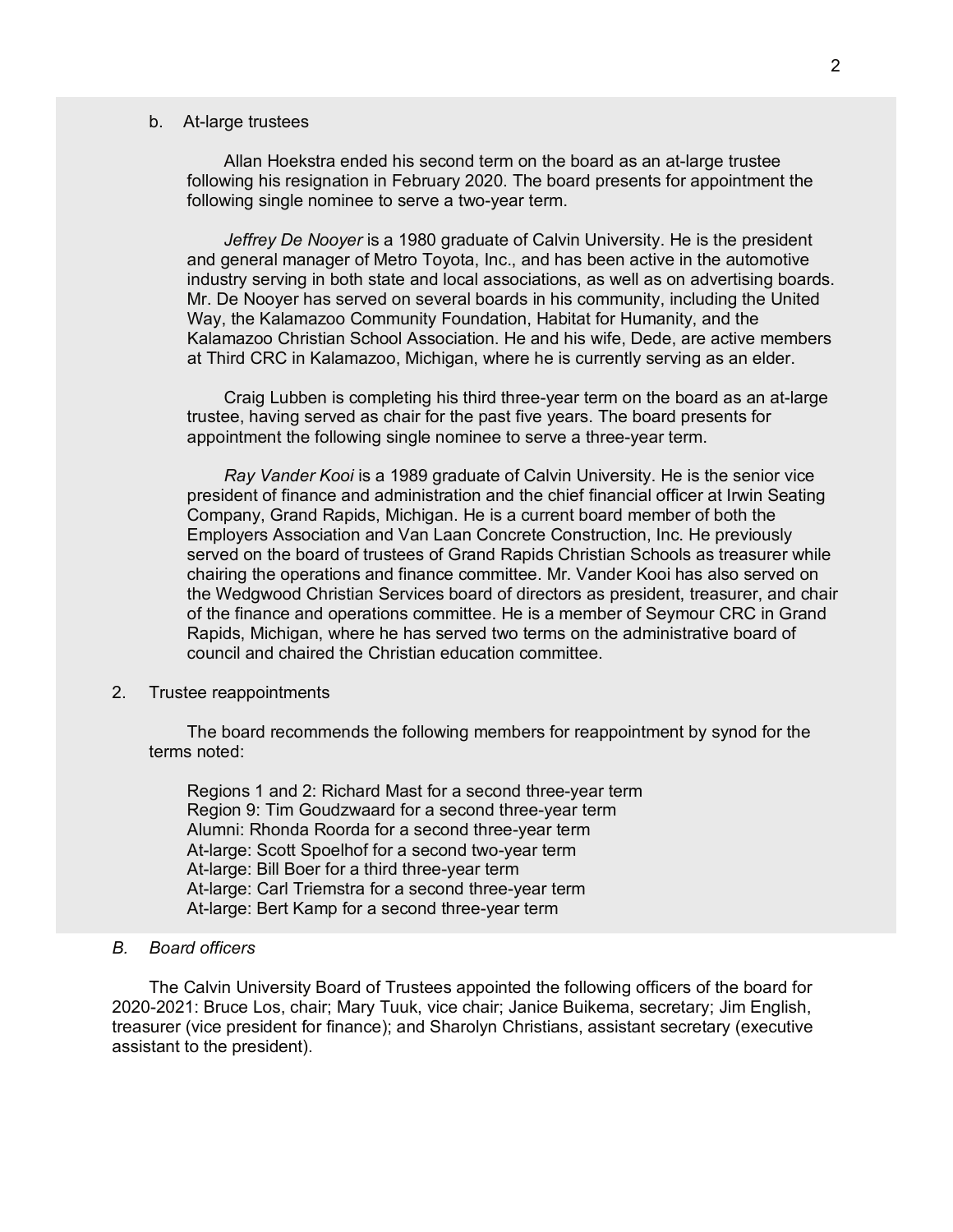b. At-large trustees

Allan Hoekstra ended his second term on the board as an at-large trustee following his resignation in February 2020. The board presents for appointment the following single nominee to serve a two-year term.

*Jeffrey De Nooyer* is a 1980 graduate of Calvin University. He is the president and general manager of Metro Toyota, Inc., and has been active in the automotive industry serving in both state and local associations, as well as on advertising boards. Mr. De Nooyer has served on several boards in his community, including the United Way, the Kalamazoo Community Foundation, Habitat for Humanity, and the Kalamazoo Christian School Association. He and his wife, Dede, are active members at Third CRC in Kalamazoo, Michigan, where he is currently serving as an elder.

Craig Lubben is completing his third three-year term on the board as an at-large trustee, having served as chair for the past five years. The board presents for appointment the following single nominee to serve a three-year term.

*Ray Vander Kooi* is a 1989 graduate of Calvin University. He is the senior vice president of finance and administration and the chief financial officer at Irwin Seating Company, Grand Rapids, Michigan. He is a current board member of both the Employers Association and Van Laan Concrete Construction, Inc. He previously served on the board of trustees of Grand Rapids Christian Schools as treasurer while chairing the operations and finance committee. Mr. Vander Kooi has also served on the Wedgwood Christian Services board of directors as president, treasurer, and chair of the finance and operations committee. He is a member of Seymour CRC in Grand Rapids, Michigan, where he has served two terms on the administrative board of council and chaired the Christian education committee.

2. Trustee reappointments

The board recommends the following members for reappointment by synod for the terms noted:

Regions 1 and 2: Richard Mast for a second three-year term
Region 9: Tim Goudzwaard for a second three-year term
Alumni: Rhonda Roorda for a second three-year term
At-large: Scott Spoelhof for a second two-year term
At-large: Bill Boer for a third three-year term
At-large: Carl Triemstra for a second three-year term
At-large: Bert Kamp for a second three-year term

*B. Board officers*

The Calvin University Board of Trustees appointed the following officers of the board for 2020-2021: Bruce Los, chair; Mary Tuuk, vice chair; Janice Buikema, secretary; Jim English, treasurer (vice president for finance); and Sharolyn Christians, assistant secretary (executive assistant to the president).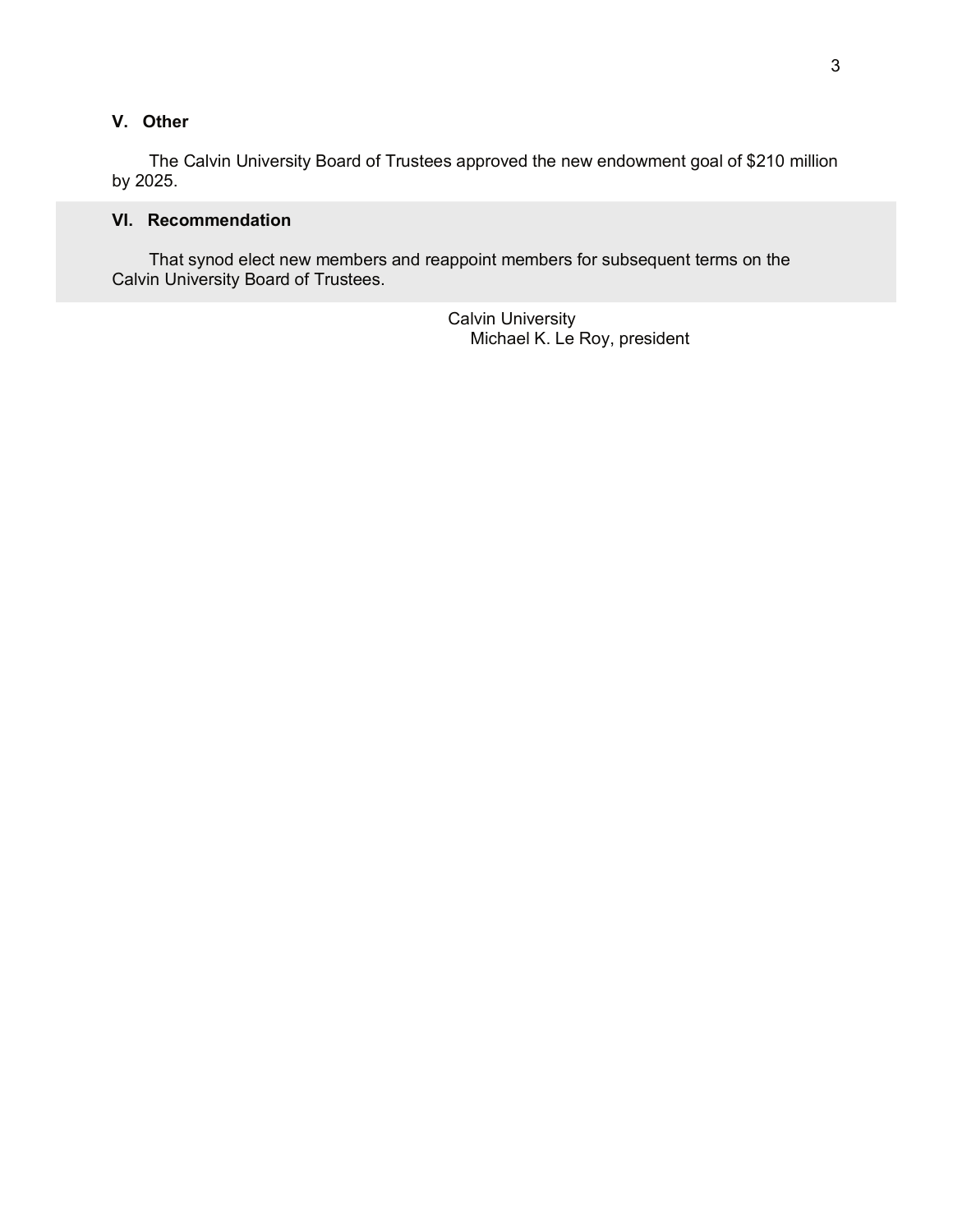## V. Other

The Calvin University Board of Trustees approved the new endowment goal of $210 million by 2025.

## VI. Recommendation

That synod elect new members and reappoint members for subsequent terms on the Calvin University Board of Trustees.

Calvin University
Michael K. Le Roy, president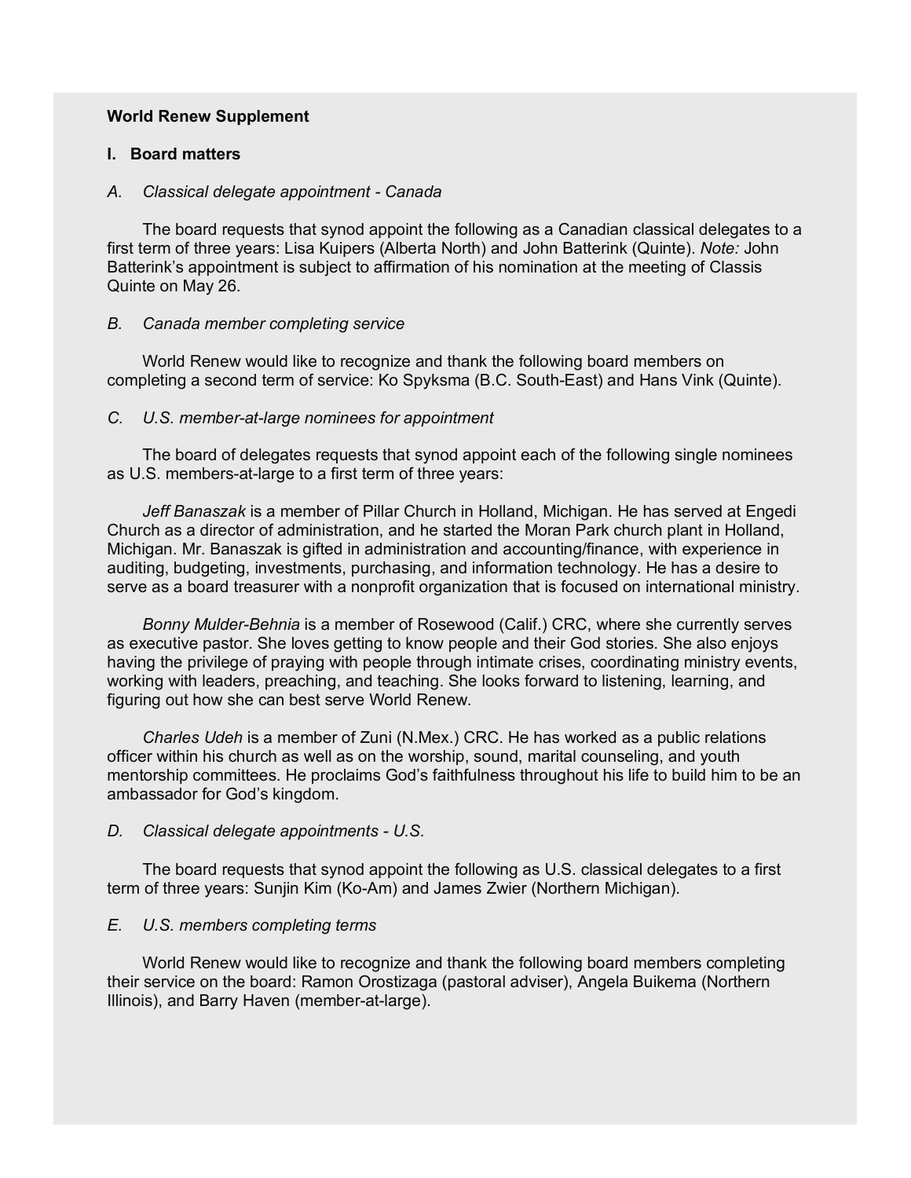**World Renew Supplement**

## I. Board matters

*A. Classical delegate appointment - Canada*

The board requests that synod appoint the following as a Canadian classical delegates to a first term of three years: Lisa Kuipers (Alberta North) and John Batterink (Quinte). *Note:* John Batterink's appointment is subject to affirmation of his nomination at the meeting of Classis Quinte on May 26.

*B. Canada member completing service*

World Renew would like to recognize and thank the following board members on completing a second term of service: Ko Spyksma (B.C. South-East) and Hans Vink (Quinte).

*C. U.S. member-at-large nominees for appointment*

The board of delegates requests that synod appoint each of the following single nominees as U.S. members-at-large to a first term of three years:

*Jeff Banaszak* is a member of Pillar Church in Holland, Michigan. He has served at Engedi Church as a director of administration, and he started the Moran Park church plant in Holland, Michigan. Mr. Banaszak is gifted in administration and accounting/finance, with experience in auditing, budgeting, investments, purchasing, and information technology. He has a desire to serve as a board treasurer with a nonprofit organization that is focused on international ministry.

*Bonny Mulder-Behnia* is a member of Rosewood (Calif.) CRC, where she currently serves as executive pastor. She loves getting to know people and their God stories. She also enjoys having the privilege of praying with people through intimate crises, coordinating ministry events, working with leaders, preaching, and teaching. She looks forward to listening, learning, and figuring out how she can best serve World Renew.

*Charles Udeh* is a member of Zuni (N.Mex.) CRC. He has worked as a public relations officer within his church as well as on the worship, sound, marital counseling, and youth mentorship committees. He proclaims God's faithfulness throughout his life to build him to be an ambassador for God's kingdom.

*D. Classical delegate appointments - U.S.*

The board requests that synod appoint the following as U.S. classical delegates to a first term of three years: Sunjin Kim (Ko-Am) and James Zwier (Northern Michigan).

*E. U.S. members completing terms*

World Renew would like to recognize and thank the following board members completing their service on the board: Ramon Orostizaga (pastoral adviser), Angela Buikema (Northern Illinois), and Barry Haven (member-at-large).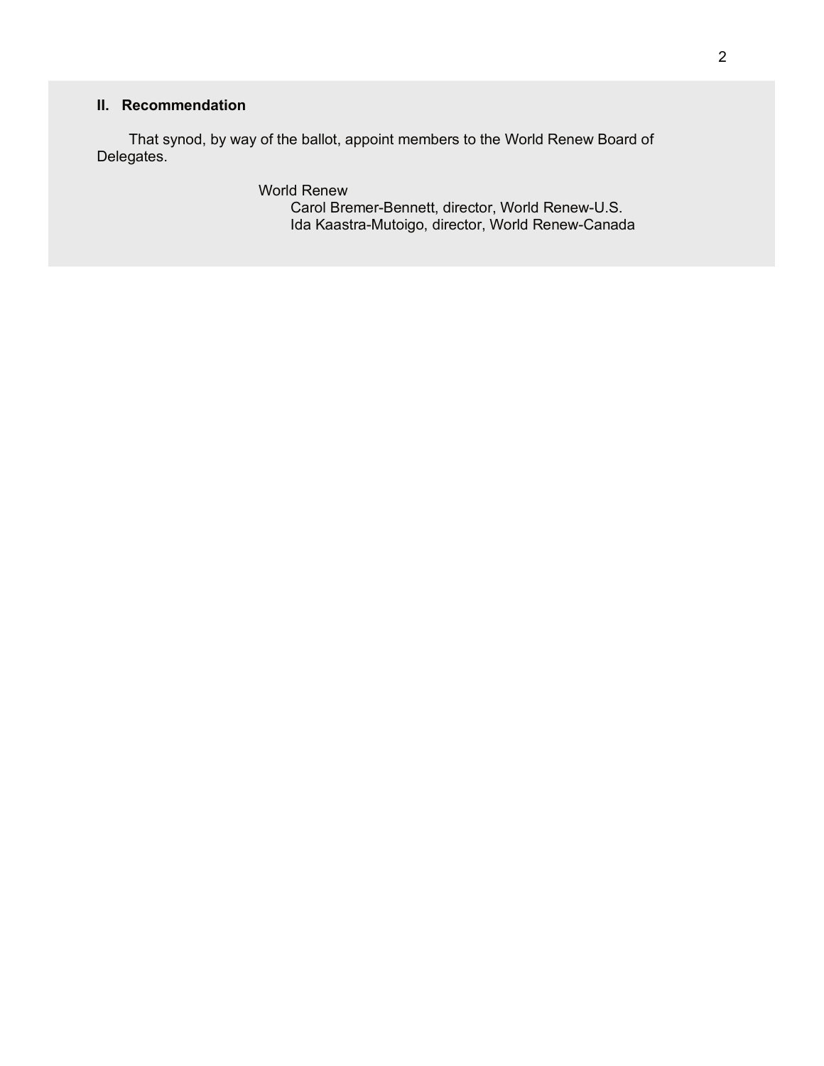## II. Recommendation

That synod, by way of the ballot, appoint members to the World Renew Board of Delegates.

World Renew
Carol Bremer-Bennett, director, World Renew-U.S.
Ida Kaastra-Mutoigo, director, World Renew-Canada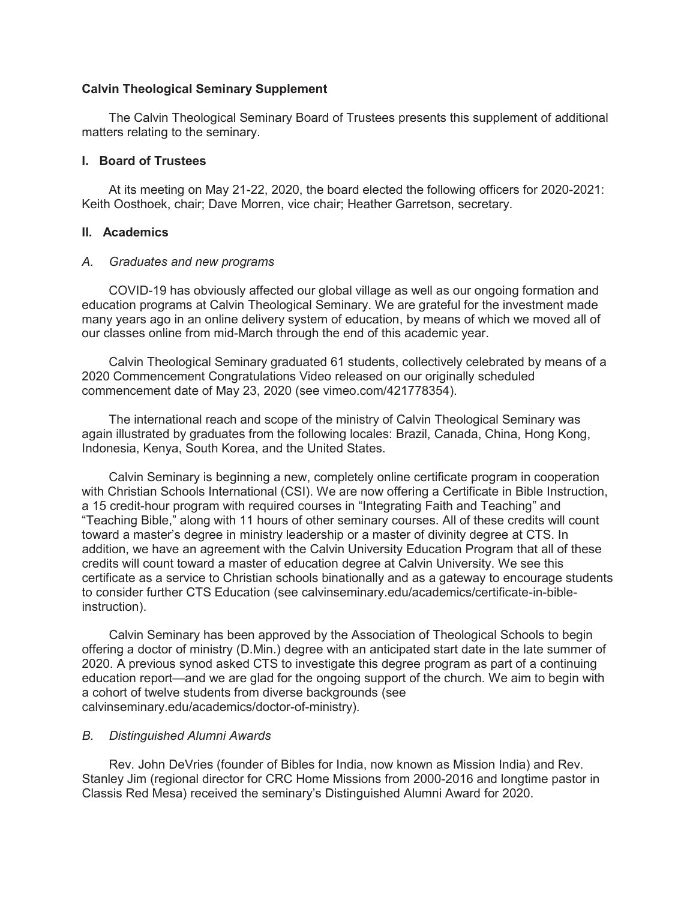## Calvin Theological Seminary Supplement

The Calvin Theological Seminary Board of Trustees presents this supplement of additional matters relating to the seminary.

### I. Board of Trustees

At its meeting on May 21-22, 2020, the board elected the following officers for 2020-2021: Keith Oosthoek, chair; Dave Morren, vice chair; Heather Garretson, secretary.

### II. Academics

#### *A. Graduates and new programs*

COVID-19 has obviously affected our global village as well as our ongoing formation and education programs at Calvin Theological Seminary. We are grateful for the investment made many years ago in an online delivery system of education, by means of which we moved all of our classes online from mid-March through the end of this academic year.

Calvin Theological Seminary graduated 61 students, collectively celebrated by means of a 2020 Commencement Congratulations Video released on our originally scheduled commencement date of May 23, 2020 (see vimeo.com/421778354).

The international reach and scope of the ministry of Calvin Theological Seminary was again illustrated by graduates from the following locales: Brazil, Canada, China, Hong Kong, Indonesia, Kenya, South Korea, and the United States.

Calvin Seminary is beginning a new, completely online certificate program in cooperation with Christian Schools International (CSI). We are now offering a Certificate in Bible Instruction, a 15 credit-hour program with required courses in "Integrating Faith and Teaching" and "Teaching Bible," along with 11 hours of other seminary courses. All of these credits will count toward a master's degree in ministry leadership or a master of divinity degree at CTS. In addition, we have an agreement with the Calvin University Education Program that all of these credits will count toward a master of education degree at Calvin University. We see this certificate as a service to Christian schools binationally and as a gateway to encourage students to consider further CTS Education (see calvinseminary.edu/academics/certificate-in-bible-instruction).

Calvin Seminary has been approved by the Association of Theological Schools to begin offering a doctor of ministry (D.Min.) degree with an anticipated start date in the late summer of 2020. A previous synod asked CTS to investigate this degree program as part of a continuing education report—and we are glad for the ongoing support of the church. We aim to begin with a cohort of twelve students from diverse backgrounds (see calvinseminary.edu/academics/doctor-of-ministry).

#### *B. Distinguished Alumni Awards*

Rev. John DeVries (founder of Bibles for India, now known as Mission India) and Rev. Stanley Jim (regional director for CRC Home Missions from 2000-2016 and longtime pastor in Classis Red Mesa) received the seminary's Distinguished Alumni Award for 2020.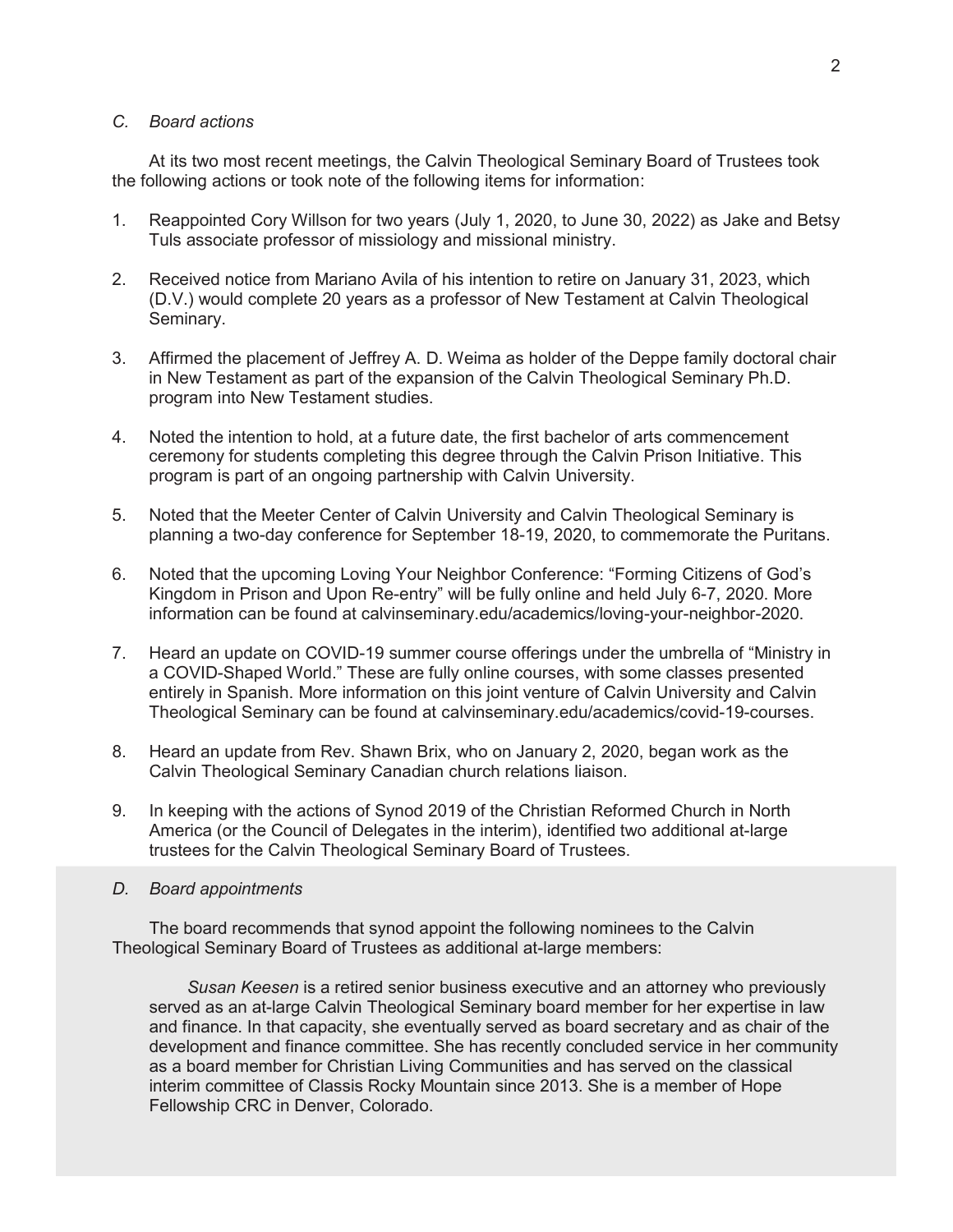*C. Board actions*

At its two most recent meetings, the Calvin Theological Seminary Board of Trustees took the following actions or took note of the following items for information:

1. Reappointed Cory Willson for two years (July 1, 2020, to June 30, 2022) as Jake and Betsy Tuls associate professor of missiology and missional ministry.

2. Received notice from Mariano Avila of his intention to retire on January 31, 2023, which (D.V.) would complete 20 years as a professor of New Testament at Calvin Theological Seminary.

3. Affirmed the placement of Jeffrey A. D. Weima as holder of the Deppe family doctoral chair in New Testament as part of the expansion of the Calvin Theological Seminary Ph.D. program into New Testament studies.

4. Noted the intention to hold, at a future date, the first bachelor of arts commencement ceremony for students completing this degree through the Calvin Prison Initiative. This program is part of an ongoing partnership with Calvin University.

5. Noted that the Meeter Center of Calvin University and Calvin Theological Seminary is planning a two-day conference for September 18-19, 2020, to commemorate the Puritans.

6. Noted that the upcoming Loving Your Neighbor Conference: "Forming Citizens of God's Kingdom in Prison and Upon Re-entry" will be fully online and held July 6-7, 2020. More information can be found at calvinseminary.edu/academics/loving-your-neighbor-2020.

7. Heard an update on COVID-19 summer course offerings under the umbrella of "Ministry in a COVID-Shaped World." These are fully online courses, with some classes presented entirely in Spanish. More information on this joint venture of Calvin University and Calvin Theological Seminary can be found at calvinseminary.edu/academics/covid-19-courses.

8. Heard an update from Rev. Shawn Brix, who on January 2, 2020, began work as the Calvin Theological Seminary Canadian church relations liaison.

9. In keeping with the actions of Synod 2019 of the Christian Reformed Church in North America (or the Council of Delegates in the interim), identified two additional at-large trustees for the Calvin Theological Seminary Board of Trustees.

*D. Board appointments*

The board recommends that synod appoint the following nominees to the Calvin Theological Seminary Board of Trustees as additional at-large members:

*Susan Keesen* is a retired senior business executive and an attorney who previously served as an at-large Calvin Theological Seminary board member for her expertise in law and finance. In that capacity, she eventually served as board secretary and as chair of the development and finance committee. She has recently concluded service in her community as a board member for Christian Living Communities and has served on the classical interim committee of Classis Rocky Mountain since 2013. She is a member of Hope Fellowship CRC in Denver, Colorado.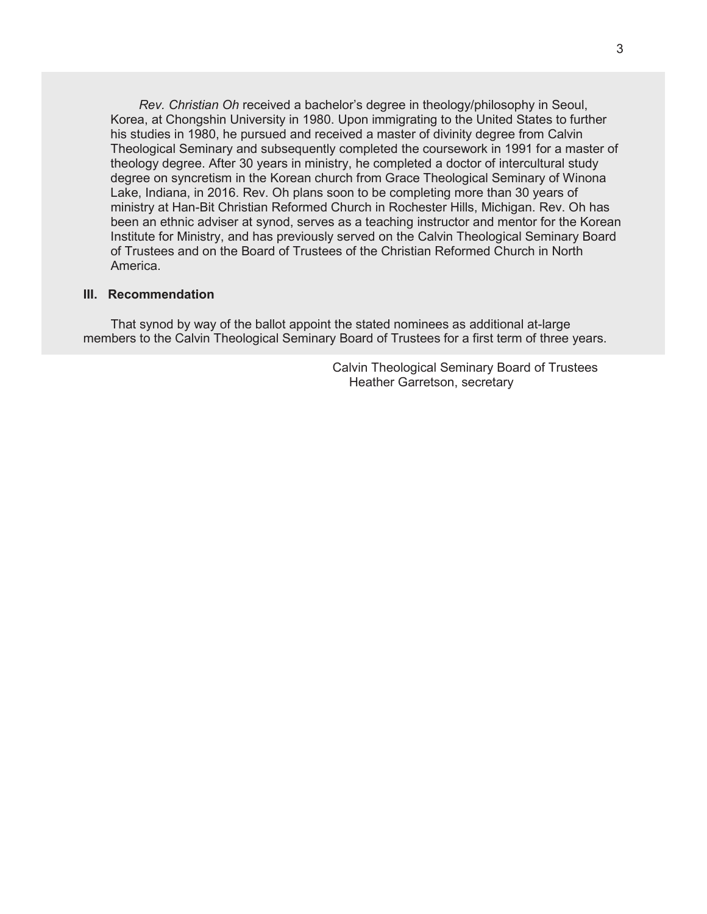*Rev. Christian Oh* received a bachelor's degree in theology/philosophy in Seoul, Korea, at Chongshin University in 1980. Upon immigrating to the United States to further his studies in 1980, he pursued and received a master of divinity degree from Calvin Theological Seminary and subsequently completed the coursework in 1991 for a master of theology degree. After 30 years in ministry, he completed a doctor of intercultural study degree on syncretism in the Korean church from Grace Theological Seminary of Winona Lake, Indiana, in 2016. Rev. Oh plans soon to be completing more than 30 years of ministry at Han-Bit Christian Reformed Church in Rochester Hills, Michigan. Rev. Oh has been an ethnic adviser at synod, serves as a teaching instructor and mentor for the Korean Institute for Ministry, and has previously served on the Calvin Theological Seminary Board of Trustees and on the Board of Trustees of the Christian Reformed Church in North America.

### III. Recommendation

That synod by way of the ballot appoint the stated nominees as additional at-large members to the Calvin Theological Seminary Board of Trustees for a first term of three years.

Calvin Theological Seminary Board of Trustees
Heather Garretson, secretary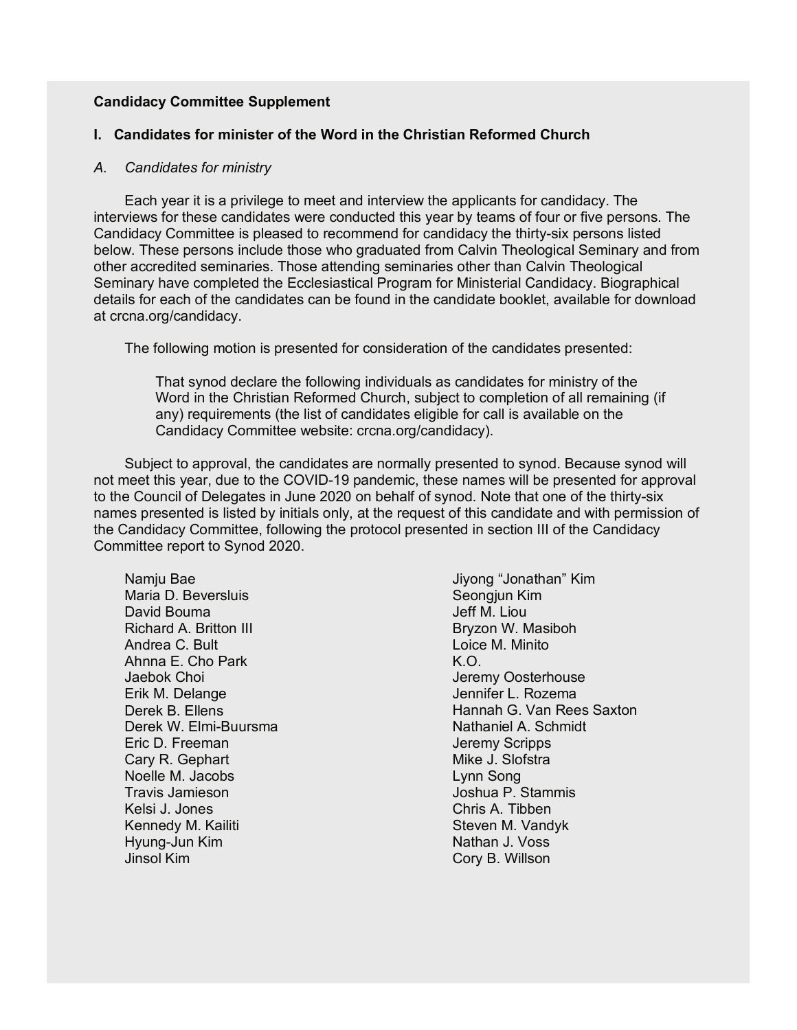**Candidacy Committee Supplement**

**I. Candidates for minister of the Word in the Christian Reformed Church**

*A. Candidates for ministry*

Each year it is a privilege to meet and interview the applicants for candidacy. The interviews for these candidates were conducted this year by teams of four or five persons. The Candidacy Committee is pleased to recommend for candidacy the thirty-six persons listed below. These persons include those who graduated from Calvin Theological Seminary and from other accredited seminaries. Those attending seminaries other than Calvin Theological Seminary have completed the Ecclesiastical Program for Ministerial Candidacy. Biographical details for each of the candidates can be found in the candidate booklet, available for download at crcna.org/candidacy.

The following motion is presented for consideration of the candidates presented:

> That synod declare the following individuals as candidates for ministry of the Word in the Christian Reformed Church, subject to completion of all remaining (if any) requirements (the list of candidates eligible for call is available on the Candidacy Committee website: crcna.org/candidacy).

Subject to approval, the candidates are normally presented to synod. Because synod will not meet this year, due to the COVID-19 pandemic, these names will be presented for approval to the Council of Delegates in June 2020 on behalf of synod. Note that one of the thirty-six names presented is listed by initials only, at the request of this candidate and with permission of the Candidacy Committee, following the protocol presented in section III of the Candidacy Committee report to Synod 2020.

Namju Bae
Maria D. Beversluis
David Bouma
Richard A. Britton III
Andrea C. Bult
Ahnna E. Cho Park
Jaebok Choi
Erik M. Delange
Derek B. Ellens
Derek W. Elmi-Buursma
Eric D. Freeman
Cary R. Gephart
Noelle M. Jacobs
Travis Jamieson
Kelsi J. Jones
Kennedy M. Kailiti
Hyung-Jun Kim
Jinsol Kim
Jiyong "Jonathan" Kim
Seongjun Kim
Jeff M. Liou
Bryzon W. Masiboh
Loice M. Minito
K.O.
Jeremy Oosterhouse
Jennifer L. Rozema
Hannah G. Van Rees Saxton
Nathaniel A. Schmidt
Jeremy Scripps
Mike J. Slofstra
Lynn Song
Joshua P. Stammis
Chris A. Tibben
Steven M. Vandyk
Nathan J. Voss
Cory B. Willson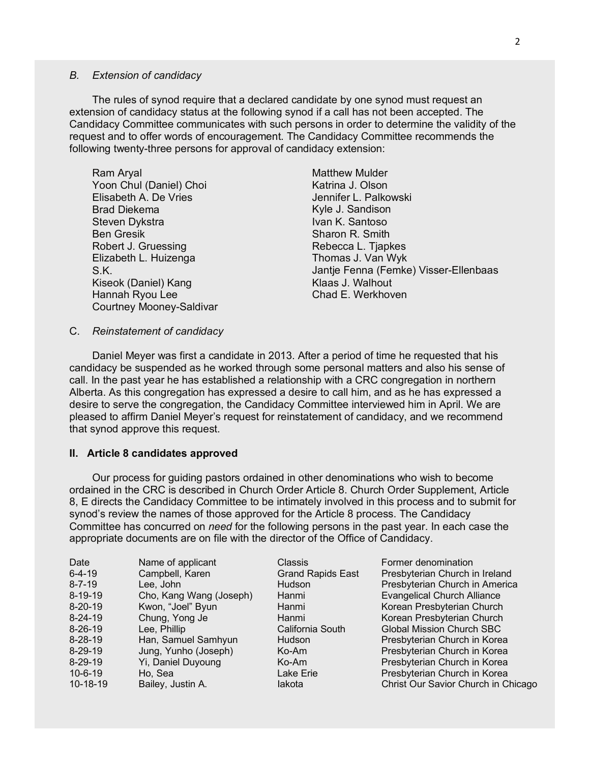### *B. Extension of candidacy*

The rules of synod require that a declared candidate by one synod must request an extension of candidacy status at the following synod if a call has not been accepted. The Candidacy Committee communicates with such persons in order to determine the validity of the request and to offer words of encouragement. The Candidacy Committee recommends the following twenty-three persons for approval of candidacy extension:

- Ram Aryal
- Yoon Chul (Daniel) Choi
- Elisabeth A. De Vries
- Brad Diekema
- Steven Dykstra
- Ben Gresik
- Robert J. Gruessing
- Elizabeth L. Huizenga
- S.K.
- Kiseok (Daniel) Kang
- Hannah Ryou Lee
- Courtney Mooney-Saldivar
- Matthew Mulder
- Katrina J. Olson
- Jennifer L. Palkowski
- Kyle J. Sandison
- Ivan K. Santoso
- Sharon R. Smith
- Rebecca L. Tjapkes
- Thomas J. Van Wyk
- Jantje Fenna (Femke) Visser-Ellenbaas
- Klaas J. Walhout
- Chad E. Werkhoven

### C. *Reinstatement of candidacy*

Daniel Meyer was first a candidate in 2013. After a period of time he requested that his candidacy be suspended as he worked through some personal matters and also his sense of call. In the past year he has established a relationship with a CRC congregation in northern Alberta. As this congregation has expressed a desire to call him, and as he has expressed a desire to serve the congregation, the Candidacy Committee interviewed him in April. We are pleased to affirm Daniel Meyer's request for reinstatement of candidacy, and we recommend that synod approve this request.

## II. Article 8 candidates approved

Our process for guiding pastors ordained in other denominations who wish to become ordained in the CRC is described in Church Order Article 8. Church Order Supplement, Article 8, E directs the Candidacy Committee to be intimately involved in this process and to submit for synod's review the names of those approved for the Article 8 process. The Candidacy Committee has concurred on *need* for the following persons in the past year. In each case the appropriate documents are on file with the director of the Office of Candidacy.

| Date | Name of applicant | Classis | Former denomination |
|---|---|---|---|
| 6-4-19 | Campbell, Karen | Grand Rapids East | Presbyterian Church in Ireland |
| 8-7-19 | Lee, John | Hudson | Presbyterian Church in America |
| 8-19-19 | Cho, Kang Wang (Joseph) | Hanmi | Evangelical Church Alliance |
| 8-20-19 | Kwon, "Joel" Byun | Hanmi | Korean Presbyterian Church |
| 8-24-19 | Chung, Yong Je | Hanmi | Korean Presbyterian Church |
| 8-26-19 | Lee, Phillip | California South | Global Mission Church SBC |
| 8-28-19 | Han, Samuel Samhyun | Hudson | Presbyterian Church in Korea |
| 8-29-19 | Jung, Yunho (Joseph) | Ko-Am | Presbyterian Church in Korea |
| 8-29-19 | Yi, Daniel Duyoung | Ko-Am | Presbyterian Church in Korea |
| 10-6-19 | Ho, Sea | Lake Erie | Presbyterian Church in Korea |
| 10-18-19 | Bailey, Justin A. | Iakota | Christ Our Savior Church in Chicago |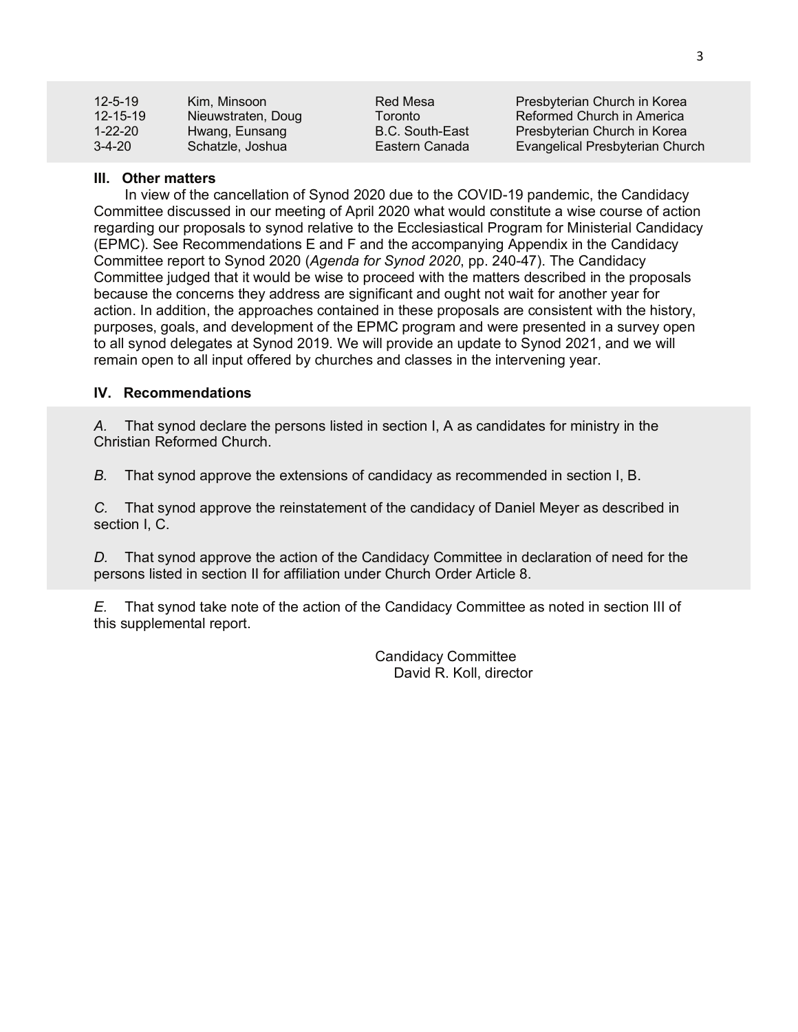| | | | |
|---|---|---|---|
| 12-5-19 | Kim, Minsoon | Red Mesa | Presbyterian Church in Korea |
| 12-15-19 | Nieuwstraten, Doug | Toronto | Reformed Church in America |
| 1-22-20 | Hwang, Eunsang | B.C. South-East | Presbyterian Church in Korea |
| 3-4-20 | Schatzle, Joshua | Eastern Canada | Evangelical Presbyterian Church |

### III. Other matters

In view of the cancellation of Synod 2020 due to the COVID-19 pandemic, the Candidacy Committee discussed in our meeting of April 2020 what would constitute a wise course of action regarding our proposals to synod relative to the Ecclesiastical Program for Ministerial Candidacy (EPMC). See Recommendations E and F and the accompanying Appendix in the Candidacy Committee report to Synod 2020 (*Agenda for Synod 2020*, pp. 240-47). The Candidacy Committee judged that it would be wise to proceed with the matters described in the proposals because the concerns they address are significant and ought not wait for another year for action. In addition, the approaches contained in these proposals are consistent with the history, purposes, goals, and development of the EPMC program and were presented in a survey open to all synod delegates at Synod 2019. We will provide an update to Synod 2021, and we will remain open to all input offered by churches and classes in the intervening year.

### IV. Recommendations

*A.* That synod declare the persons listed in section I, A as candidates for ministry in the Christian Reformed Church.

*B.* That synod approve the extensions of candidacy as recommended in section I, B.

*C.* That synod approve the reinstatement of the candidacy of Daniel Meyer as described in section I, C.

*D.* That synod approve the action of the Candidacy Committee in declaration of need for the persons listed in section II for affiliation under Church Order Article 8.

*E.* That synod take note of the action of the Candidacy Committee as noted in section III of this supplemental report.

Candidacy Committee
David R. Koll, director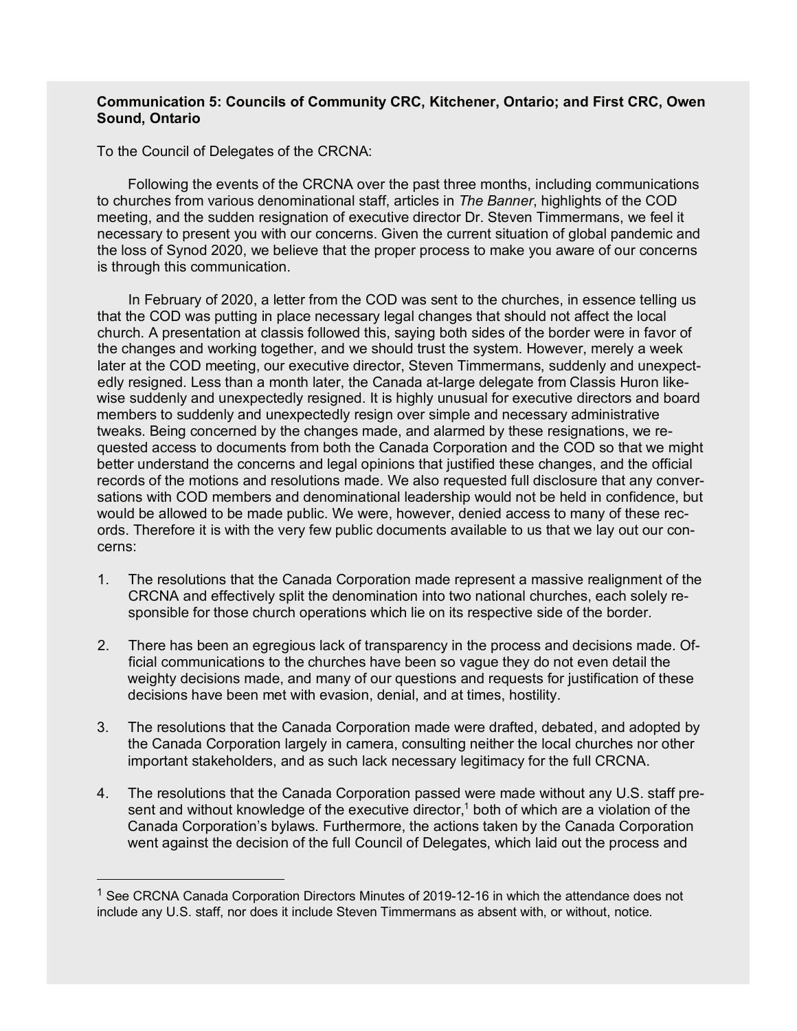**Communication 5: Councils of Community CRC, Kitchener, Ontario; and First CRC, Owen Sound, Ontario**

To the Council of Delegates of the CRCNA:

Following the events of the CRCNA over the past three months, including communications to churches from various denominational staff, articles in *The Banner*, highlights of the COD meeting, and the sudden resignation of executive director Dr. Steven Timmermans, we feel it necessary to present you with our concerns. Given the current situation of global pandemic and the loss of Synod 2020, we believe that the proper process to make you aware of our concerns is through this communication.

In February of 2020, a letter from the COD was sent to the churches, in essence telling us that the COD was putting in place necessary legal changes that should not affect the local church. A presentation at classis followed this, saying both sides of the border were in favor of the changes and working together, and we should trust the system. However, merely a week later at the COD meeting, our executive director, Steven Timmermans, suddenly and unexpectedly resigned. Less than a month later, the Canada at-large delegate from Classis Huron likewise suddenly and unexpectedly resigned. It is highly unusual for executive directors and board members to suddenly and unexpectedly resign over simple and necessary administrative tweaks. Being concerned by the changes made, and alarmed by these resignations, we requested access to documents from both the Canada Corporation and the COD so that we might better understand the concerns and legal opinions that justified these changes, and the official records of the motions and resolutions made. We also requested full disclosure that any conversations with COD members and denominational leadership would not be held in confidence, but would be allowed to be made public. We were, however, denied access to many of these records. Therefore it is with the very few public documents available to us that we lay out our concerns:

1. The resolutions that the Canada Corporation made represent a massive realignment of the CRCNA and effectively split the denomination into two national churches, each solely responsible for those church operations which lie on its respective side of the border.

2. There has been an egregious lack of transparency in the process and decisions made. Official communications to the churches have been so vague they do not even detail the weighty decisions made, and many of our questions and requests for justification of these decisions have been met with evasion, denial, and at times, hostility.

3. The resolutions that the Canada Corporation made were drafted, debated, and adopted by the Canada Corporation largely in camera, consulting neither the local churches nor other important stakeholders, and as such lack necessary legitimacy for the full CRCNA.

4. The resolutions that the Canada Corporation passed were made without any U.S. staff present and without knowledge of the executive director,[1] both of which are a violation of the Canada Corporation's bylaws. Furthermore, the actions taken by the Canada Corporation went against the decision of the full Council of Delegates, which laid out the process and

[1] See CRCNA Canada Corporation Directors Minutes of 2019-12-16 in which the attendance does not include any U.S. staff, nor does it include Steven Timmermans as absent with, or without, notice.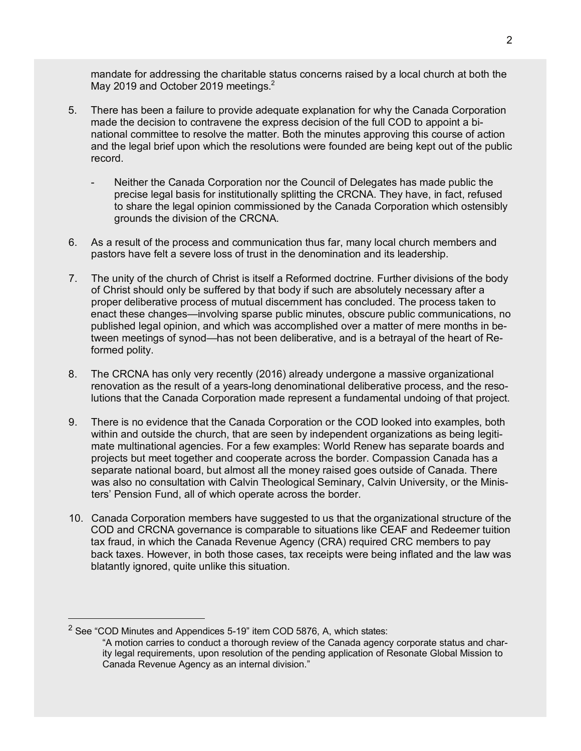mandate for addressing the charitable status concerns raised by a local church at both the May 2019 and October 2019 meetings.[2]

5. There has been a failure to provide adequate explanation for why the Canada Corporation made the decision to contravene the express decision of the full COD to appoint a bi-national committee to resolve the matter. Both the minutes approving this course of action and the legal brief upon which the resolutions were founded are being kept out of the public record.

    - Neither the Canada Corporation nor the Council of Delegates has made public the precise legal basis for institutionally splitting the CRCNA. They have, in fact, refused to share the legal opinion commissioned by the Canada Corporation which ostensibly grounds the division of the CRCNA.

6. As a result of the process and communication thus far, many local church members and pastors have felt a severe loss of trust in the denomination and its leadership.

7. The unity of the church of Christ is itself a Reformed doctrine. Further divisions of the body of Christ should only be suffered by that body if such are absolutely necessary after a proper deliberative process of mutual discernment has concluded. The process taken to enact these changes—involving sparse public minutes, obscure public communications, no published legal opinion, and which was accomplished over a matter of mere months in between meetings of synod—has not been deliberative, and is a betrayal of the heart of Reformed polity.

8. The CRCNA has only very recently (2016) already undergone a massive organizational renovation as the result of a years-long denominational deliberative process, and the resolutions that the Canada Corporation made represent a fundamental undoing of that project.

9. There is no evidence that the Canada Corporation or the COD looked into examples, both within and outside the church, that are seen by independent organizations as being legitimate multinational agencies. For a few examples: World Renew has separate boards and projects but meet together and cooperate across the border. Compassion Canada has a separate national board, but almost all the money raised goes outside of Canada. There was also no consultation with Calvin Theological Seminary, Calvin University, or the Ministers' Pension Fund, all of which operate across the border.

10. Canada Corporation members have suggested to us that the organizational structure of the COD and CRCNA governance is comparable to situations like CEAF and Redeemer tuition tax fraud, in which the Canada Revenue Agency (CRA) required CRC members to pay back taxes. However, in both those cases, tax receipts were being inflated and the law was blatantly ignored, quite unlike this situation.

---

[2] See "COD Minutes and Appendices 5-19" item COD 5876, A, which states:
"A motion carries to conduct a thorough review of the Canada agency corporate status and charity legal requirements, upon resolution of the pending application of Resonate Global Mission to Canada Revenue Agency as an internal division."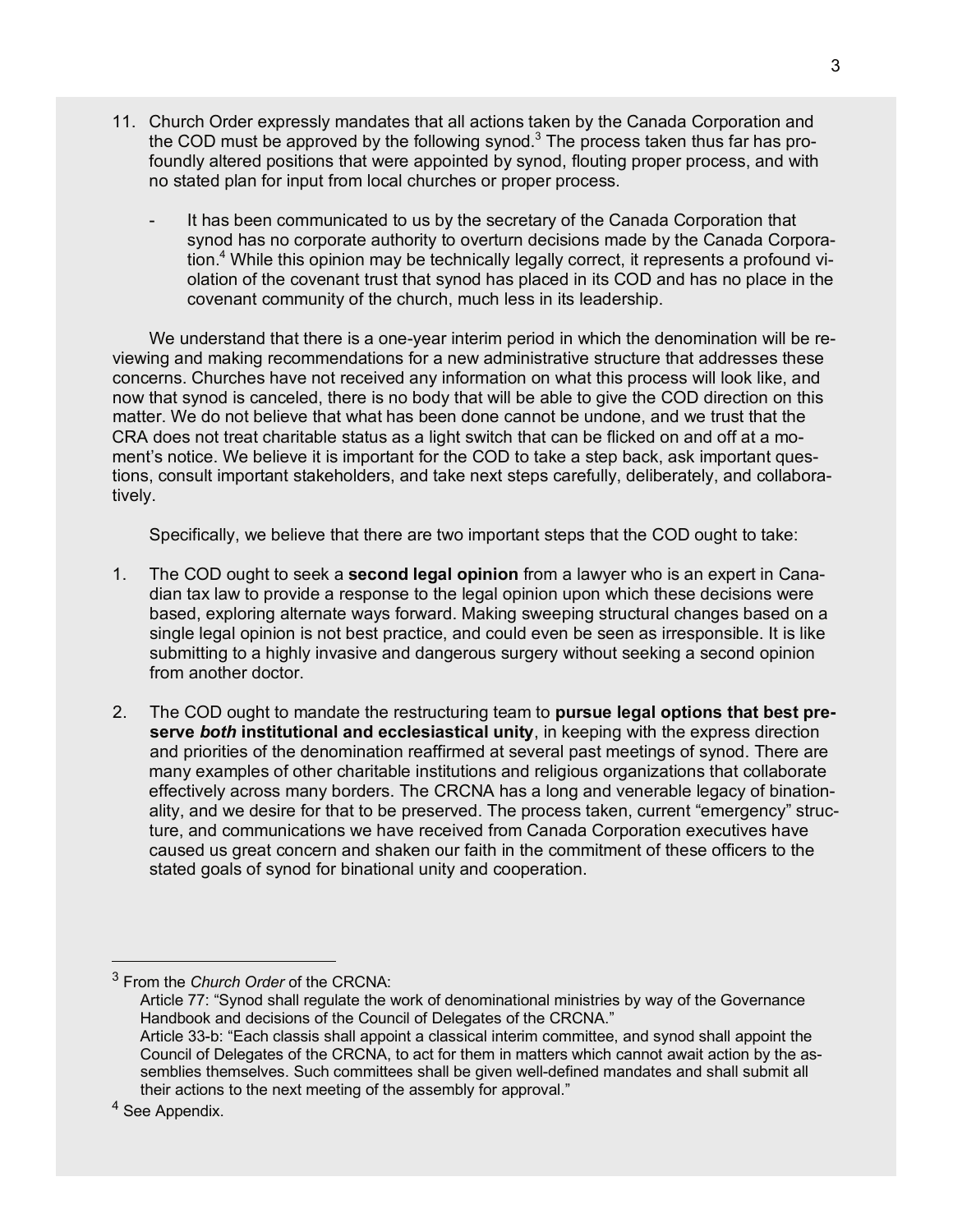11. Church Order expressly mandates that all actions taken by the Canada Corporation and the COD must be approved by the following synod.[3] The process taken thus far has profoundly altered positions that were appointed by synod, flouting proper process, and with no stated plan for input from local churches or proper process.

    - It has been communicated to us by the secretary of the Canada Corporation that synod has no corporate authority to overturn decisions made by the Canada Corporation.[4] While this opinion may be technically legally correct, it represents a profound violation of the covenant trust that synod has placed in its COD and has no place in the covenant community of the church, much less in its leadership.

We understand that there is a one-year interim period in which the denomination will be reviewing and making recommendations for a new administrative structure that addresses these concerns. Churches have not received any information on what this process will look like, and now that synod is canceled, there is no body that will be able to give the COD direction on this matter. We do not believe that what has been done cannot be undone, and we trust that the CRA does not treat charitable status as a light switch that can be flicked on and off at a moment's notice. We believe it is important for the COD to take a step back, ask important questions, consult important stakeholders, and take next steps carefully, deliberately, and collaboratively.

Specifically, we believe that there are two important steps that the COD ought to take:

1. The COD ought to seek a **second legal opinion** from a lawyer who is an expert in Canadian tax law to provide a response to the legal opinion upon which these decisions were based, exploring alternate ways forward. Making sweeping structural changes based on a single legal opinion is not best practice, and could even be seen as irresponsible. It is like submitting to a highly invasive and dangerous surgery without seeking a second opinion from another doctor.

2. The COD ought to mandate the restructuring team to **pursue legal options that best preserve *both* institutional and ecclesiastical unity**, in keeping with the express direction and priorities of the denomination reaffirmed at several past meetings of synod. There are many examples of other charitable institutions and religious organizations that collaborate effectively across many borders. The CRCNA has a long and venerable legacy of binationality, and we desire for that to be preserved. The process taken, current "emergency" structure, and communications we have received from Canada Corporation executives have caused us great concern and shaken our faith in the commitment of these officers to the stated goals of synod for binational unity and cooperation.

---

[3] From the *Church Order* of the CRCNA:
Article 77: "Synod shall regulate the work of denominational ministries by way of the Governance Handbook and decisions of the Council of Delegates of the CRCNA."
Article 33-b: "Each classis shall appoint a classical interim committee, and synod shall appoint the Council of Delegates of the CRCNA, to act for them in matters which cannot await action by the assemblies themselves. Such committees shall be given well-defined mandates and shall submit all their actions to the next meeting of the assembly for approval."

[4] See Appendix.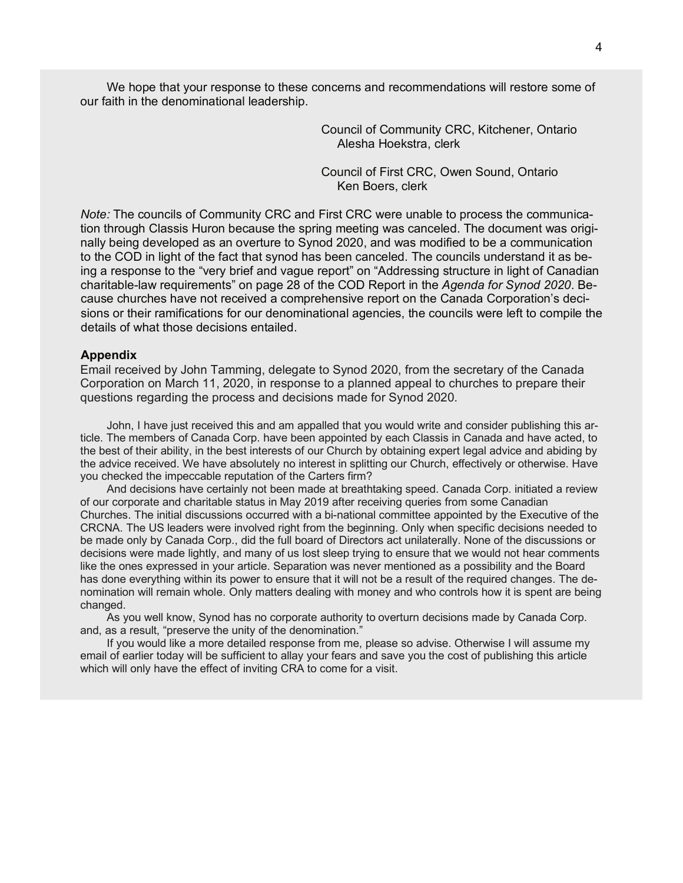We hope that your response to these concerns and recommendations will restore some of our faith in the denominational leadership.

Council of Community CRC, Kitchener, Ontario
Alesha Hoekstra, clerk

Council of First CRC, Owen Sound, Ontario
Ken Boers, clerk

*Note:* The councils of Community CRC and First CRC were unable to process the communication through Classis Huron because the spring meeting was canceled. The document was originally being developed as an overture to Synod 2020, and was modified to be a communication to the COD in light of the fact that synod has been canceled. The councils understand it as being a response to the "very brief and vague report" on "Addressing structure in light of Canadian charitable-law requirements" on page 28 of the COD Report in the *Agenda for Synod 2020*. Because churches have not received a comprehensive report on the Canada Corporation's decisions or their ramifications for our denominational agencies, the councils were left to compile the details of what those decisions entailed.

**Appendix**

Email received by John Tamming, delegate to Synod 2020, from the secretary of the Canada Corporation on March 11, 2020, in response to a planned appeal to churches to prepare their questions regarding the process and decisions made for Synod 2020.

> John, I have just received this and am appalled that you would write and consider publishing this article. The members of Canada Corp. have been appointed by each Classis in Canada and have acted, to the best of their ability, in the best interests of our Church by obtaining expert legal advice and abiding by the advice received. We have absolutely no interest in splitting our Church, effectively or otherwise. Have you checked the impeccable reputation of the Carters firm?
>
> And decisions have certainly not been made at breathtaking speed. Canada Corp. initiated a review of our corporate and charitable status in May 2019 after receiving queries from some Canadian Churches. The initial discussions occurred with a bi-national committee appointed by the Executive of the CRCNA. The US leaders were involved right from the beginning. Only when specific decisions needed to be made only by Canada Corp., did the full board of Directors act unilaterally. None of the discussions or decisions were made lightly, and many of us lost sleep trying to ensure that we would not hear comments like the ones expressed in your article. Separation was never mentioned as a possibility and the Board has done everything within its power to ensure that it will not be a result of the required changes. The denomination will remain whole. Only matters dealing with money and who controls how it is spent are being changed.
>
> As you well know, Synod has no corporate authority to overturn decisions made by Canada Corp. and, as a result, "preserve the unity of the denomination."
>
> If you would like a more detailed response from me, please so advise. Otherwise I will assume my email of earlier today will be sufficient to allay your fears and save you the cost of publishing this article which will only have the effect of inviting CRA to come for a visit.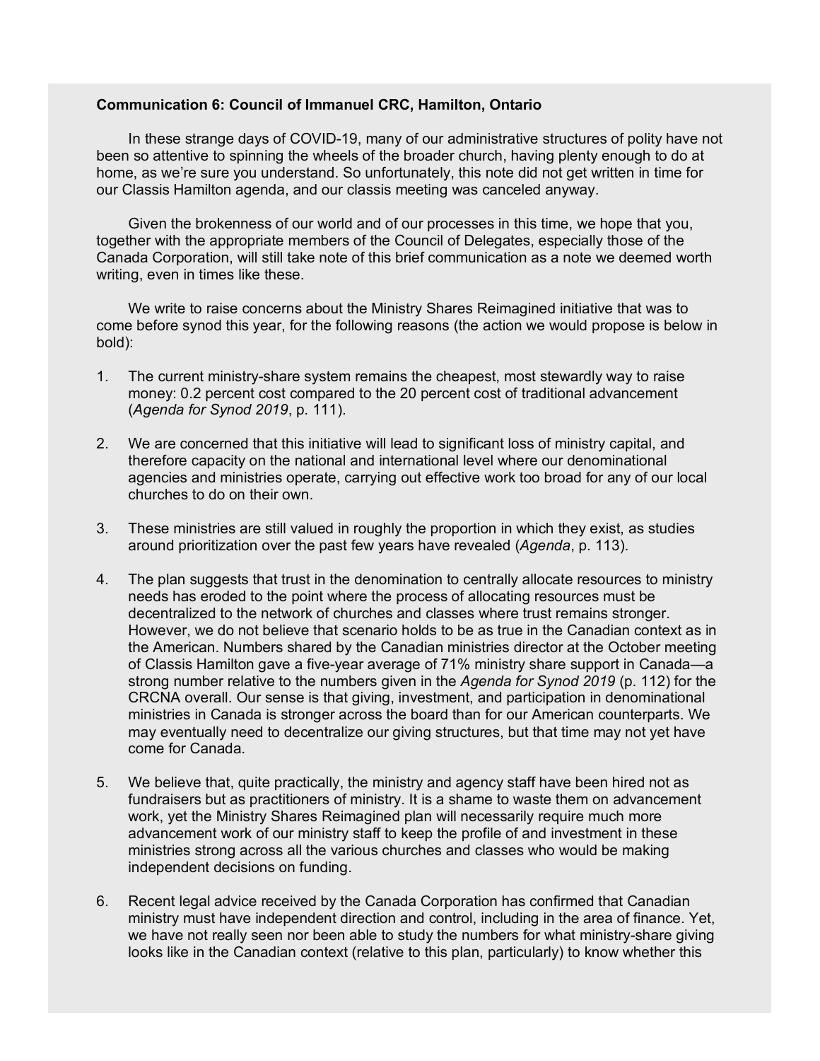**Communication 6: Council of Immanuel CRC, Hamilton, Ontario**

In these strange days of COVID-19, many of our administrative structures of polity have not been so attentive to spinning the wheels of the broader church, having plenty enough to do at home, as we're sure you understand. So unfortunately, this note did not get written in time for our Classis Hamilton agenda, and our classis meeting was canceled anyway.

Given the brokenness of our world and of our processes in this time, we hope that you, together with the appropriate members of the Council of Delegates, especially those of the Canada Corporation, will still take note of this brief communication as a note we deemed worth writing, even in times like these.

We write to raise concerns about the Ministry Shares Reimagined initiative that was to come before synod this year, for the following reasons (the action we would propose is below in bold):

1. The current ministry-share system remains the cheapest, most stewardly way to raise money: 0.2 percent cost compared to the 20 percent cost of traditional advancement (*Agenda for Synod 2019*, p. 111).

2. We are concerned that this initiative will lead to significant loss of ministry capital, and therefore capacity on the national and international level where our denominational agencies and ministries operate, carrying out effective work too broad for any of our local churches to do on their own.

3. These ministries are still valued in roughly the proportion in which they exist, as studies around prioritization over the past few years have revealed (*Agenda*, p. 113).

4. The plan suggests that trust in the denomination to centrally allocate resources to ministry needs has eroded to the point where the process of allocating resources must be decentralized to the network of churches and classes where trust remains stronger. However, we do not believe that scenario holds to be as true in the Canadian context as in the American. Numbers shared by the Canadian ministries director at the October meeting of Classis Hamilton gave a five-year average of 71% ministry share support in Canada—a strong number relative to the numbers given in the *Agenda for Synod 2019* (p. 112) for the CRCNA overall. Our sense is that giving, investment, and participation in denominational ministries in Canada is stronger across the board than for our American counterparts. We may eventually need to decentralize our giving structures, but that time may not yet have come for Canada.

5. We believe that, quite practically, the ministry and agency staff have been hired not as fundraisers but as practitioners of ministry. It is a shame to waste them on advancement work, yet the Ministry Shares Reimagined plan will necessarily require much more advancement work of our ministry staff to keep the profile of and investment in these ministries strong across all the various churches and classes who would be making independent decisions on funding.

6. Recent legal advice received by the Canada Corporation has confirmed that Canadian ministry must have independent direction and control, including in the area of finance. Yet, we have not really seen nor been able to study the numbers for what ministry-share giving looks like in the Canadian context (relative to this plan, particularly) to know whether this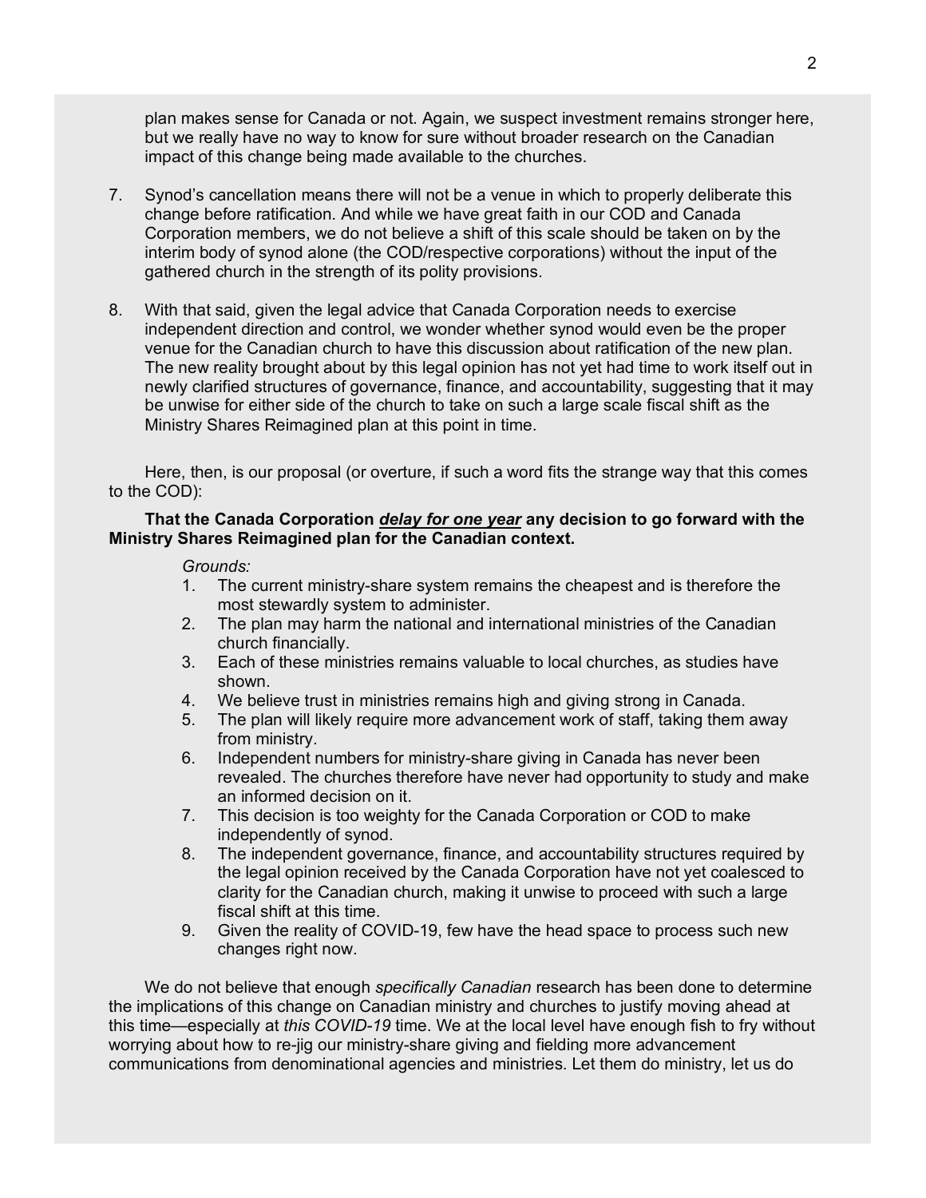plan makes sense for Canada or not. Again, we suspect investment remains stronger here, but we really have no way to know for sure without broader research on the Canadian impact of this change being made available to the churches.

7. Synod's cancellation means there will not be a venue in which to properly deliberate this change before ratification. And while we have great faith in our COD and Canada Corporation members, we do not believe a shift of this scale should be taken on by the interim body of synod alone (the COD/respective corporations) without the input of the gathered church in the strength of its polity provisions.

8. With that said, given the legal advice that Canada Corporation needs to exercise independent direction and control, we wonder whether synod would even be the proper venue for the Canadian church to have this discussion about ratification of the new plan. The new reality brought about by this legal opinion has not yet had time to work itself out in newly clarified structures of governance, finance, and accountability, suggesting that it may be unwise for either side of the church to take on such a large scale fiscal shift as the Ministry Shares Reimagined plan at this point in time.

Here, then, is our proposal (or overture, if such a word fits the strange way that this comes to the COD):

**That the Canada Corporation *delay for one year* any decision to go forward with the Ministry Shares Reimagined plan for the Canadian context.**

*Grounds:*

1. The current ministry-share system remains the cheapest and is therefore the most stewardly system to administer.
2. The plan may harm the national and international ministries of the Canadian church financially.
3. Each of these ministries remains valuable to local churches, as studies have shown.
4. We believe trust in ministries remains high and giving strong in Canada.
5. The plan will likely require more advancement work of staff, taking them away from ministry.
6. Independent numbers for ministry-share giving in Canada has never been revealed. The churches therefore have never had opportunity to study and make an informed decision on it.
7. This decision is too weighty for the Canada Corporation or COD to make independently of synod.
8. The independent governance, finance, and accountability structures required by the legal opinion received by the Canada Corporation have not yet coalesced to clarity for the Canadian church, making it unwise to proceed with such a large fiscal shift at this time.
9. Given the reality of COVID-19, few have the head space to process such new changes right now.

We do not believe that enough *specifically Canadian* research has been done to determine the implications of this change on Canadian ministry and churches to justify moving ahead at this time—especially at *this COVID-19* time. We at the local level have enough fish to fry without worrying about how to re-jig our ministry-share giving and fielding more advancement communications from denominational agencies and ministries. Let them do ministry, let us do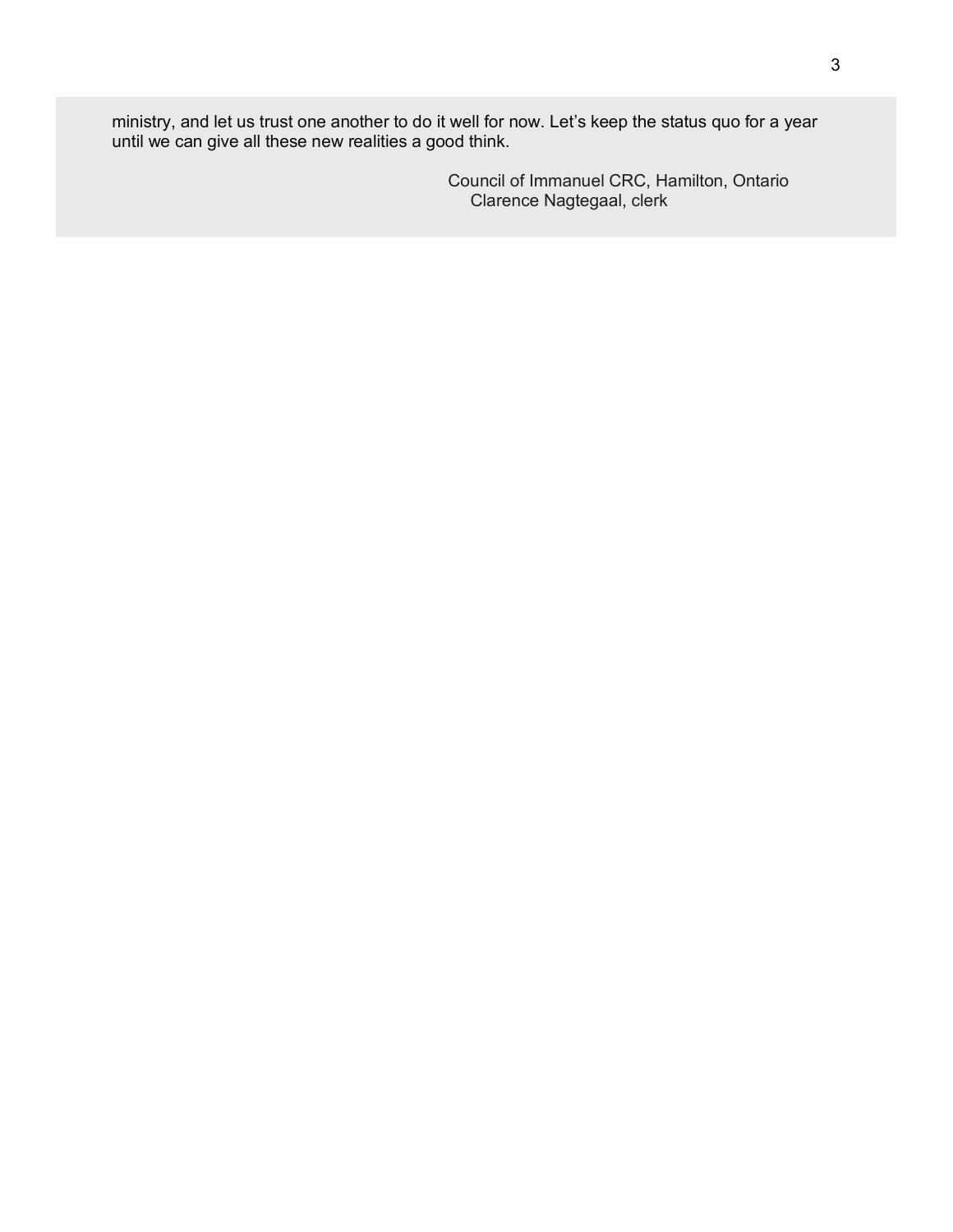ministry, and let us trust one another to do it well for now. Let’s keep the status quo for a year until we can give all these new realities a good think.

Council of Immanuel CRC, Hamilton, Ontario
Clarence Nagtegaal, clerk